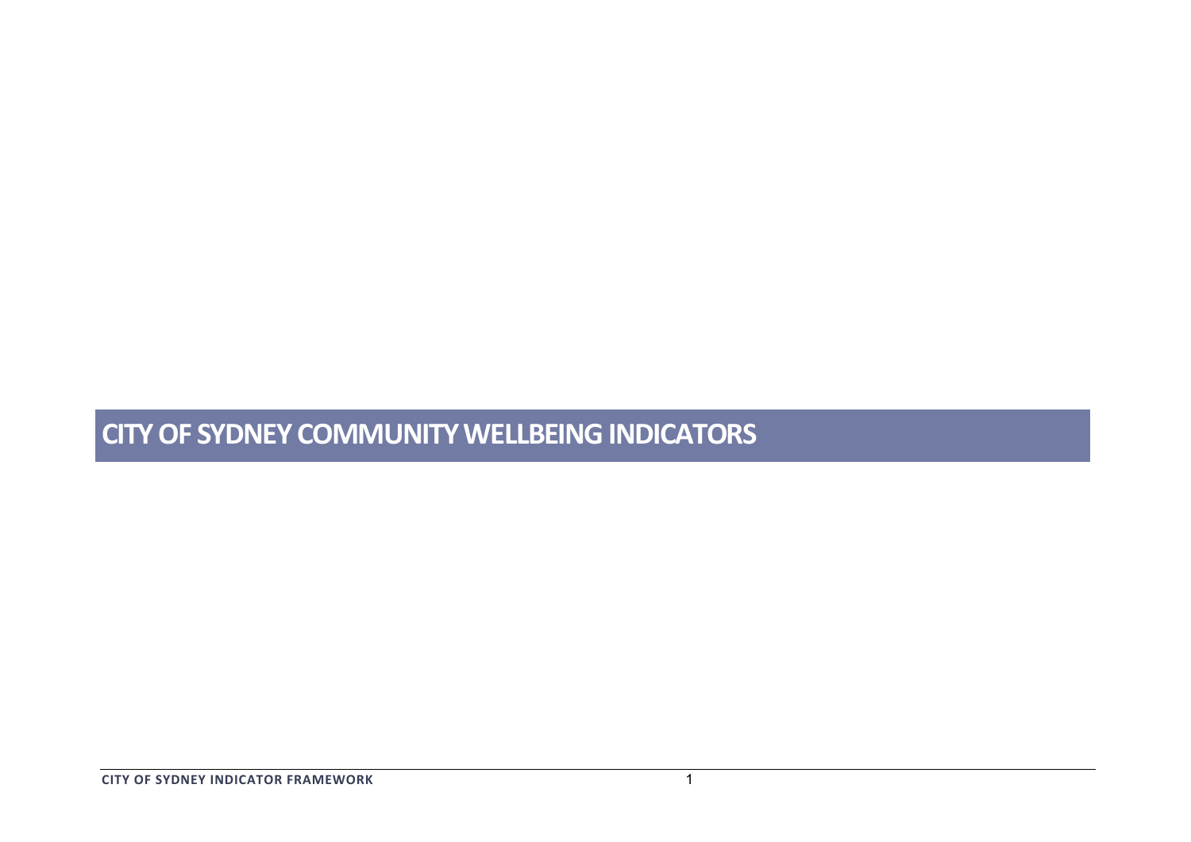# CITY OF SYDNEY COMMUNITY WELLBEING INDICATORS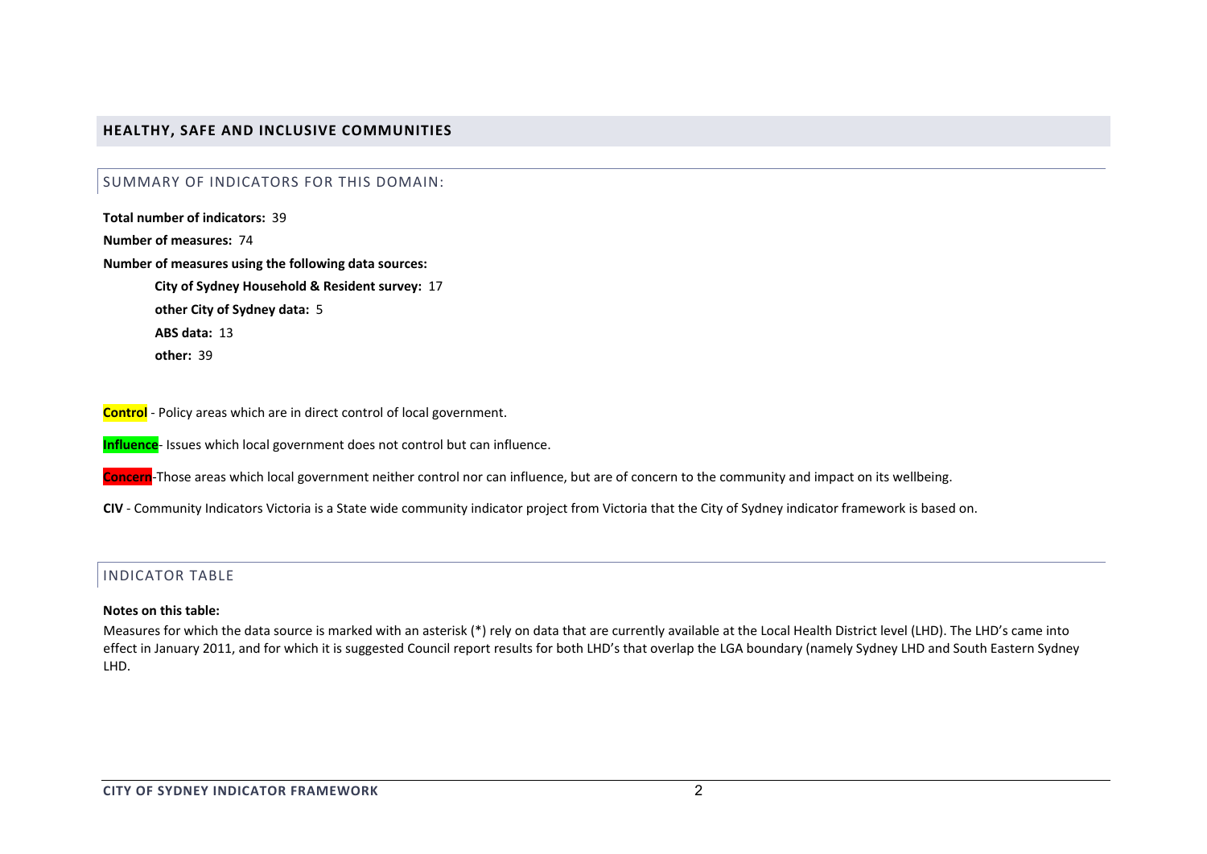## HEALTHY, SAFE AND INCLUSIVE COMMUNITIES

### SUMMARY OF INDICATORS FOR THIS DOMAIN:

**Total number of indicators:** 39

**Number of measures:** 74

**Number of measures using the following data sources:**

- **City of Sydney Household & Resident survey:** 17
- **other City of Sydney data:** 5
- **ABS data:** 13
- **other:** 39

**Control** - Policy areas which are in direct control of local government.

**Influence**- Issues which local government does not control but can influence.

**Concern**-Those areas which local government neither control nor can influence, but are of concern to the community and impact on its wellbeing.

**CIV** - Community Indicators Victoria is a State wide community indicator project from Victoria that the City of Sydney indicator framework is based on.

### INDICATOR TABLE

**Notes on this table:**

Measures for which the data source is marked with an asterisk (*) rely on data that are currently available at the Local Health District level (LHD). The LHD's came into effect in January 2011, and for which it is suggested Council report results for both LHD's that overlap the LGA boundary (namely Sydney LHD and South Eastern Sydney LHD.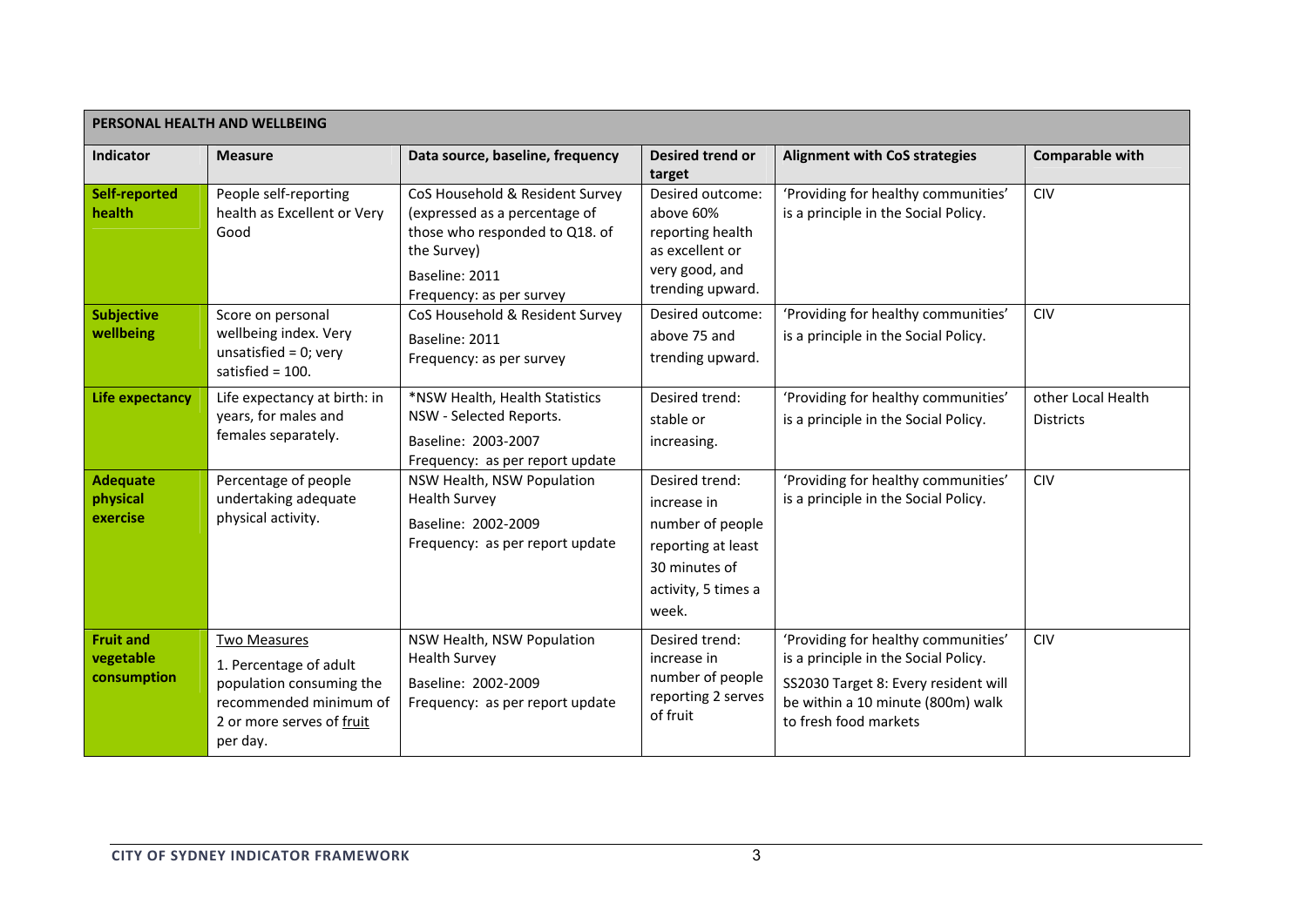| PERSONAL HEALTH AND WELLBEING | | | | | |
|---|---|---|---|---|---|
| **Indicator** | **Measure** | **Data source, baseline, frequency** | **Desired trend or target** | **Alignment with CoS strategies** | **Comparable with** |
| **Self-reported health** | People self-reporting health as Excellent or Very Good | CoS Household & Resident Survey (expressed as a percentage of those who responded to Q18. of the Survey)<br>Baseline: 2011<br>Frequency: as per survey | Desired outcome: above 60% reporting health as excellent or very good, and trending upward. | 'Providing for healthy communities' is a principle in the Social Policy. | CIV |
| **Subjective wellbeing** | Score on personal wellbeing index. Very unsatisfied = 0; very satisfied = 100. | CoS Household & Resident Survey<br>Baseline: 2011<br>Frequency: as per survey | Desired outcome: above 75 and trending upward. | 'Providing for healthy communities' is a principle in the Social Policy. | CIV |
| **Life expectancy** | Life expectancy at birth: in years, for males and females separately. | *NSW Health, Health Statistics NSW - Selected Reports.<br>Baseline: 2003-2007<br>Frequency: as per report update | Desired trend: stable or increasing. | 'Providing for healthy communities' is a principle in the Social Policy. | other Local Health Districts |
| **Adequate physical exercise** | Percentage of people undertaking adequate physical activity. | NSW Health, NSW Population Health Survey<br>Baseline: 2002-2009<br>Frequency: as per report update | Desired trend: increase in number of people reporting at least 30 minutes of activity, 5 times a week. | 'Providing for healthy communities' is a principle in the Social Policy. | CIV |
| **Fruit and vegetable consumption** | Two Measures<br>1. Percentage of adult population consuming the recommended minimum of 2 or more serves of fruit per day. | NSW Health, NSW Population Health Survey<br>Baseline: 2002-2009<br>Frequency: as per report update | Desired trend: increase in number of people reporting 2 serves of fruit | 'Providing for healthy communities' is a principle in the Social Policy.<br>SS2030 Target 8: Every resident will be within a 10 minute (800m) walk to fresh food markets | CIV |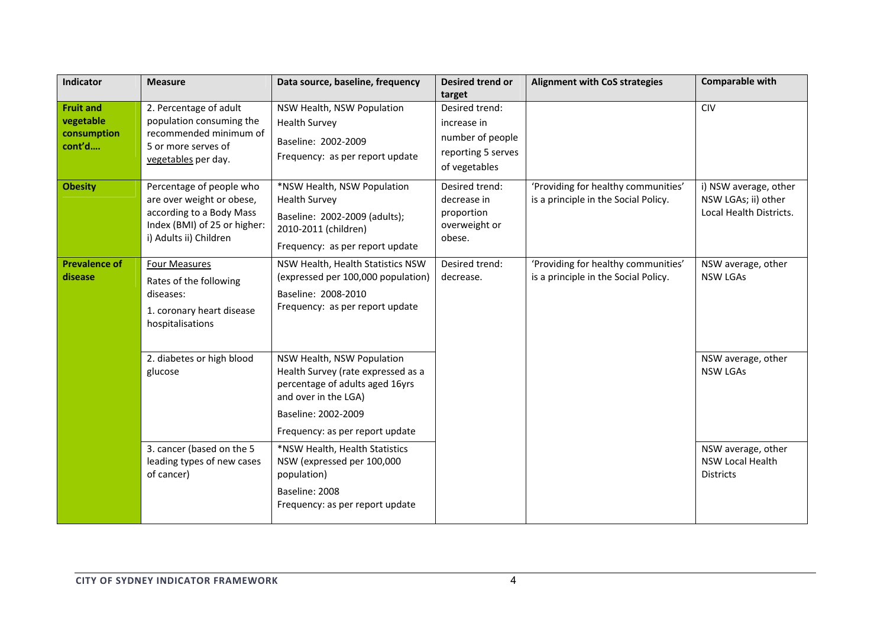| Indicator | Measure | Data source, baseline, frequency | Desired trend or target | Alignment with CoS strategies | Comparable with |
|---|---|---|---|---|---|
| **Fruit and vegetable consumption cont'd….** | 2. Percentage of adult population consuming the recommended minimum of 5 or more serves of vegetables per day. | NSW Health, NSW Population Health Survey<br>Baseline: 2002-2009<br>Frequency: as per report update | Desired trend: increase in number of people reporting 5 serves of vegetables | | CIV |
| **Obesity** | Percentage of people who are over weight or obese, according to a Body Mass Index (BMI) of 25 or higher: i) Adults ii) Children | *NSW Health, NSW Population Health Survey<br>Baseline: 2002-2009 (adults); 2010-2011 (children)<br>Frequency: as per report update | Desired trend: decrease in proportion overweight or obese. | 'Providing for healthy communities' is a principle in the Social Policy. | i) NSW average, other NSW LGAs; ii) other Local Health Districts. |
| **Prevalence of disease** | Four Measures<br>Rates of the following diseases:<br>1. coronary heart disease hospitalisations | NSW Health, Health Statistics NSW (expressed per 100,000 population)<br>Baseline: 2008-2010<br>Frequency: as per report update | Desired trend: decrease. | 'Providing for healthy communities' is a principle in the Social Policy. | NSW average, other NSW LGAs |
| | 2. diabetes or high blood glucose | NSW Health, NSW Population Health Survey (rate expressed as a percentage of adults aged 16yrs and over in the LGA)<br>Baseline: 2002-2009<br>Frequency: as per report update | | | NSW average, other NSW LGAs |
| | 3. cancer (based on the 5 leading types of new cases of cancer) | *NSW Health, Health Statistics NSW (expressed per 100,000 population)<br>Baseline: 2008<br>Frequency: as per report update | | | NSW average, other NSW Local Health Districts |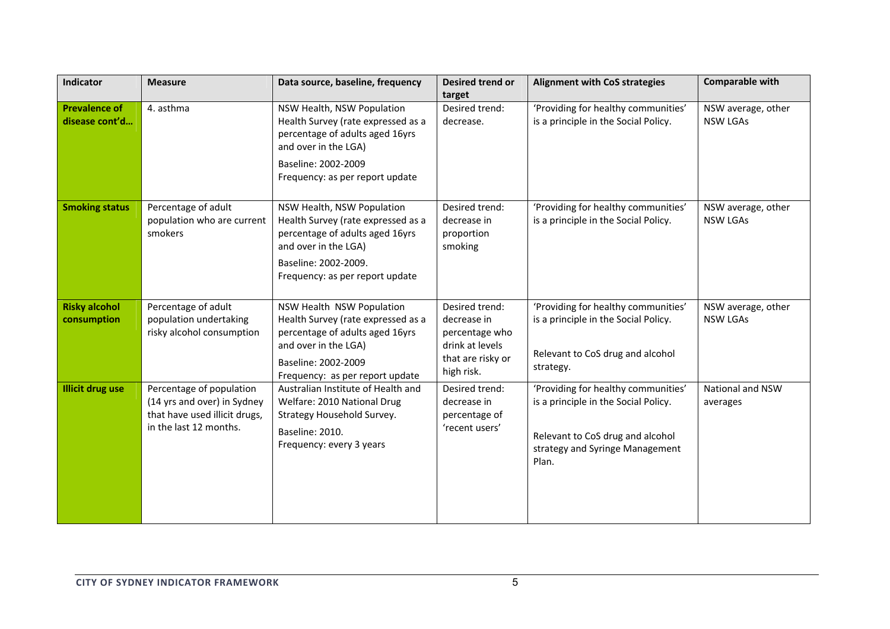| Indicator | Measure | Data source, baseline, frequency | Desired trend or target | Alignment with CoS strategies | Comparable with |
|---|---|---|---|---|---|
| **Prevalence of disease cont'd…** | 4. asthma | NSW Health, NSW Population Health Survey (rate expressed as a percentage of adults aged 16yrs and over in the LGA)<br>Baseline: 2002-2009<br>Frequency: as per report update | Desired trend: decrease. | 'Providing for healthy communities' is a principle in the Social Policy. | NSW average, other NSW LGAs |
| **Smoking status** | Percentage of adult population who are current smokers | NSW Health, NSW Population Health Survey (rate expressed as a percentage of adults aged 16yrs and over in the LGA)<br>Baseline: 2002-2009.<br>Frequency: as per report update | Desired trend: decrease in proportion smoking | 'Providing for healthy communities' is a principle in the Social Policy. | NSW average, other NSW LGAs |
| **Risky alcohol consumption** | Percentage of adult population undertaking risky alcohol consumption | NSW Health NSW Population Health Survey (rate expressed as a percentage of adults aged 16yrs and over in the LGA)<br>Baseline: 2002-2009<br>Frequency: as per report update | Desired trend: decrease in percentage who drink at levels that are risky or high risk. | 'Providing for healthy communities' is a principle in the Social Policy.<br><br>Relevant to CoS drug and alcohol strategy. | NSW average, other NSW LGAs |
| **Illicit drug use** | Percentage of population (14 yrs and over) in Sydney that have used illicit drugs, in the last 12 months. | Australian Institute of Health and Welfare: 2010 National Drug Strategy Household Survey.<br>Baseline: 2010.<br>Frequency: every 3 years | Desired trend: decrease in percentage of 'recent users' | 'Providing for healthy communities' is a principle in the Social Policy.<br><br>Relevant to CoS drug and alcohol strategy and Syringe Management Plan. | National and NSW averages |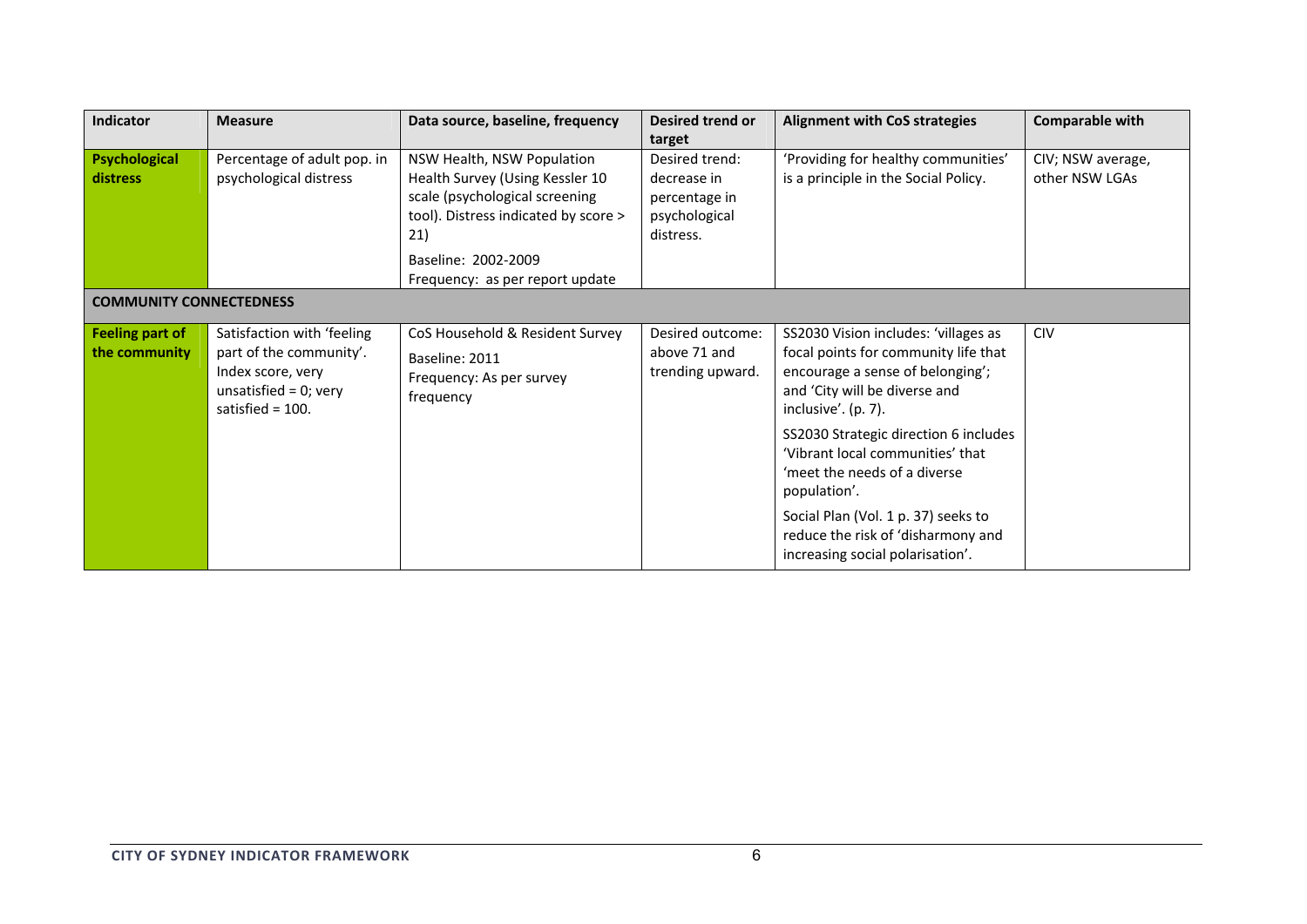| Indicator | Measure | Data source, baseline, frequency | Desired trend or target | Alignment with CoS strategies | Comparable with |
|---|---|---|---|---|---|
| **Psychological distress** | Percentage of adult pop. in psychological distress | NSW Health, NSW Population Health Survey (Using Kessler 10 scale (psychological screening tool). Distress indicated by score > 21)<br>Baseline: 2002-2009<br>Frequency: as per report update | Desired trend: decrease in percentage in psychological distress. | 'Providing for healthy communities' is a principle in the Social Policy. | CIV; NSW average, other NSW LGAs |
| **COMMUNITY CONNECTEDNESS** | | | | | |
| **Feeling part of the community** | Satisfaction with 'feeling part of the community'. Index score, very unsatisfied = 0; very satisfied = 100. | CoS Household & Resident Survey<br>Baseline: 2011<br>Frequency: As per survey frequency | Desired outcome: above 71 and trending upward. | SS2030 Vision includes: 'villages as focal points for community life that encourage a sense of belonging'; and 'City will be diverse and inclusive'. (p. 7).<br>SS2030 Strategic direction 6 includes 'Vibrant local communities' that 'meet the needs of a diverse population'.<br>Social Plan (Vol. 1 p. 37) seeks to reduce the risk of 'disharmony and increasing social polarisation'. | CIV |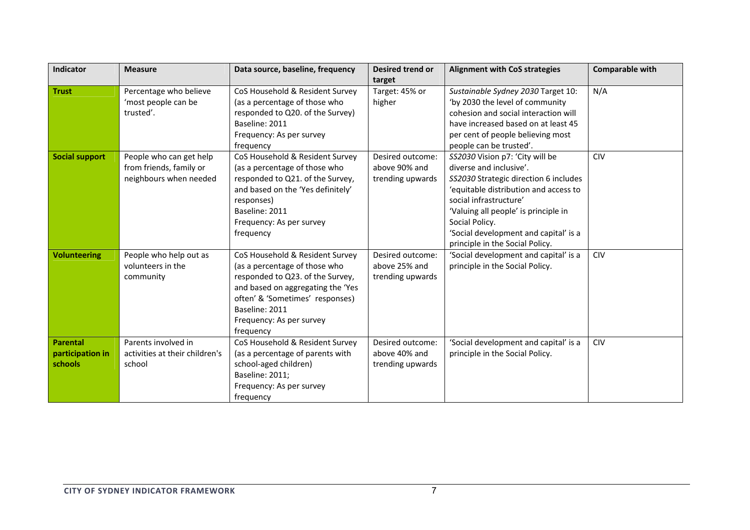| Indicator | Measure | Data source, baseline, frequency | Desired trend or target | Alignment with CoS strategies | Comparable with |
|---|---|---|---|---|---|
| **Trust** | Percentage who believe 'most people can be trusted'. | CoS Household & Resident Survey (as a percentage of those who responded to Q20. of the Survey)<br>Baseline: 2011<br>Frequency: As per survey frequency | Target: 45% or higher | *Sustainable Sydney 2030* Target 10: 'by 2030 the level of community cohesion and social interaction will have increased based on at least 45 per cent of people believing most people can be trusted'. | N/A |
| **Social support** | People who can get help from friends, family or neighbours when needed | CoS Household & Resident Survey (as a percentage of those who responded to Q21. of the Survey, and based on the 'Yes definitely' responses)<br>Baseline: 2011<br>Frequency: As per survey frequency | Desired outcome: above 90% and trending upwards | *SS2030* Vision p7: 'City will be diverse and inclusive'.<br>*SS2030* Strategic direction 6 includes 'equitable distribution and access to social infrastructure'<br>'Valuing all people' is principle in Social Policy.<br>'Social development and capital' is a principle in the Social Policy. | CIV |
| **Volunteering** | People who help out as volunteers in the community | CoS Household & Resident Survey (as a percentage of those who responded to Q23. of the Survey, and based on aggregating the 'Yes often' & 'Sometimes' responses)<br>Baseline: 2011<br>Frequency: As per survey frequency | Desired outcome: above 25% and trending upwards | 'Social development and capital' is a principle in the Social Policy. | CIV |
| **Parental participation in schools** | Parents involved in activities at their children's school | CoS Household & Resident Survey (as a percentage of parents with school-aged children)<br>Baseline: 2011;<br>Frequency: As per survey frequency | Desired outcome: above 40% and trending upwards | 'Social development and capital' is a principle in the Social Policy. | CIV |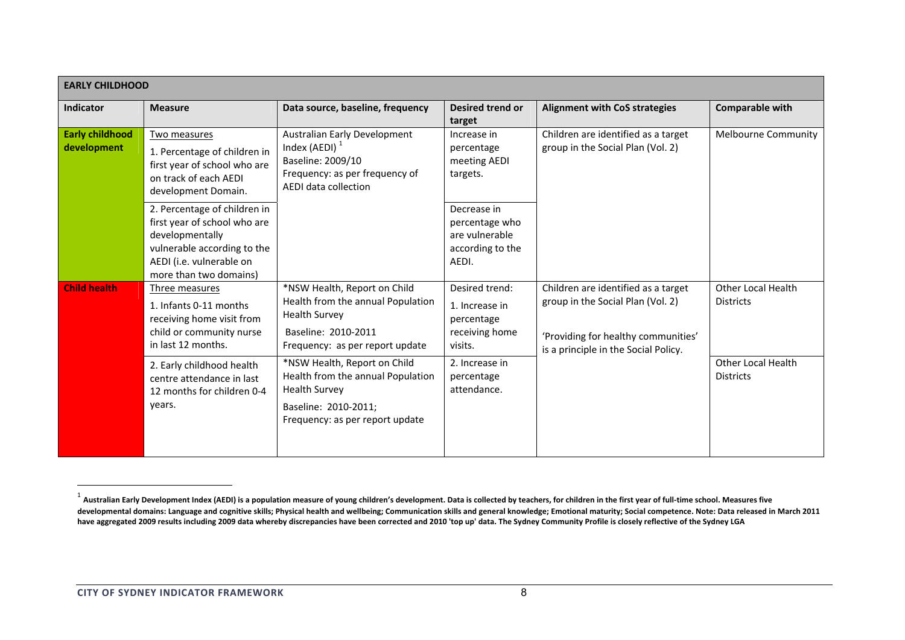| EARLY CHILDHOOD | | | | | |
|---|---|---|---|---|---|
| **Indicator** | **Measure** | **Data source, baseline, frequency** | **Desired trend or target** | **Alignment with CoS strategies** | **Comparable with** |
| **Early childhood development** | Two measures<br>1. Percentage of children in first year of school who are on track of each AEDI development Domain. | Australian Early Development Index (AEDI) [1]<br>Baseline: 2009/10<br>Frequency: as per frequency of AEDI data collection | Increase in percentage meeting AEDI targets. | Children are identified as a target group in the Social Plan (Vol. 2) | Melbourne Community |
| | 2. Percentage of children in first year of school who are developmentally vulnerable according to the AEDI (i.e. vulnerable on more than two domains) | | Decrease in percentage who are vulnerable according to the AEDI. | | |
| **Child health** | Three measures<br>1. Infants 0-11 months receiving home visit from child or community nurse in last 12 months. | *NSW Health, Report on Child Health from the annual Population Health Survey<br>Baseline: 2010-2011<br>Frequency: as per report update | Desired trend:<br>1. Increase in percentage receiving home visits. | Children are identified as a target group in the Social Plan (Vol. 2)<br>'Providing for healthy communities' is a principle in the Social Policy. | Other Local Health Districts |
| | 2. Early childhood health centre attendance in last 12 months for children 0-4 years. | *NSW Health, Report on Child Health from the annual Population Health Survey<br>Baseline: 2010-2011;<br>Frequency: as per report update | 2. Increase in percentage attendance. | | Other Local Health Districts |

[1] **Australian Early Development Index (AEDI) is a population measure of young children's development. Data is collected by teachers, for children in the first year of full-time school. Measures five developmental domains: Language and cognitive skills; Physical health and wellbeing; Communication skills and general knowledge; Emotional maturity; Social competence. Note: Data released in March 2011 have aggregated 2009 results including 2009 data whereby discrepancies have been corrected and 2010 'top up' data. The Sydney Community Profile is closely reflective of the Sydney LGA**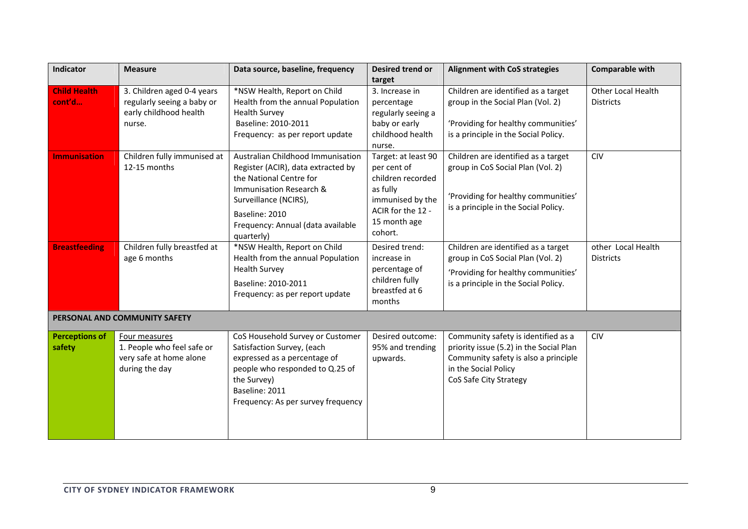| Indicator | Measure | Data source, baseline, frequency | Desired trend or target | Alignment with CoS strategies | Comparable with |
|---|---|---|---|---|---|
| **Child Health cont'd…** | 3. Children aged 0-4 years regularly seeing a baby or early childhood health nurse. | *NSW Health, Report on Child Health from the annual Population Health Survey<br>Baseline: 2010-2011<br>Frequency: as per report update | 3. Increase in percentage regularly seeing a baby or early childhood health nurse. | Children are identified as a target group in the Social Plan (Vol. 2)<br><br>'Providing for healthy communities' is a principle in the Social Policy. | Other Local Health Districts |
| **Immunisation** | Children fully immunised at 12-15 months | Australian Childhood Immunisation Register (ACIR), data extracted by the National Centre for Immunisation Research & Surveillance (NCIRS),<br>Baseline: 2010<br>Frequency: Annual (data available quarterly) | Target: at least 90 per cent of children recorded as fully immunised by the ACIR for the 12 - 15 month age cohort. | Children are identified as a target group in CoS Social Plan (Vol. 2)<br><br>'Providing for healthy communities' is a principle in the Social Policy. | CIV |
| **Breastfeeding** | Children fully breastfed at age 6 months | *NSW Health, Report on Child Health from the annual Population Health Survey<br>Baseline: 2010-2011<br>Frequency: as per report update | Desired trend: increase in percentage of children fully breastfed at 6 months | Children are identified as a target group in CoS Social Plan (Vol. 2)<br>'Providing for healthy communities' is a principle in the Social Policy. | other Local Health Districts |
| **PERSONAL AND COMMUNITY SAFETY** | | | | | |
| **Perceptions of safety** | Four measures<br>1. People who feel safe or very safe at home alone during the day | CoS Household Survey or Customer Satisfaction Survey, (each expressed as a percentage of people who responded to Q.25 of the Survey)<br>Baseline: 2011<br>Frequency: As per survey frequency | Desired outcome: 95% and trending upwards. | Community safety is identified as a priority issue (5.2) in the Social Plan Community safety is also a principle in the Social Policy<br>CoS Safe City Strategy | CIV |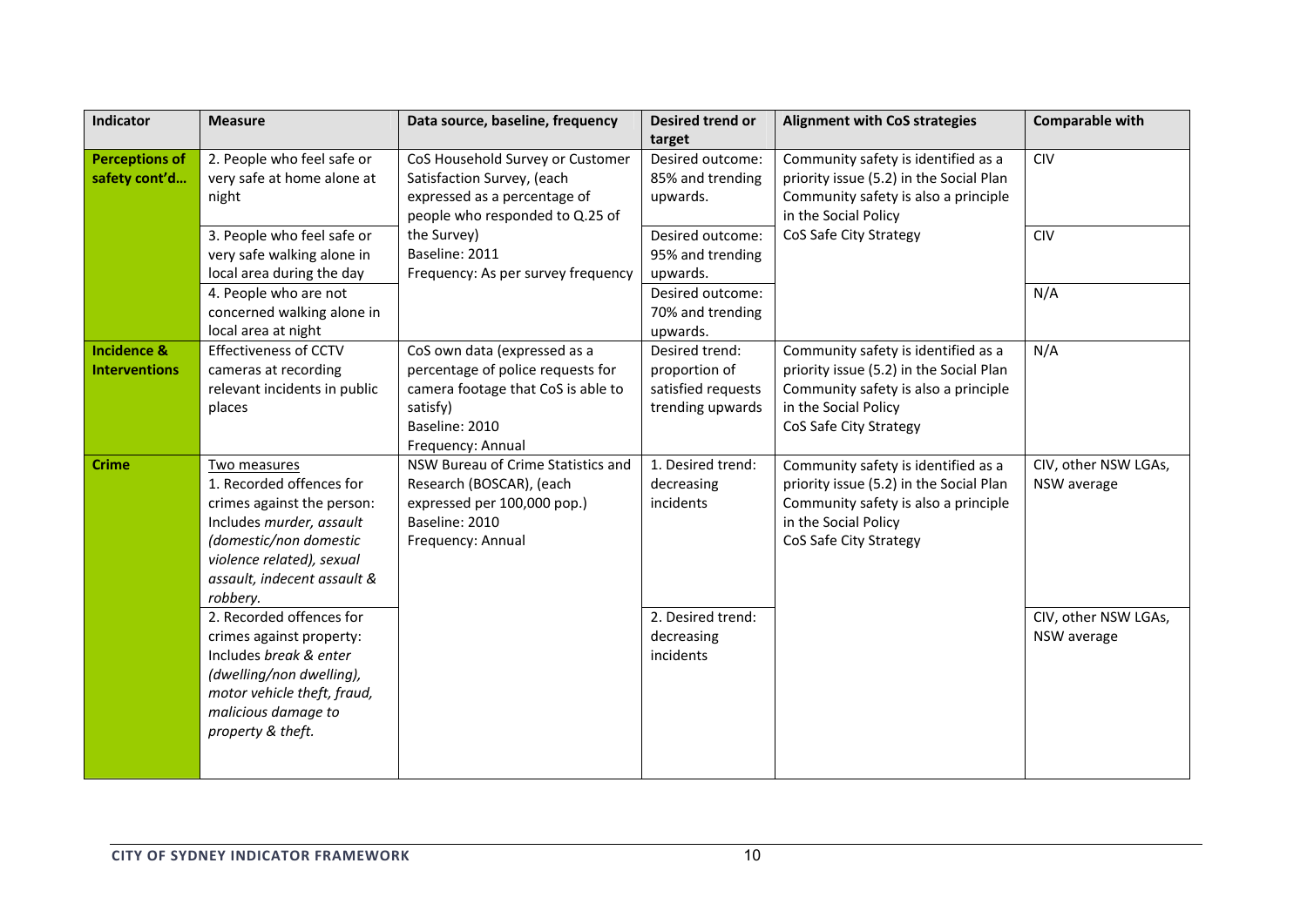| Indicator | Measure | Data source, baseline, frequency | Desired trend or target | Alignment with CoS strategies | Comparable with |
|---|---|---|---|---|---|
| **Perceptions of safety cont'd…** | 2. People who feel safe or very safe at home alone at night | CoS Household Survey or Customer Satisfaction Survey, (each expressed as a percentage of people who responded to Q.25 of the Survey)<br>Baseline: 2011<br>Frequency: As per survey frequency | Desired outcome: 85% and trending upwards. | Community safety is identified as a priority issue (5.2) in the Social Plan Community safety is also a principle in the Social Policy<br>CoS Safe City Strategy | CIV |
| | 3. People who feel safe or very safe walking alone in local area during the day | | Desired outcome: 95% and trending upwards. | | CIV |
| | 4. People who are not concerned walking alone in local area at night | | Desired outcome: 70% and trending upwards. | | N/A |
| **Incidence & Interventions** | Effectiveness of CCTV cameras at recording relevant incidents in public places | CoS own data (expressed as a percentage of police requests for camera footage that CoS is able to satisfy)<br>Baseline: 2010<br>Frequency: Annual | Desired trend: proportion of satisfied requests trending upwards | Community safety is identified as a priority issue (5.2) in the Social Plan Community safety is also a principle in the Social Policy<br>CoS Safe City Strategy | N/A |
| **Crime** | Two measures<br>1. Recorded offences for crimes against the person: Includes *murder, assault (domestic/non domestic violence related), sexual assault, indecent assault & robbery.* | NSW Bureau of Crime Statistics and Research (BOSCAR), (each expressed per 100,000 pop.)<br>Baseline: 2010<br>Frequency: Annual | 1. Desired trend: decreasing incidents | Community safety is identified as a priority issue (5.2) in the Social Plan Community safety is also a principle in the Social Policy<br>CoS Safe City Strategy | CIV, other NSW LGAs, NSW average |
| | 2. Recorded offences for crimes against property: Includes *break & enter (dwelling/non dwelling), motor vehicle theft, fraud, malicious damage to property & theft.* | | 2. Desired trend: decreasing incidents | | CIV, other NSW LGAs, NSW average |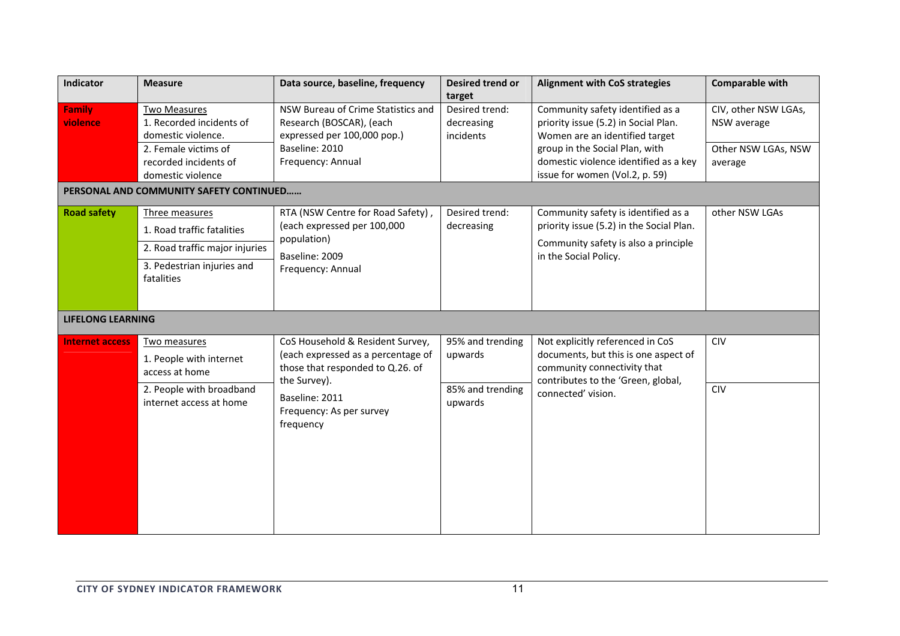| Indicator | Measure | Data source, baseline, frequency | Desired trend or target | Alignment with CoS strategies | Comparable with |
|---|---|---|---|---|---|
| **Family violence** | Two Measures<br>1. Recorded incidents of domestic violence.<br>2. Female victims of recorded incidents of domestic violence | NSW Bureau of Crime Statistics and Research (BOSCAR), (each expressed per 100,000 pop.)<br>Baseline: 2010<br>Frequency: Annual | Desired trend: decreasing incidents | Community safety identified as a priority issue (5.2) in Social Plan. Women are an identified target group in the Social Plan, with domestic violence identified as a key issue for women (Vol.2, p. 59) | CIV, other NSW LGAs, NSW average<br>Other NSW LGAs, NSW average |
| **PERSONAL AND COMMUNITY SAFETY CONTINUED……** | | | | | |
| **Road safety** | Three measures<br>1. Road traffic fatalities<br>2. Road traffic major injuries<br>3. Pedestrian injuries and fatalities | RTA (NSW Centre for Road Safety), (each expressed per 100,000 population)<br>Baseline: 2009<br>Frequency: Annual | Desired trend: decreasing | Community safety is identified as a priority issue (5.2) in the Social Plan.<br>Community safety is also a principle in the Social Policy. | other NSW LGAs |
| **LIFELONG LEARNING** | | | | | |
| **Internet access** | Two measures<br>1. People with internet access at home<br>2. People with broadband internet access at home | CoS Household & Resident Survey, (each expressed as a percentage of those that responded to Q.26. of the Survey).<br>Baseline: 2011<br>Frequency: As per survey frequency | 95% and trending upwards<br>85% and trending upwards | Not explicitly referenced in CoS documents, but this is one aspect of community connectivity that contributes to the 'Green, global, connected' vision. | CIV<br>CIV |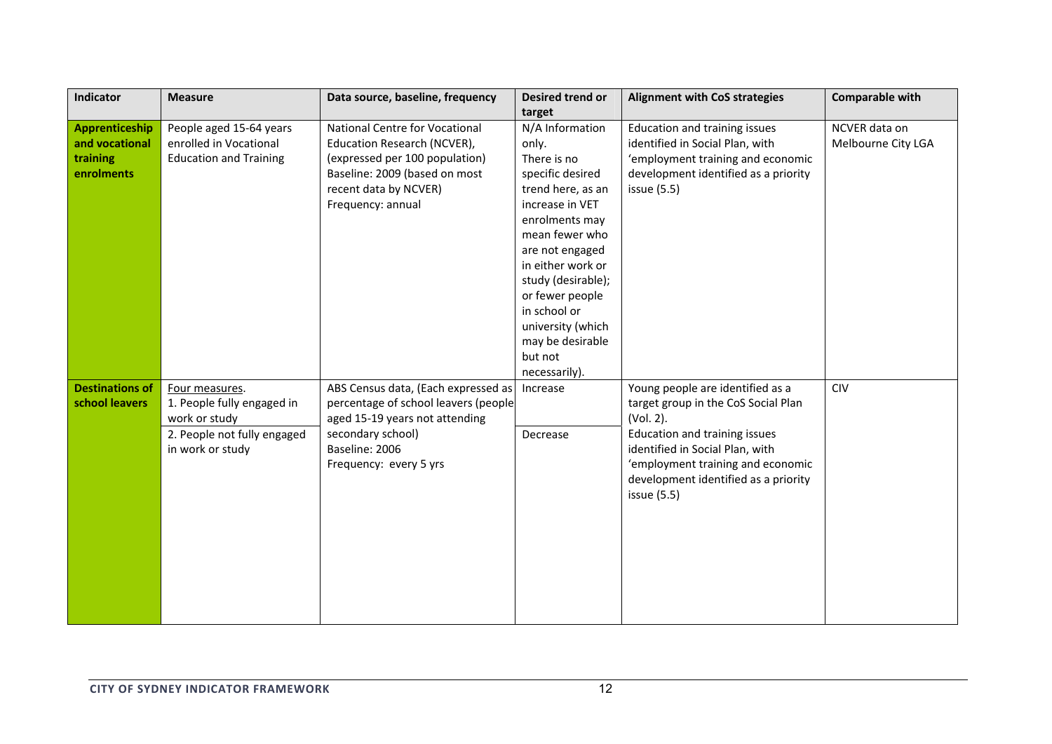| Indicator | Measure | Data source, baseline, frequency | Desired trend or target | Alignment with CoS strategies | Comparable with |
|---|---|---|---|---|---|
| **Apprenticeship and vocational training enrolments** | People aged 15-64 years enrolled in Vocational Education and Training | National Centre for Vocational Education Research (NCVER), (expressed per 100 population) Baseline: 2009 (based on most recent data by NCVER) Frequency: annual | N/A Information only. There is no specific desired trend here, as an increase in VET enrolments may mean fewer who are not engaged in either work or study (desirable); or fewer people in school or university (which may be desirable but not necessarily). | Education and training issues identified in Social Plan, with 'employment training and economic development identified as a priority issue (5.5) | NCVER data on Melbourne City LGA |
| **Destinations of school leavers** | Four measures. 1. People fully engaged in work or study | ABS Census data, (Each expressed as percentage of school leavers (people aged 15-19 years not attending secondary school) Baseline: 2006 Frequency: every 5 yrs | Increase | Young people are identified as a target group in the CoS Social Plan (Vol. 2). Education and training issues identified in Social Plan, with 'employment training and economic development identified as a priority issue (5.5) | CIV |
| | 2. People not fully engaged in work or study | | Decrease | | |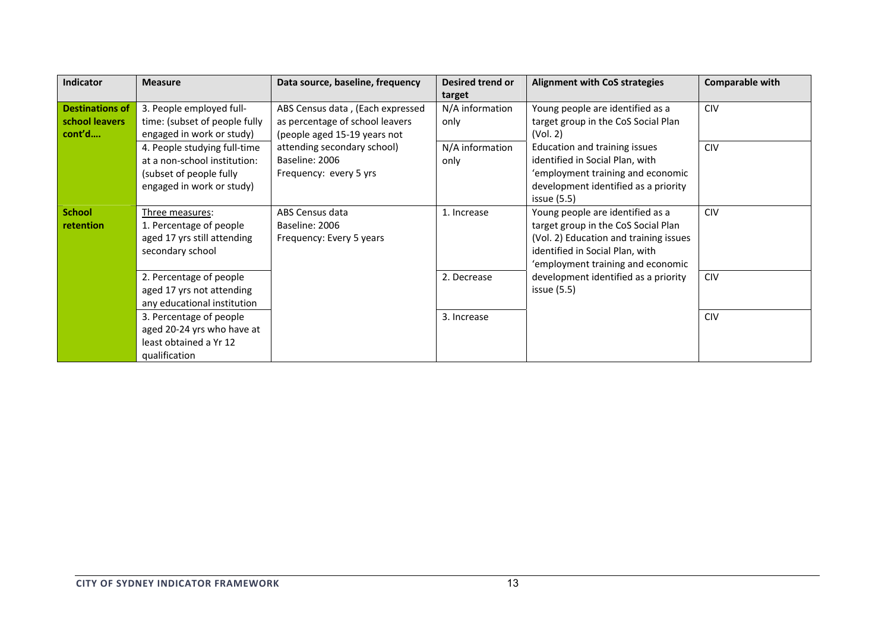| Indicator | Measure | Data source, baseline, frequency | Desired trend or target | Alignment with CoS strategies | Comparable with |
|---|---|---|---|---|---|
| **Destinations of school leavers cont'd….** | 3. People employed full-time: (subset of people fully engaged in work or study) | ABS Census data , (Each expressed as percentage of school leavers (people aged 15-19 years not attending secondary school) Baseline: 2006 Frequency: every 5 yrs | N/A information only | Young people are identified as a target group in the CoS Social Plan (Vol. 2) | CIV |
| | 4. People studying full-time at a non-school institution: (subset of people fully engaged in work or study) | | N/A information only | Education and training issues identified in Social Plan, with 'employment training and economic development identified as a priority issue (5.5) | CIV |
| **School retention** | Three measures: 1. Percentage of people aged 17 yrs still attending secondary school | ABS Census data Baseline: 2006 Frequency: Every 5 years | 1. Increase | Young people are identified as a target group in the CoS Social Plan (Vol. 2) Education and training issues identified in Social Plan, with 'employment training and economic development identified as a priority issue (5.5) | CIV |
| | 2. Percentage of people aged 17 yrs not attending any educational institution | | 2. Decrease | | CIV |
| | 3. Percentage of people aged 20-24 yrs who have at least obtained a Yr 12 qualification | | 3. Increase | | CIV |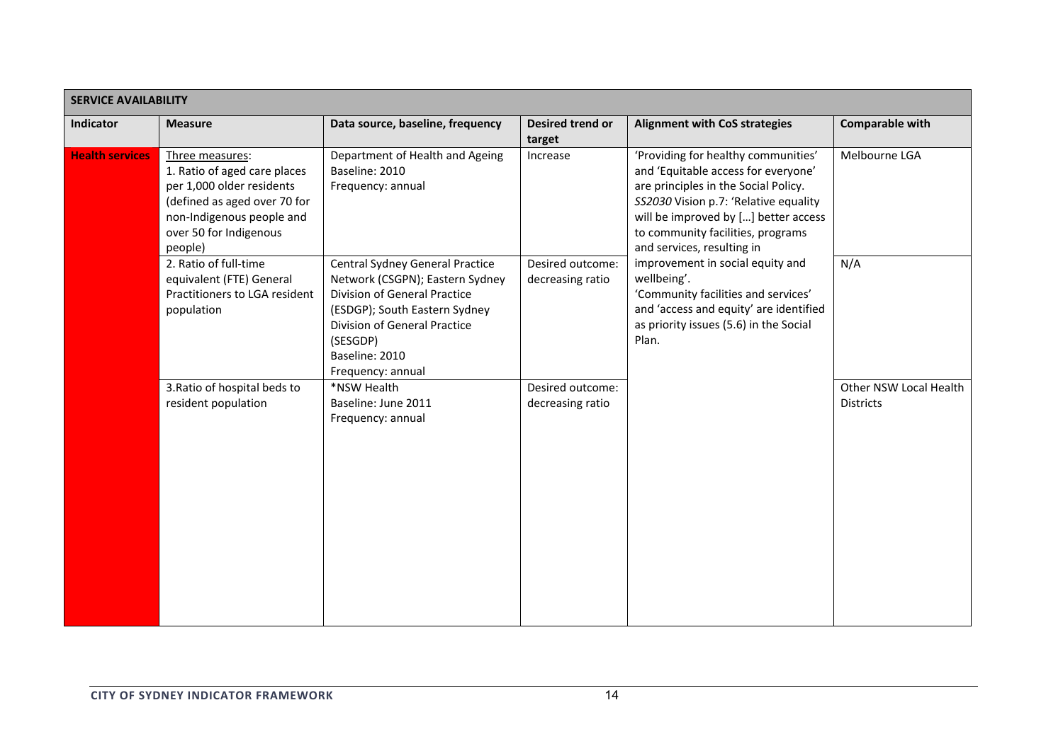| SERVICE AVAILABILITY | | | | | |
|---|---|---|---|---|---|
| **Indicator** | **Measure** | **Data source, baseline, frequency** | **Desired trend or target** | **Alignment with CoS strategies** | **Comparable with** |
| **Health services** | Three measures:<br>1. Ratio of aged care places per 1,000 older residents (defined as aged over 70 for non-Indigenous people and over 50 for Indigenous people) | Department of Health and Ageing<br>Baseline: 2010<br>Frequency: annual | Increase | 'Providing for healthy communities' and 'Equitable access for everyone' are principles in the Social Policy. *SS2030* Vision p.7: 'Relative equality will be improved by […] better access to community facilities, programs and services, resulting in improvement in social equity and wellbeing'.<br>'Community facilities and services' and 'access and equity' are identified as priority issues (5.6) in the Social Plan. | Melbourne LGA |
| | 2. Ratio of full-time equivalent (FTE) General Practitioners to LGA resident population | Central Sydney General Practice Network (CSGPN); Eastern Sydney Division of General Practice (ESDGP); South Eastern Sydney Division of General Practice (SESGDP)<br>Baseline: 2010<br>Frequency: annual | Desired outcome: decreasing ratio | | N/A |
| | 3.Ratio of hospital beds to resident population | *NSW Health<br>Baseline: June 2011<br>Frequency: annual | Desired outcome: decreasing ratio | | Other NSW Local Health Districts |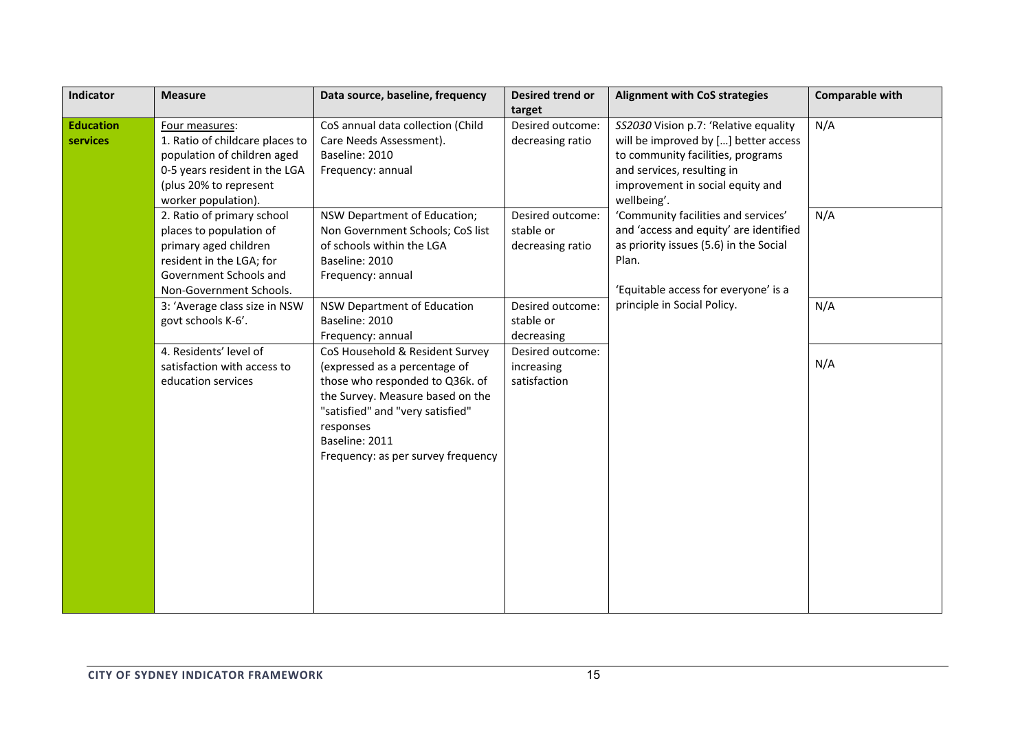| Indicator | Measure | Data source, baseline, frequency | Desired trend or target | Alignment with CoS strategies | Comparable with |
|---|---|---|---|---|---|
| **Education services** | Four measures:<br>1. Ratio of childcare places to population of children aged 0-5 years resident in the LGA (plus 20% to represent worker population). | CoS annual data collection (Child Care Needs Assessment).<br>Baseline: 2010<br>Frequency: annual | Desired outcome: decreasing ratio | *SS2030* Vision p.7: 'Relative equality will be improved by […] better access to community facilities, programs and services, resulting in improvement in social equity and wellbeing'.<br>'Community facilities and services' and 'access and equity' are identified as priority issues (5.6) in the Social Plan.<br><br>'Equitable access for everyone' is a principle in Social Policy. | N/A |
| | 2. Ratio of primary school places to population of primary aged children resident in the LGA; for Government Schools and Non-Government Schools. | NSW Department of Education; Non Government Schools; CoS list of schools within the LGA<br>Baseline: 2010<br>Frequency: annual | Desired outcome: stable or decreasing ratio | | N/A |
| | 3: 'Average class size in NSW govt schools K-6'. | NSW Department of Education<br>Baseline: 2010<br>Frequency: annual | Desired outcome: stable or decreasing | | N/A |
| | 4. Residents' level of satisfaction with access to education services | CoS Household & Resident Survey (expressed as a percentage of those who responded to Q36k. of the Survey. Measure based on the "satisfied" and "very satisfied" responses<br>Baseline: 2011<br>Frequency: as per survey frequency | Desired outcome: increasing satisfaction | | N/A |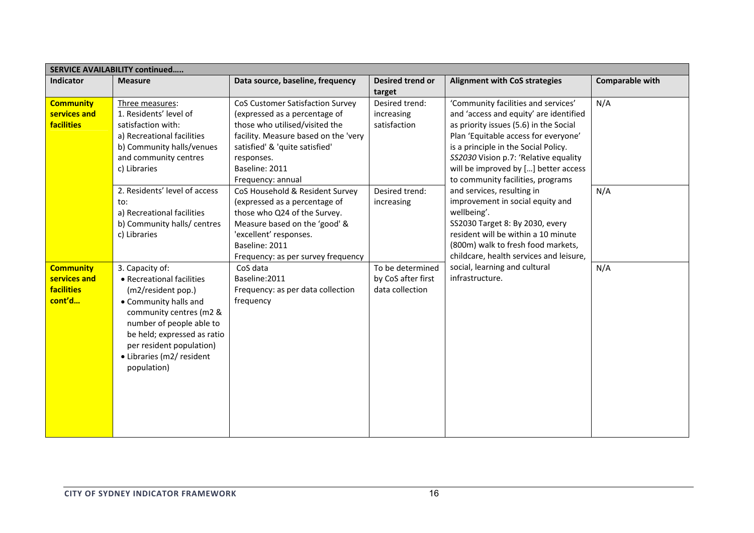| SERVICE AVAILABILITY continued….. | | | | | |
|---|---|---|---|---|---|
| **Indicator** | **Measure** | **Data source, baseline, frequency** | **Desired trend or target** | **Alignment with CoS strategies** | **Comparable with** |
| **Community services and facilities** | Three measures:<br>1. Residents' level of satisfaction with:<br>a) Recreational facilities<br>b) Community halls/venues and community centres<br>c) Libraries | CoS Customer Satisfaction Survey (expressed as a percentage of those who utilised/visited the facility. Measure based on the 'very satisfied' & 'quite satisfied' responses.<br>Baseline: 2011<br>Frequency: annual | Desired trend: increasing satisfaction | 'Community facilities and services' and 'access and equity' are identified as priority issues (5.6) in the Social Plan 'Equitable access for everyone' is a principle in the Social Policy. *SS2030* Vision p.7: 'Relative equality will be improved by […] better access to community facilities, programs and services, resulting in improvement in social equity and wellbeing'.<br>SS2030 Target 8: By 2030, every resident will be within a 10 minute (800m) walk to fresh food markets, childcare, health services and leisure, social, learning and cultural infrastructure. | N/A |
| | 2. Residents' level of access to:<br>a) Recreational facilities<br>b) Community halls/ centres<br>c) Libraries | CoS Household & Resident Survey (expressed as a percentage of those who Q24 of the Survey. Measure based on the 'good' & 'excellent' responses.<br>Baseline: 2011<br>Frequency: as per survey frequency | Desired trend: increasing | | N/A |
| **Community services and facilities cont'd…** | 3. Capacity of:<br>• Recreational facilities (m2/resident pop.)<br>• Community halls and community centres (m2 & number of people able to be held; expressed as ratio per resident population)<br>• Libraries (m2/ resident population) | CoS data<br>Baseline:2011<br>Frequency: as per data collection frequency | To be determined by CoS after first data collection | | N/A |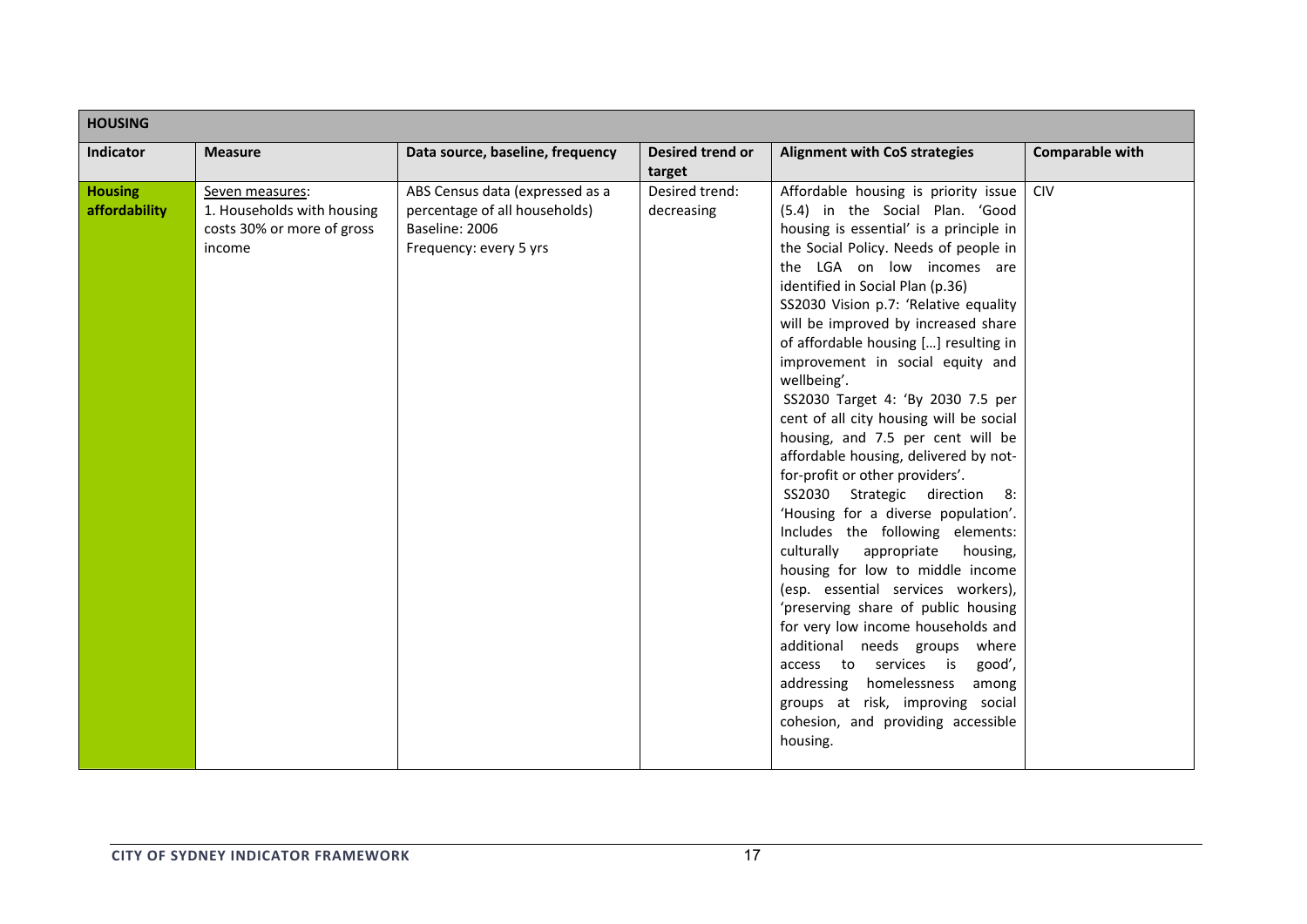| HOUSING | | | | | |
|---|---|---|---|---|---|
| **Indicator** | **Measure** | **Data source, baseline, frequency** | **Desired trend or target** | **Alignment with CoS strategies** | **Comparable with** |
| **Housing affordability** | <u>Seven measures</u>:<br>1. Households with housing costs 30% or more of gross income | ABS Census data (expressed as a percentage of all households)<br>Baseline: 2006<br>Frequency: every 5 yrs | Desired trend: decreasing | Affordable housing is priority issue (5.4) in the Social Plan. 'Good housing is essential' is a principle in the Social Policy. Needs of people in the LGA on low incomes are identified in Social Plan (p.36)<br>SS2030 Vision p.7: 'Relative equality will be improved by increased share of affordable housing […] resulting in improvement in social equity and wellbeing'.<br>SS2030 Target 4: 'By 2030 7.5 per cent of all city housing will be social housing, and 7.5 per cent will be affordable housing, delivered by not-for-profit or other providers'.<br>SS2030 Strategic direction 8: 'Housing for a diverse population'. Includes the following elements: culturally appropriate housing, housing for low to middle income (esp. essential services workers), 'preserving share of public housing for very low income households and additional needs groups where access to services is good', addressing homelessness among groups at risk, improving social cohesion, and providing accessible housing. | CIV |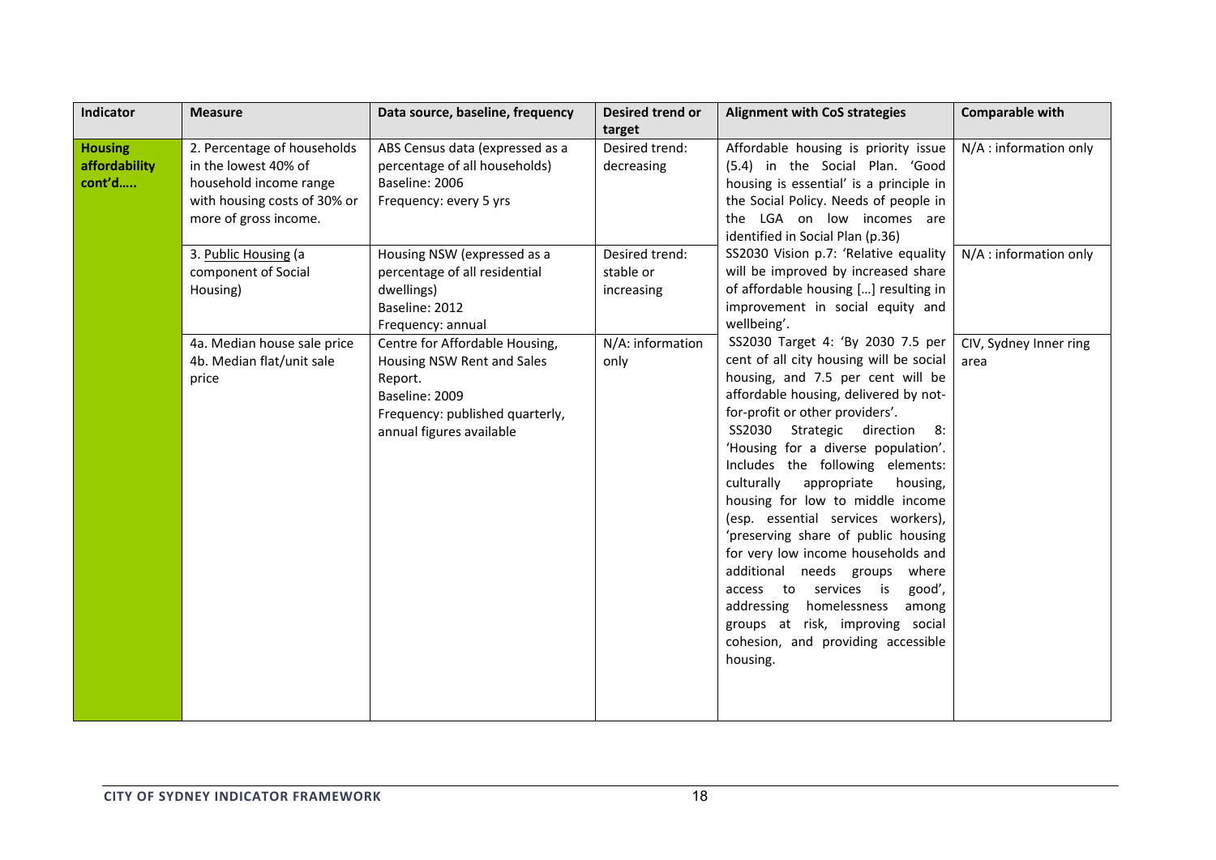| Indicator | Measure | Data source, baseline, frequency | Desired trend or target | Alignment with CoS strategies | Comparable with |
|---|---|---|---|---|---|
| **Housing affordability cont'd…..** | 2. Percentage of households in the lowest 40% of household income range with housing costs of 30% or more of gross income. | ABS Census data (expressed as a percentage of all households)<br>Baseline: 2006<br>Frequency: every 5 yrs | Desired trend: decreasing | Affordable housing is priority issue (5.4) in the Social Plan. 'Good housing is essential' is a principle in the Social Policy. Needs of people in the LGA on low incomes are identified in Social Plan (p.36)<br>SS2030 Vision p.7: 'Relative equality will be improved by increased share of affordable housing […] resulting in improvement in social equity and wellbeing'.<br>SS2030 Target 4: 'By 2030 7.5 per cent of all city housing will be social housing, and 7.5 per cent will be affordable housing, delivered by not-for-profit or other providers'.<br>SS2030 Strategic direction 8: 'Housing for a diverse population'. Includes the following elements: culturally appropriate housing, housing for low to middle income (esp. essential services workers), 'preserving share of public housing for very low income households and additional needs groups where access to services is good', addressing homelessness among groups at risk, improving social cohesion, and providing accessible housing. | N/A : information only |
| | 3. Public Housing (a component of Social Housing) | Housing NSW (expressed as a percentage of all residential dwellings)<br>Baseline: 2012<br>Frequency: annual | Desired trend: stable or increasing | | N/A : information only |
| | 4a. Median house sale price<br>4b. Median flat/unit sale price | Centre for Affordable Housing, Housing NSW Rent and Sales Report.<br>Baseline: 2009<br>Frequency: published quarterly, annual figures available | N/A: information only | | CIV, Sydney Inner ring area |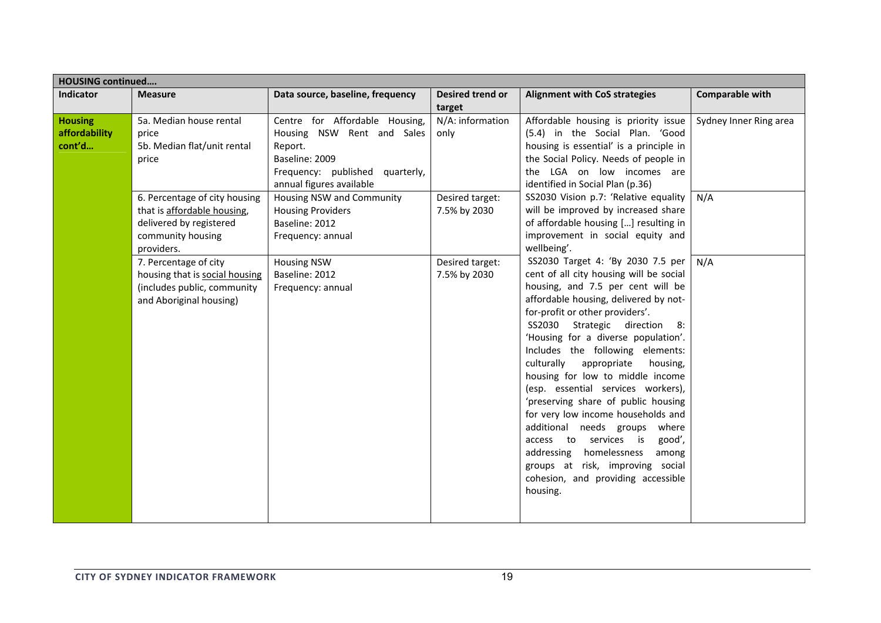| HOUSING continued…. | | | | | |
|---|---|---|---|---|---|
| **Indicator** | **Measure** | **Data source, baseline, frequency** | **Desired trend or target** | **Alignment with CoS strategies** | **Comparable with** |
| **Housing affordability cont'd…** | 5a. Median house rental price<br>5b. Median flat/unit rental price | Centre for Affordable Housing, Housing NSW Rent and Sales Report.<br>Baseline: 2009<br>Frequency: published quarterly, annual figures available | N/A: information only | Affordable housing is priority issue (5.4) in the Social Plan. 'Good housing is essential' is a principle in the Social Policy. Needs of people in the LGA on low incomes are identified in Social Plan (p.36) | Sydney Inner Ring area |
| | 6. Percentage of city housing that is affordable housing, delivered by registered community housing providers. | Housing NSW and Community Housing Providers<br>Baseline: 2012<br>Frequency: annual | Desired target: 7.5% by 2030 | SS2030 Vision p.7: 'Relative equality will be improved by increased share of affordable housing […] resulting in improvement in social equity and wellbeing'. | N/A |
| | 7. Percentage of city housing that is social housing (includes public, community and Aboriginal housing) | Housing NSW<br>Baseline: 2012<br>Frequency: annual | Desired target: 7.5% by 2030 | SS2030 Target 4: 'By 2030 7.5 per cent of all city housing will be social housing, and 7.5 per cent will be affordable housing, delivered by not-for-profit or other providers'.<br>SS2030 Strategic direction 8: 'Housing for a diverse population'. Includes the following elements: culturally appropriate housing, housing for low to middle income (esp. essential services workers), 'preserving share of public housing for very low income households and additional needs groups where access to services is good', addressing homelessness among groups at risk, improving social cohesion, and providing accessible housing. | N/A |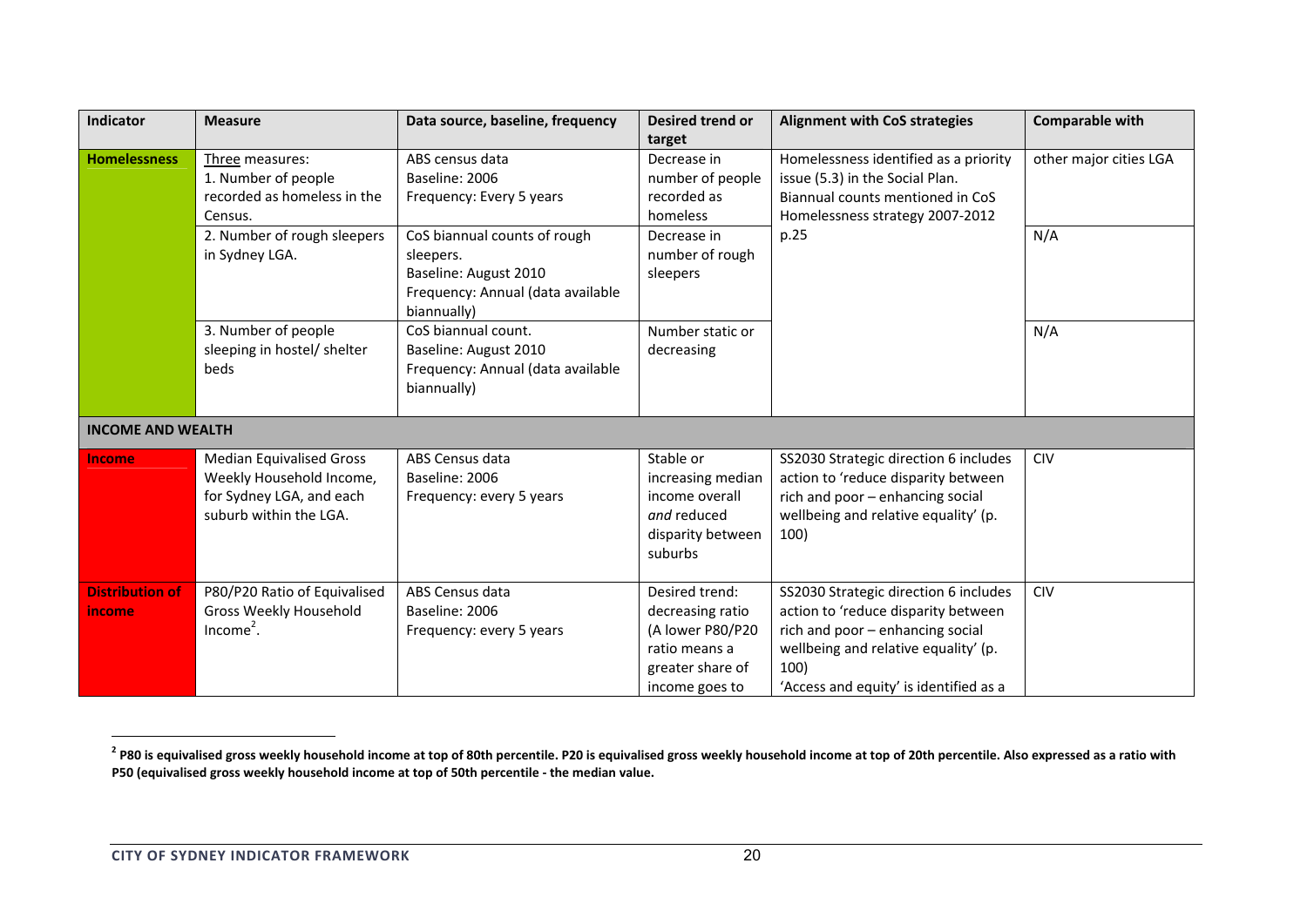| Indicator | Measure | Data source, baseline, frequency | Desired trend or target | Alignment with CoS strategies | Comparable with |
|---|---|---|---|---|---|
| **Homelessness** | Three measures: 1. Number of people recorded as homeless in the Census. | ABS census data Baseline: 2006 Frequency: Every 5 years | Decrease in number of people recorded as homeless | Homelessness identified as a priority issue (5.3) in the Social Plan. Biannual counts mentioned in CoS Homelessness strategy 2007-2012 p.25 | other major cities LGA |
| | 2. Number of rough sleepers in Sydney LGA. | CoS biannual counts of rough sleepers. Baseline: August 2010 Frequency: Annual (data available biannually) | Decrease in number of rough sleepers | | N/A |
| | 3. Number of people sleeping in hostel/ shelter beds | CoS biannual count. Baseline: August 2010 Frequency: Annual (data available biannually) | Number static or decreasing | | N/A |
| **INCOME AND WEALTH** | | | | | |
| **Income** | Median Equivalised Gross Weekly Household Income, for Sydney LGA, and each suburb within the LGA. | ABS Census data Baseline: 2006 Frequency: every 5 years | Stable or increasing median income overall *and* reduced disparity between suburbs | SS2030 Strategic direction 6 includes action to 'reduce disparity between rich and poor – enhancing social wellbeing and relative equality' (p. 100) | CIV |
| **Distribution of income** | P80/P20 Ratio of Equivalised Gross Weekly Household Income[2]. | ABS Census data Baseline: 2006 Frequency: every 5 years | Desired trend: decreasing ratio (A lower P80/P20 ratio means a greater share of income goes to | SS2030 Strategic direction 6 includes action to 'reduce disparity between rich and poor – enhancing social wellbeing and relative equality' (p. 100) 'Access and equity' is identified as a | CIV |

**[2] P80 is equivalised gross weekly household income at top of 80th percentile. P20 is equivalised gross weekly household income at top of 20th percentile. Also expressed as a ratio with P50 (equivalised gross weekly household income at top of 50th percentile - the median value.**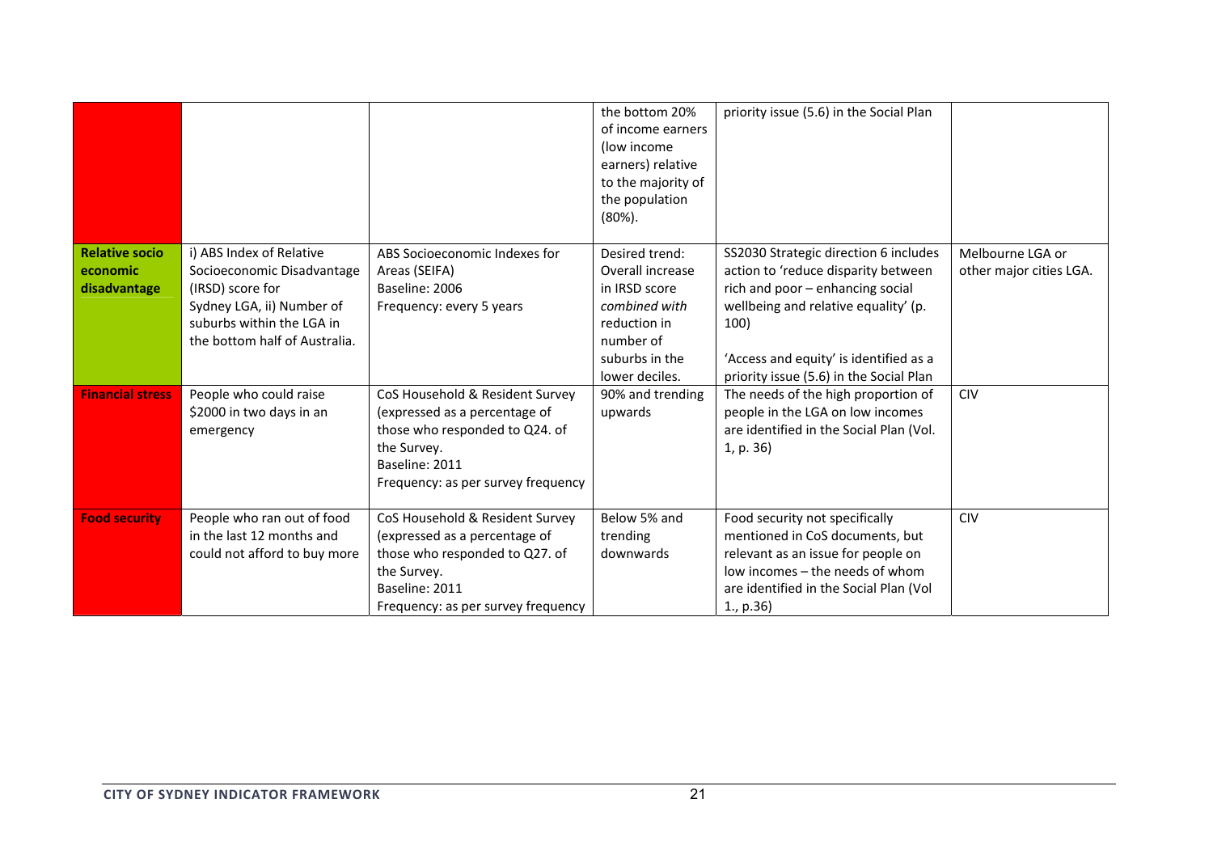| | | | | | |
|---|---|---|---|---|---|
| | | | the bottom 20% of income earners (low income earners) relative to the majority of the population (80%). | priority issue (5.6) in the Social Plan | |
| **Relative socio economic disadvantage** | i) ABS Index of Relative Socioeconomic Disadvantage (IRSD) score for Sydney LGA, ii) Number of suburbs within the LGA in the bottom half of Australia. | ABS Socioeconomic Indexes for Areas (SEIFA)<br>Baseline: 2006<br>Frequency: every 5 years | Desired trend: Overall increase in IRSD score *combined with* reduction in number of suburbs in the lower deciles. | SS2030 Strategic direction 6 includes action to 'reduce disparity between rich and poor – enhancing social wellbeing and relative equality' (p. 100)<br><br>'Access and equity' is identified as a priority issue (5.6) in the Social Plan | Melbourne LGA or other major cities LGA. |
| **Financial stress** | People who could raise $2000 in two days in an emergency | CoS Household & Resident Survey (expressed as a percentage of those who responded to Q24. of the Survey.<br>Baseline: 2011<br>Frequency: as per survey frequency | 90% and trending upwards | The needs of the high proportion of people in the LGA on low incomes are identified in the Social Plan (Vol. 1, p. 36) | CIV |
| **Food security** | People who ran out of food in the last 12 months and could not afford to buy more | CoS Household & Resident Survey (expressed as a percentage of those who responded to Q27. of the Survey.<br>Baseline: 2011<br>Frequency: as per survey frequency | Below 5% and trending downwards | Food security not specifically mentioned in CoS documents, but relevant as an issue for people on low incomes – the needs of whom are identified in the Social Plan (Vol 1., p.36) | CIV |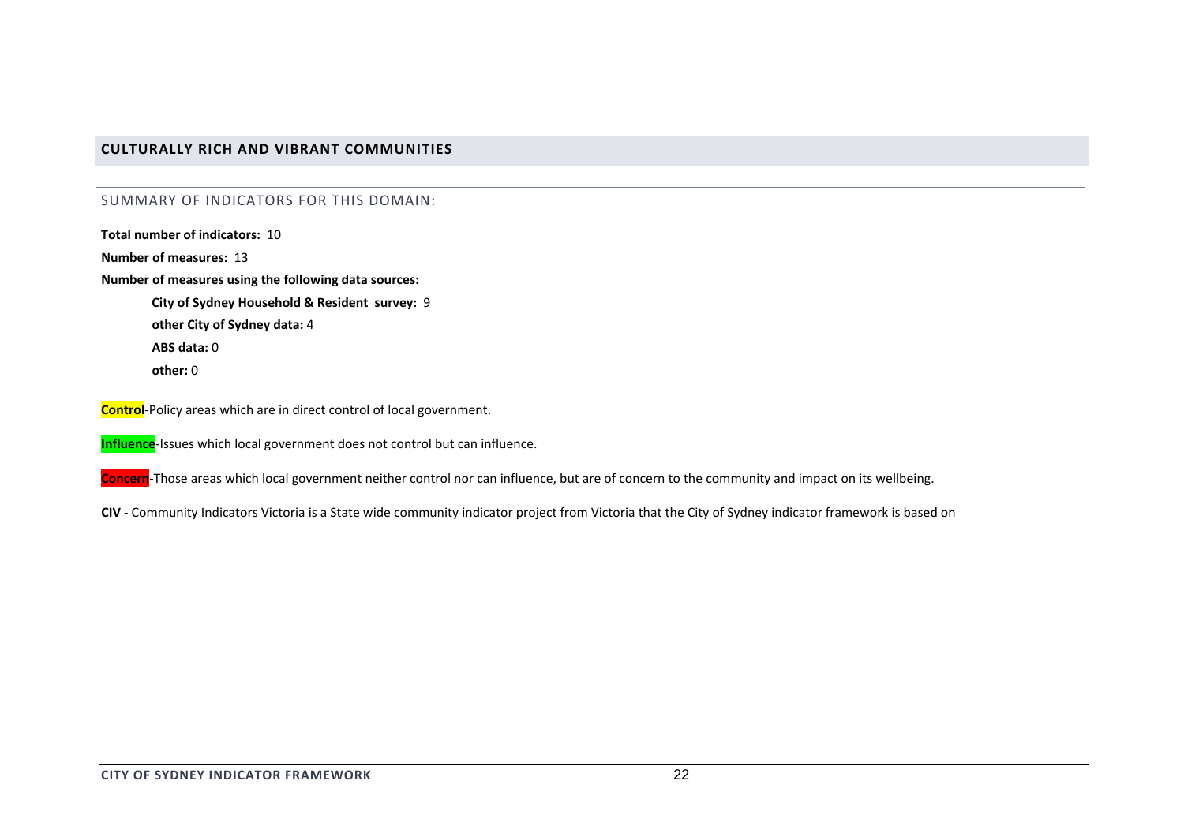## CULTURALLY RICH AND VIBRANT COMMUNITIES

### SUMMARY OF INDICATORS FOR THIS DOMAIN:

**Total number of indicators:** 10

**Number of measures:** 13

**Number of measures using the following data sources:**

- **City of Sydney Household & Resident survey:** 9
- **other City of Sydney data:** 4
- **ABS data:** 0
- **other:** 0

**Control**-Policy areas which are in direct control of local government.

**Influence**-Issues which local government does not control but can influence.

**Concern**-Those areas which local government neither control nor can influence, but are of concern to the community and impact on its wellbeing.

**CIV** - Community Indicators Victoria is a State wide community indicator project from Victoria that the City of Sydney indicator framework is based on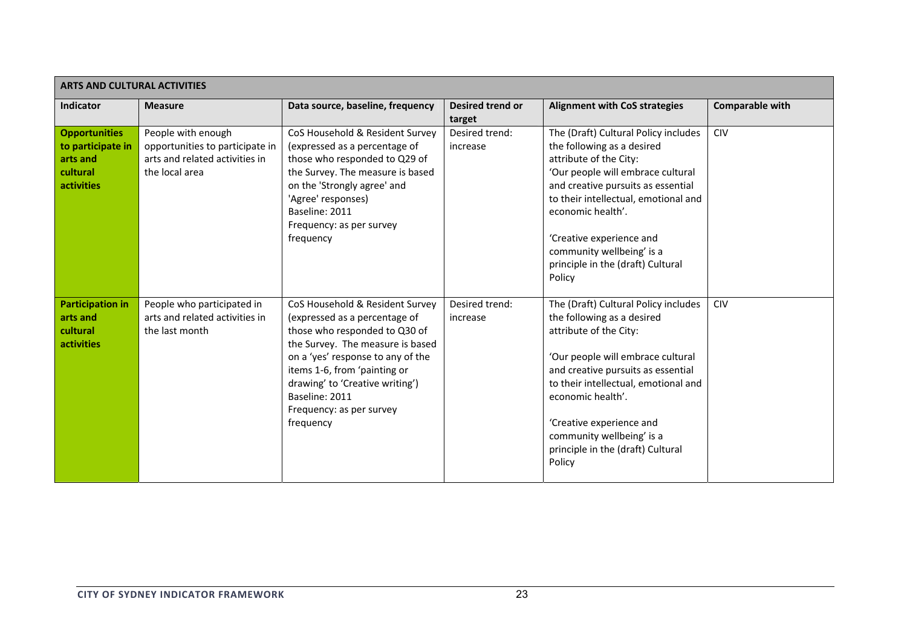| ARTS AND CULTURAL ACTIVITIES | | | | | |
|---|---|---|---|---|---|
| **Indicator** | **Measure** | **Data source, baseline, frequency** | **Desired trend or target** | **Alignment with CoS strategies** | **Comparable with** |
| **Opportunities to participate in arts and cultural activities** | People with enough opportunities to participate in arts and related activities in the local area | CoS Household & Resident Survey (expressed as a percentage of those who responded to Q29 of the Survey. The measure is based on the 'Strongly agree' and 'Agree' responses)<br>Baseline: 2011<br>Frequency: as per survey frequency | Desired trend: increase | The (Draft) Cultural Policy includes the following as a desired attribute of the City:<br>'Our people will embrace cultural and creative pursuits as essential to their intellectual, emotional and economic health'.<br><br>'Creative experience and community wellbeing' is a principle in the (draft) Cultural Policy | CIV |
| **Participation in arts and cultural activities** | People who participated in arts and related activities in the last month | CoS Household & Resident Survey (expressed as a percentage of those who responded to Q30 of the Survey. The measure is based on a 'yes' response to any of the items 1-6, from 'painting or drawing' to 'Creative writing')<br>Baseline: 2011<br>Frequency: as per survey frequency | Desired trend: increase | The (Draft) Cultural Policy includes the following as a desired attribute of the City:<br><br>'Our people will embrace cultural and creative pursuits as essential to their intellectual, emotional and economic health'.<br><br>'Creative experience and community wellbeing' is a principle in the (draft) Cultural Policy | CIV |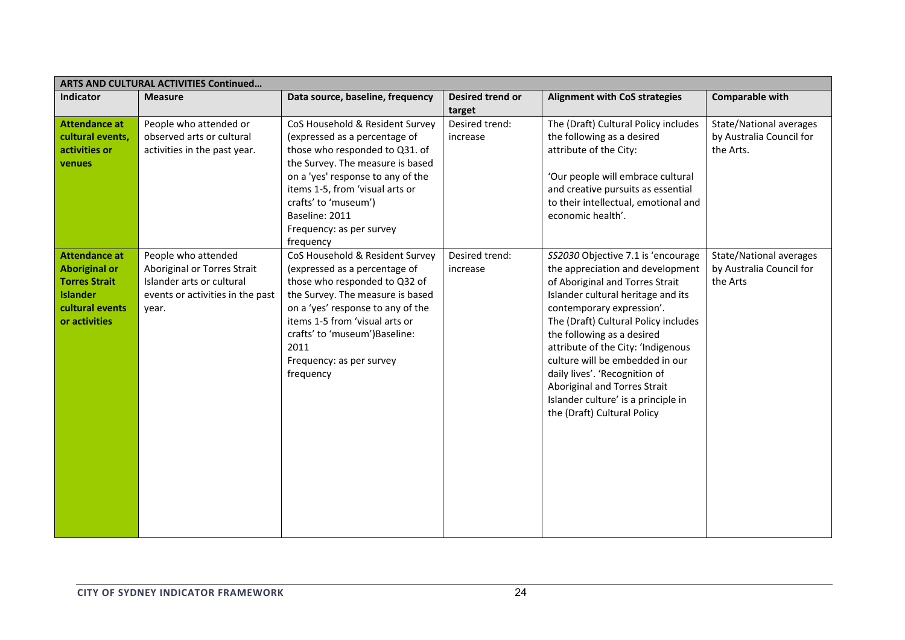| ARTS AND CULTURAL ACTIVITIES Continued… | | | | | |
|---|---|---|---|---|---|
| **Indicator** | **Measure** | **Data source, baseline, frequency** | **Desired trend or target** | **Alignment with CoS strategies** | **Comparable with** |
| **Attendance at cultural events, activities or venues** | People who attended or observed arts or cultural activities in the past year. | CoS Household & Resident Survey (expressed as a percentage of those who responded to Q31. of the Survey. The measure is based on a 'yes' response to any of the items 1-5, from 'visual arts or crafts' to 'museum')<br>Baseline: 2011<br>Frequency: as per survey frequency | Desired trend: increase | The (Draft) Cultural Policy includes the following as a desired attribute of the City:<br><br>'Our people will embrace cultural and creative pursuits as essential to their intellectual, emotional and economic health'. | State/National averages by Australia Council for the Arts. |
| **Attendance at Aboriginal or Torres Strait Islander cultural events or activities** | People who attended Aboriginal or Torres Strait Islander arts or cultural events or activities in the past year. | CoS Household & Resident Survey (expressed as a percentage of those who responded to Q32 of the Survey. The measure is based on a 'yes' response to any of the items 1-5 from 'visual arts or crafts' to 'museum')Baseline: 2011<br>Frequency: as per survey frequency | Desired trend: increase | *SS2030* Objective 7.1 is 'encourage the appreciation and development of Aboriginal and Torres Strait Islander cultural heritage and its contemporary expression'.<br>The (Draft) Cultural Policy includes the following as a desired attribute of the City: 'Indigenous culture will be embedded in our daily lives'. 'Recognition of Aboriginal and Torres Strait Islander culture' is a principle in the (Draft) Cultural Policy | State/National averages by Australia Council for the Arts |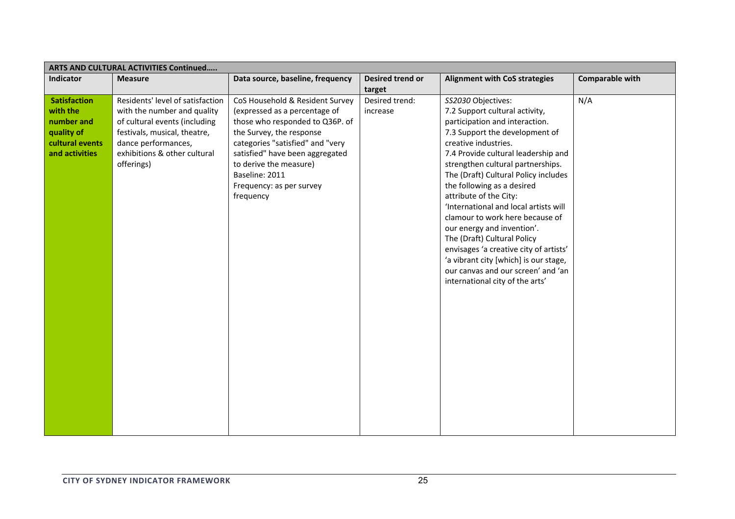| ARTS AND CULTURAL ACTIVITIES Continued….. | | | | | |
|---|---|---|---|---|---|
| **Indicator** | **Measure** | **Data source, baseline, frequency** | **Desired trend or target** | **Alignment with CoS strategies** | **Comparable with** |
| **Satisfaction with the number and quality of cultural events and activities** | Residents' level of satisfaction with the number and quality of cultural events (including festivals, musical, theatre, dance performances, exhibitions & other cultural offerings) | CoS Household & Resident Survey (expressed as a percentage of those who responded to Q36P. of the Survey, the response categories "satisfied" and "very satisfied" have been aggregated to derive the measure)<br>Baseline: 2011<br>Frequency: as per survey frequency | Desired trend: increase | *SS2030* Objectives:<br>7.2 Support cultural activity, participation and interaction.<br>7.3 Support the development of creative industries.<br>7.4 Provide cultural leadership and strengthen cultural partnerships.<br>The (Draft) Cultural Policy includes the following as a desired attribute of the City:<br>'International and local artists will clamour to work here because of our energy and invention'.<br>The (Draft) Cultural Policy envisages 'a creative city of artists' 'a vibrant city [which] is our stage, our canvas and our screen' and 'an international city of the arts' | N/A |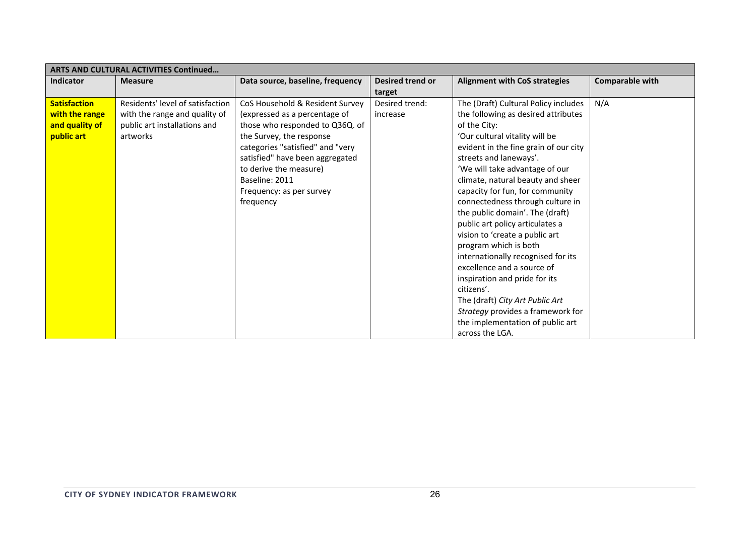| ARTS AND CULTURAL ACTIVITIES Continued… | | | | | |
|---|---|---|---|---|---|
| **Indicator** | **Measure** | **Data source, baseline, frequency** | **Desired trend or target** | **Alignment with CoS strategies** | **Comparable with** |
| **Satisfaction with the range and quality of public art** | Residents' level of satisfaction with the range and quality of public art installations and artworks | CoS Household & Resident Survey (expressed as a percentage of those who responded to Q36Q. of the Survey, the response categories "satisfied" and "very satisfied" have been aggregated to derive the measure)<br>Baseline: 2011<br>Frequency: as per survey frequency | Desired trend: increase | The (Draft) Cultural Policy includes the following as desired attributes of the City:<br>'Our cultural vitality will be evident in the fine grain of our city streets and laneways'.<br>'We will take advantage of our climate, natural beauty and sheer capacity for fun, for community connectedness through culture in the public domain'. The (draft) public art policy articulates a vision to 'create a public art program which is both internationally recognised for its excellence and a source of inspiration and pride for its citizens'.<br>The (draft) *City Art Public Art Strategy* provides a framework for the implementation of public art across the LGA. | N/A |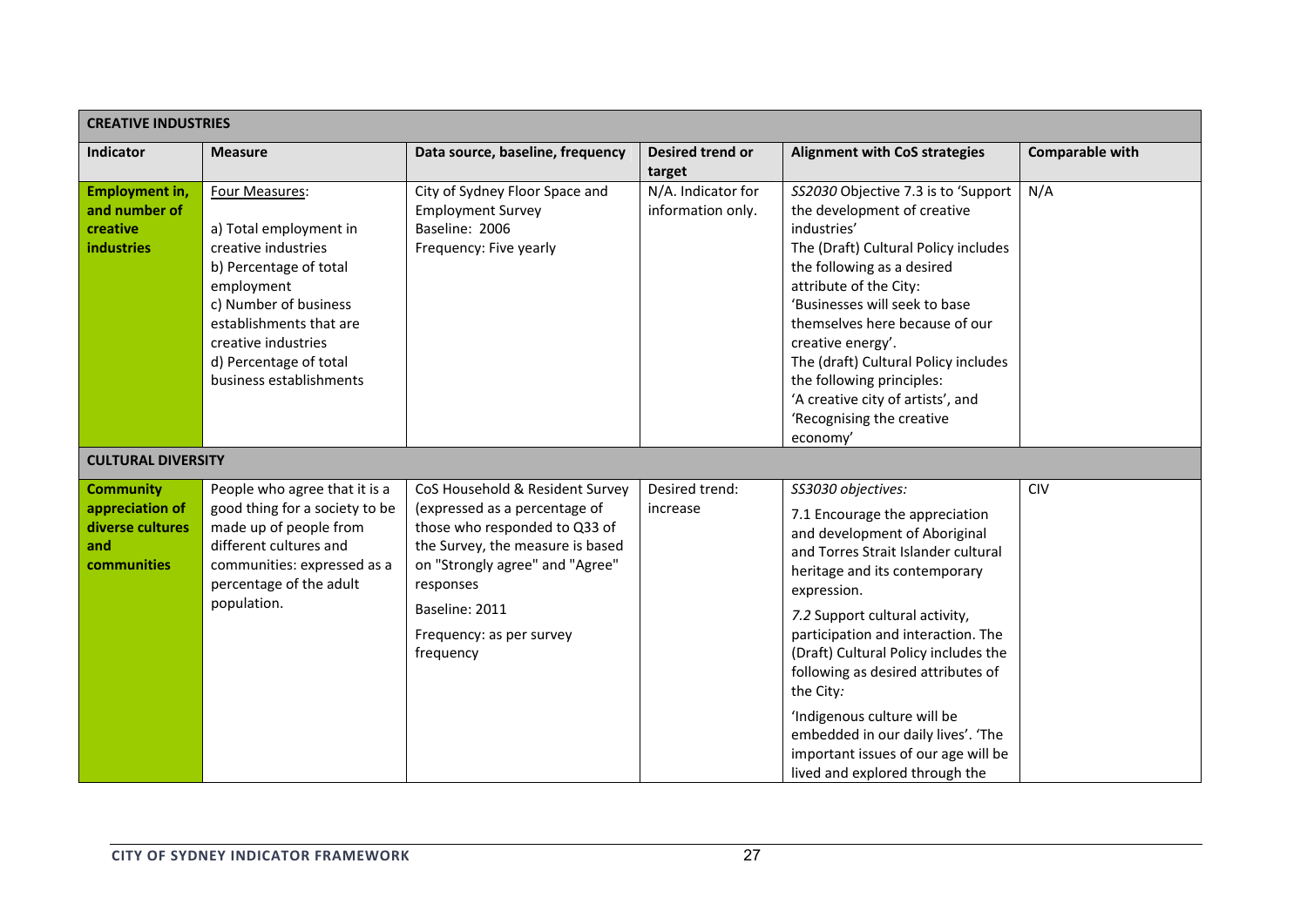| CREATIVE INDUSTRIES | | | | | |
|---|---|---|---|---|---|
| **Indicator** | **Measure** | **Data source, baseline, frequency** | **Desired trend or target** | **Alignment with CoS strategies** | **Comparable with** |
| **Employment in, and number of creative industries** | Four Measures:<br><br>a) Total employment in creative industries<br>b) Percentage of total employment<br>c) Number of business establishments that are creative industries<br>d) Percentage of total business establishments | City of Sydney Floor Space and Employment Survey<br>Baseline: 2006<br>Frequency: Five yearly | N/A. Indicator for information only. | *SS2030* Objective 7.3 is to 'Support the development of creative industries'<br>The (Draft) Cultural Policy includes the following as a desired attribute of the City:<br>'Businesses will seek to base themselves here because of our creative energy'.<br>The (draft) Cultural Policy includes the following principles:<br>'A creative city of artists', and 'Recognising the creative economy' | N/A |
| **CULTURAL DIVERSITY** | | | | | |
| **Community appreciation of diverse cultures and communities** | People who agree that it is a good thing for a society to be made up of people from different cultures and communities: expressed as a percentage of the adult population. | CoS Household & Resident Survey (expressed as a percentage of those who responded to Q33 of the Survey, the measure is based on "Strongly agree" and "Agree" responses<br><br>Baseline: 2011<br><br>Frequency: as per survey frequency | Desired trend: increase | *SS3030 objectives:*<br><br>7.1 Encourage the appreciation and development of Aboriginal and Torres Strait Islander cultural heritage and its contemporary expression.<br><br>*7.2* Support cultural activity, participation and interaction. The (Draft) Cultural Policy includes the following as desired attributes of the City*:*<br><br>'Indigenous culture will be embedded in our daily lives'. 'The important issues of our age will be lived and explored through the | CIV |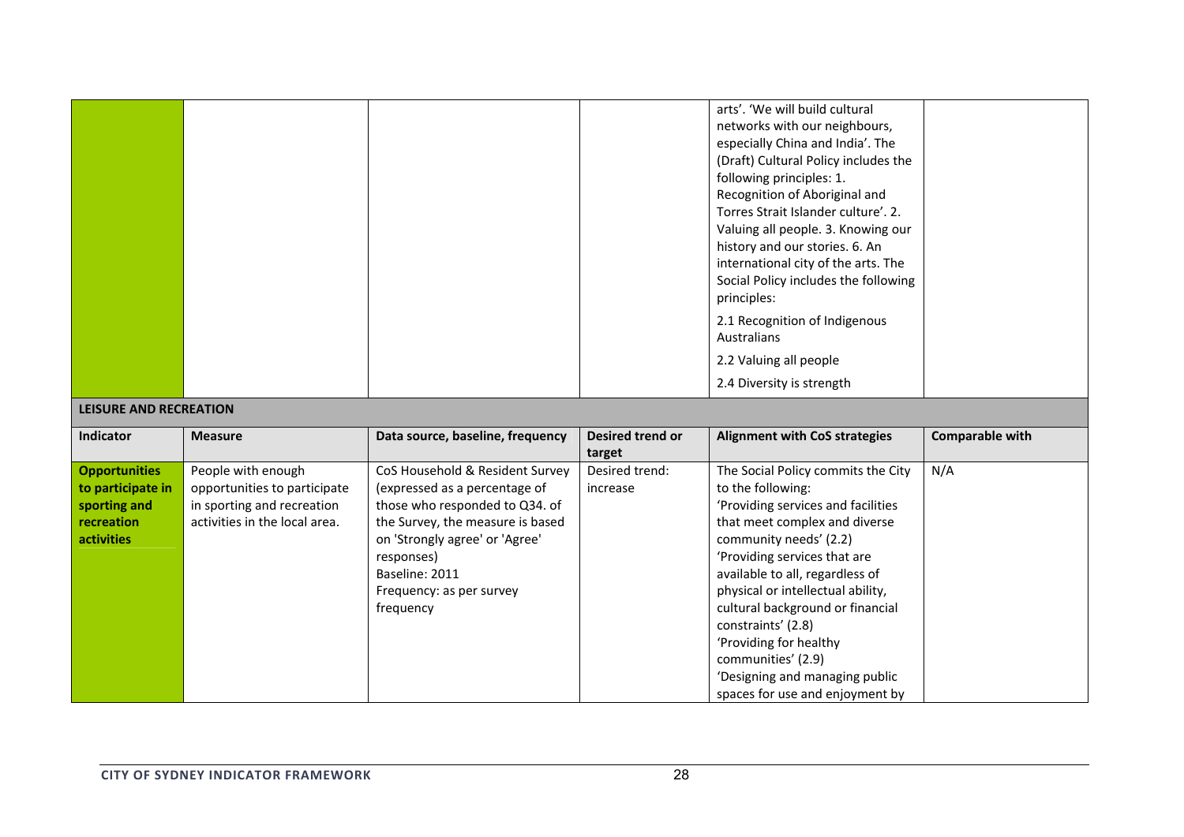| | | | | | |
|---|---|---|---|---|---|
| | | | | arts'. 'We will build cultural networks with our neighbours, especially China and India'. The (Draft) Cultural Policy includes the following principles: 1. Recognition of Aboriginal and Torres Strait Islander culture'. 2. Valuing all people. 3. Knowing our history and our stories. 6. An international city of the arts. The Social Policy includes the following principles:<br><br>2.1 Recognition of Indigenous Australians<br><br>2.2 Valuing all people<br><br>2.4 Diversity is strength | |

**LEISURE AND RECREATION**

| Indicator | Measure | Data source, baseline, frequency | Desired trend or target | Alignment with CoS strategies | Comparable with |
|---|---|---|---|---|---|
| **Opportunities to participate in sporting and recreation activities** | People with enough opportunities to participate in sporting and recreation activities in the local area. | CoS Household & Resident Survey (expressed as a percentage of those who responded to Q34. of the Survey, the measure is based on 'Strongly agree' or 'Agree' responses)<br>Baseline: 2011<br>Frequency: as per survey frequency | Desired trend: increase | The Social Policy commits the City to the following:<br>'Providing services and facilities that meet complex and diverse community needs' (2.2)<br>'Providing services that are available to all, regardless of physical or intellectual ability, cultural background or financial constraints' (2.8)<br>'Providing for healthy communities' (2.9)<br>'Designing and managing public spaces for use and enjoyment by | N/A |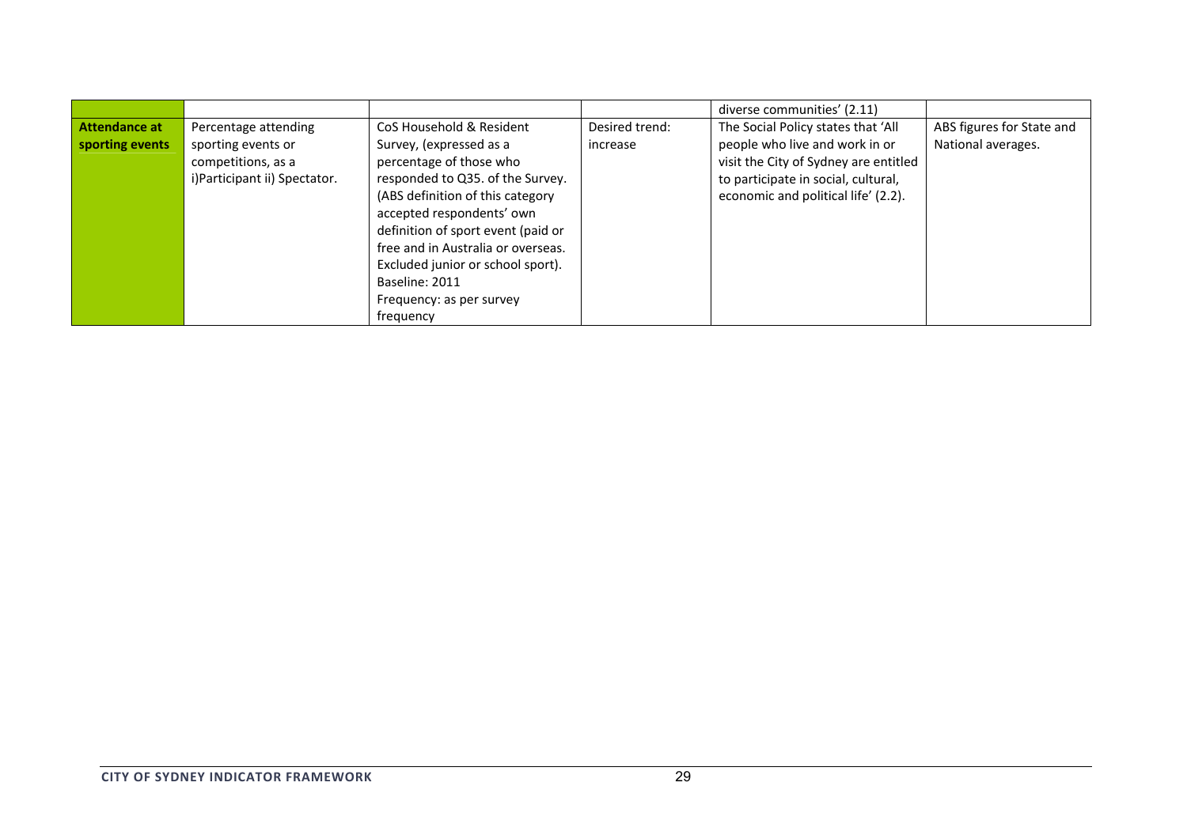| | | | | | |
|---|---|---|---|---|---|
| | | | | diverse communities' (2.11) | |
| **Attendance at sporting events** | Percentage attending sporting events or competitions, as a i)Participant ii) Spectator. | CoS Household & Resident Survey, (expressed as a percentage of those who responded to Q35. of the Survey. (ABS definition of this category accepted respondents' own definition of sport event (paid or free and in Australia or overseas. Excluded junior or school sport). Baseline: 2011 Frequency: as per survey frequency | Desired trend: increase | The Social Policy states that 'All people who live and work in or visit the City of Sydney are entitled to participate in social, cultural, economic and political life' (2.2). | ABS figures for State and National averages. |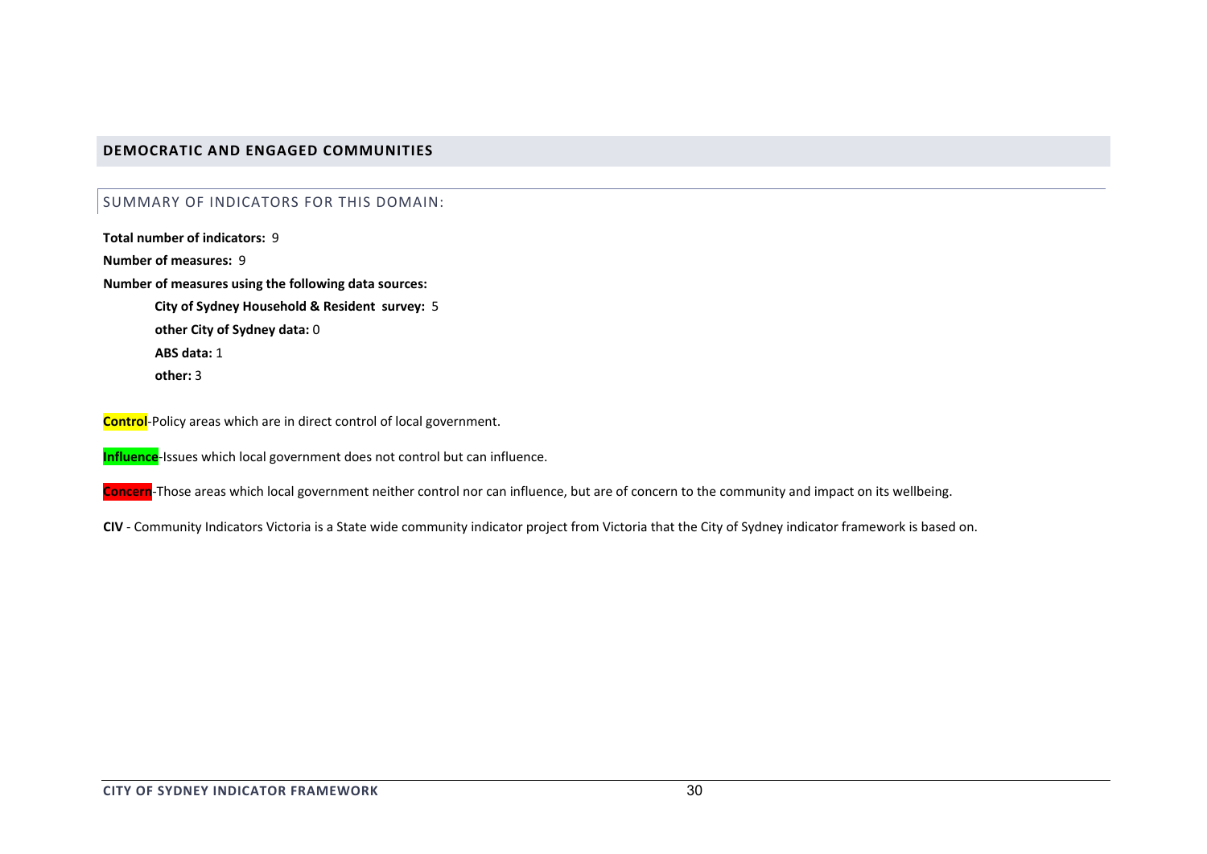## DEMOCRATIC AND ENGAGED COMMUNITIES

### SUMMARY OF INDICATORS FOR THIS DOMAIN:

**Total number of indicators:** 9

**Number of measures:** 9

**Number of measures using the following data sources:**

- **City of Sydney Household & Resident survey:** 5
- **other City of Sydney data:** 0
- **ABS data:** 1
- **other:** 3

**Control**-Policy areas which are in direct control of local government.

**Influence**-Issues which local government does not control but can influence.

**Concern**-Those areas which local government neither control nor can influence, but are of concern to the community and impact on its wellbeing.

**CIV** - Community Indicators Victoria is a State wide community indicator project from Victoria that the City of Sydney indicator framework is based on.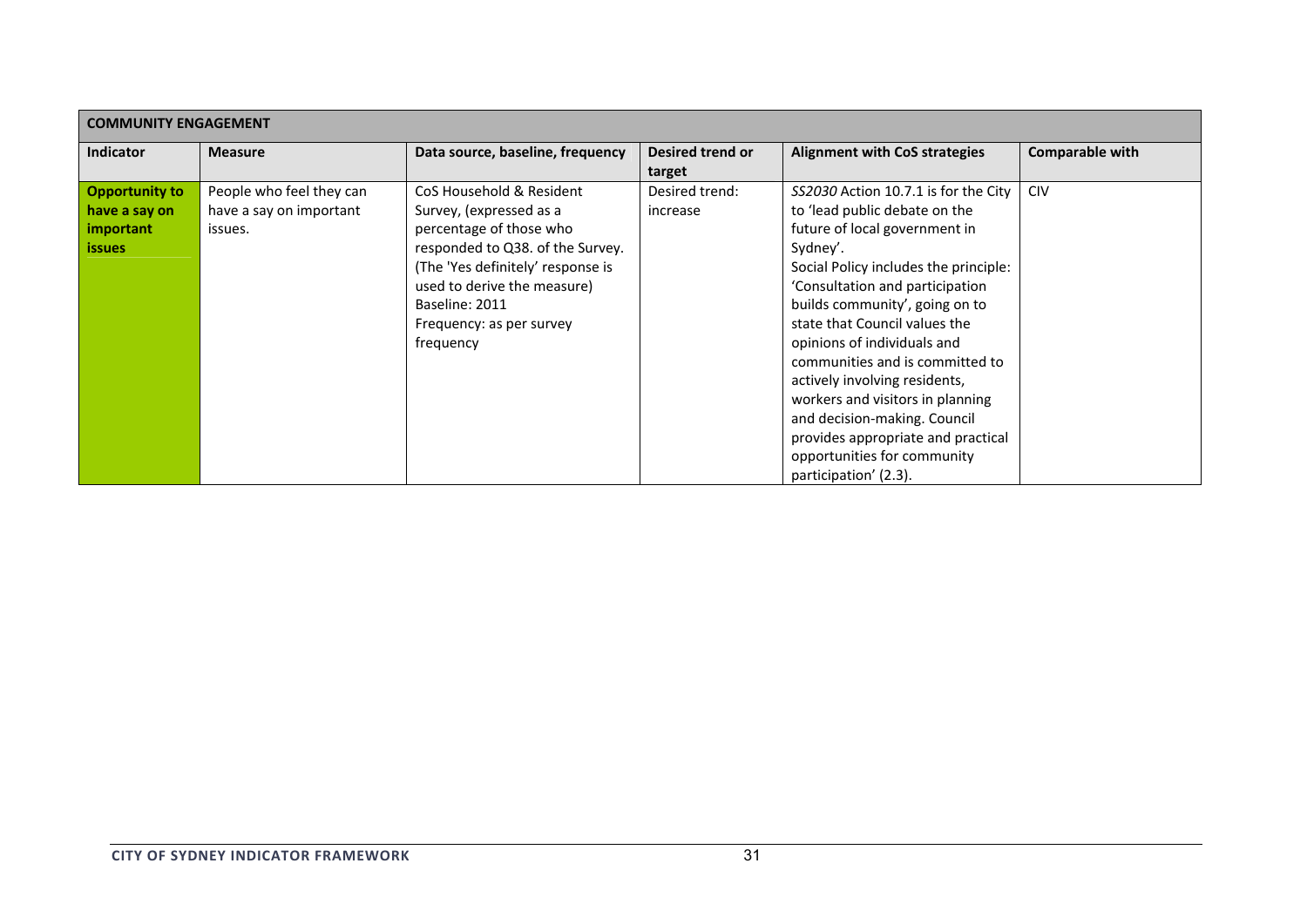| COMMUNITY ENGAGEMENT | | | | | |
|---|---|---|---|---|---|
| **Indicator** | **Measure** | **Data source, baseline, frequency** | **Desired trend or target** | **Alignment with CoS strategies** | **Comparable with** |
| **Opportunity to have a say on important issues** | People who feel they can have a say on important issues. | CoS Household & Resident Survey, (expressed as a percentage of those who responded to Q38. of the Survey. (The 'Yes definitely' response is used to derive the measure) Baseline: 2011 Frequency: as per survey frequency | Desired trend: increase | *SS2030* Action 10.7.1 is for the City to 'lead public debate on the future of local government in Sydney'. Social Policy includes the principle: 'Consultation and participation builds community', going on to state that Council values the opinions of individuals and communities and is committed to actively involving residents, workers and visitors in planning and decision-making. Council provides appropriate and practical opportunities for community participation' (2.3). | CIV |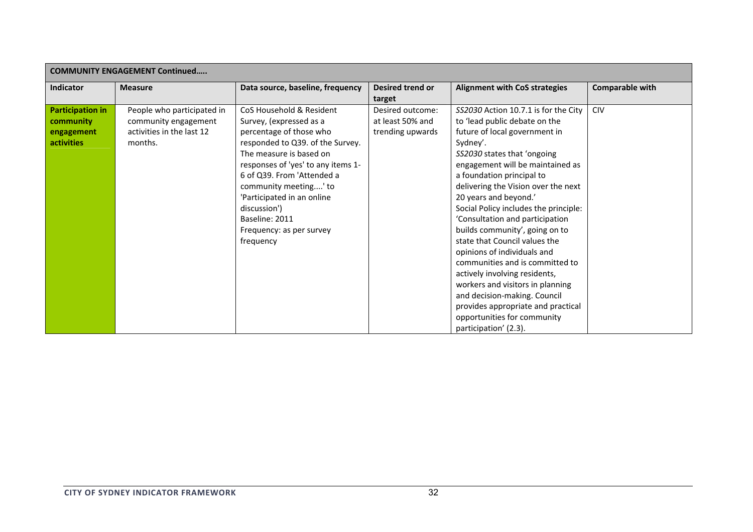| COMMUNITY ENGAGEMENT Continued….. | | | | | |
|---|---|---|---|---|---|
| **Indicator** | **Measure** | **Data source, baseline, frequency** | **Desired trend or target** | **Alignment with CoS strategies** | **Comparable with** |
| **Participation in community engagement activities** | People who participated in community engagement activities in the last 12 months. | CoS Household & Resident Survey, (expressed as a percentage of those who responded to Q39. of the Survey. The measure is based on responses of 'yes' to any items 1-6 of Q39. From 'Attended a community meeting....' to 'Participated in an online discussion')<br>Baseline: 2011<br>Frequency: as per survey frequency | Desired outcome: at least 50% and trending upwards | *SS2030* Action 10.7.1 is for the City to 'lead public debate on the future of local government in Sydney'.<br>*SS2030* states that 'ongoing engagement will be maintained as a foundation principal to delivering the Vision over the next 20 years and beyond.'<br>Social Policy includes the principle: 'Consultation and participation builds community', going on to state that Council values the opinions of individuals and communities and is committed to actively involving residents, workers and visitors in planning and decision-making. Council provides appropriate and practical opportunities for community participation' (2.3). | CIV |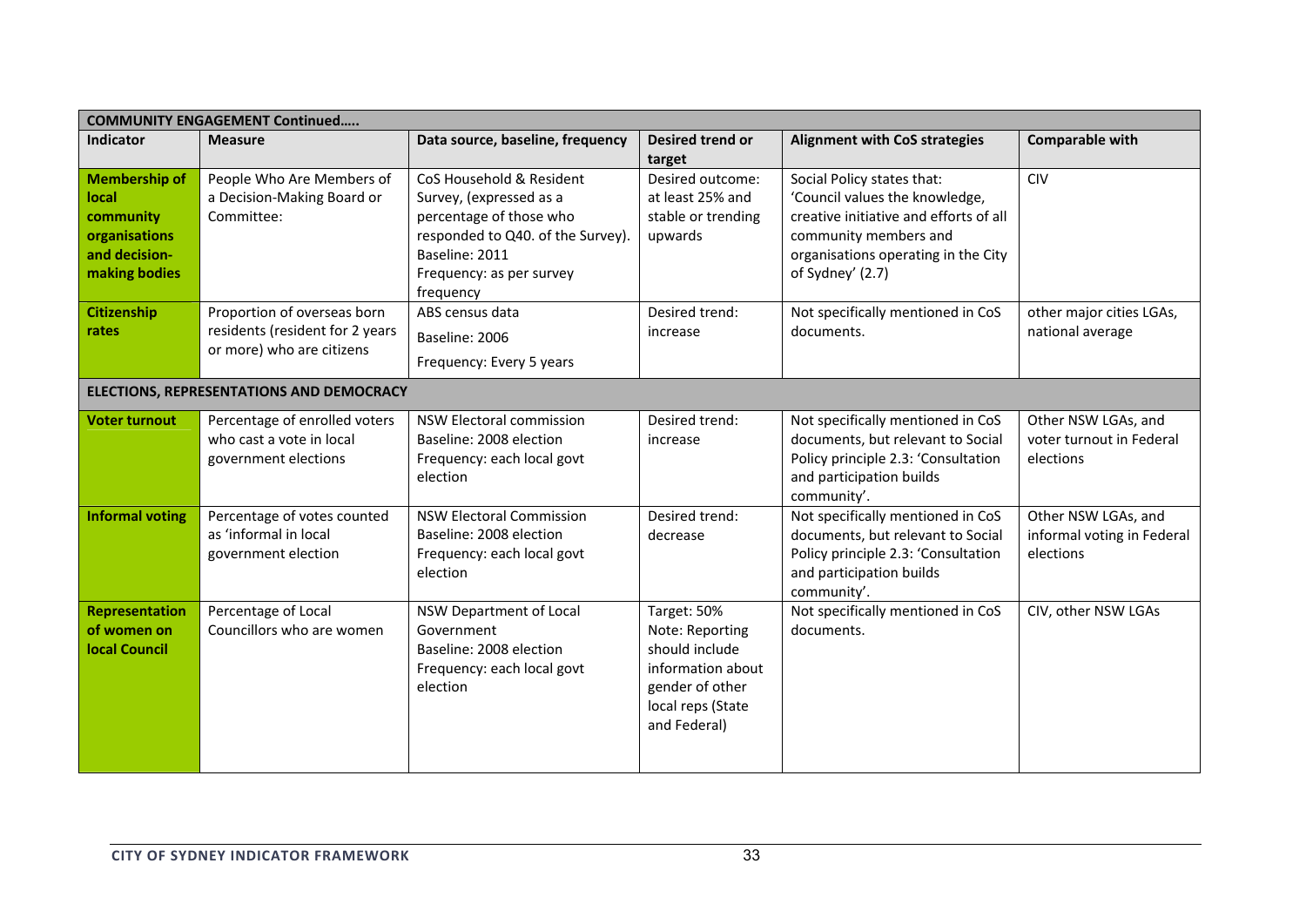| COMMUNITY ENGAGEMENT Continued….. | | | | | |
|---|---|---|---|---|---|
| **Indicator** | **Measure** | **Data source, baseline, frequency** | **Desired trend or target** | **Alignment with CoS strategies** | **Comparable with** |
| **Membership of local community organisations and decision-making bodies** | People Who Are Members of a Decision-Making Board or Committee: | CoS Household & Resident Survey, (expressed as a percentage of those who responded to Q40. of the Survey). Baseline: 2011 Frequency: as per survey frequency | Desired outcome: at least 25% and stable or trending upwards | Social Policy states that: 'Council values the knowledge, creative initiative and efforts of all community members and organisations operating in the City of Sydney' (2.7) | CIV |
| **Citizenship rates** | Proportion of overseas born residents (resident for 2 years or more) who are citizens | ABS census data Baseline: 2006 Frequency: Every 5 years | Desired trend: increase | Not specifically mentioned in CoS documents. | other major cities LGAs, national average |
| **ELECTIONS, REPRESENTATIONS AND DEMOCRACY** | | | | | |
| **Voter turnout** | Percentage of enrolled voters who cast a vote in local government elections | NSW Electoral commission Baseline: 2008 election Frequency: each local govt election | Desired trend: increase | Not specifically mentioned in CoS documents, but relevant to Social Policy principle 2.3: 'Consultation and participation builds community'. | Other NSW LGAs, and voter turnout in Federal elections |
| **Informal voting** | Percentage of votes counted as 'informal in local government election | NSW Electoral Commission Baseline: 2008 election Frequency: each local govt election | Desired trend: decrease | Not specifically mentioned in CoS documents, but relevant to Social Policy principle 2.3: 'Consultation and participation builds community'. | Other NSW LGAs, and informal voting in Federal elections |
| **Representation of women on local Council** | Percentage of Local Councillors who are women | NSW Department of Local Government Baseline: 2008 election Frequency: each local govt election | Target: 50% Note: Reporting should include information about gender of other local reps (State and Federal) | Not specifically mentioned in CoS documents. | CIV, other NSW LGAs |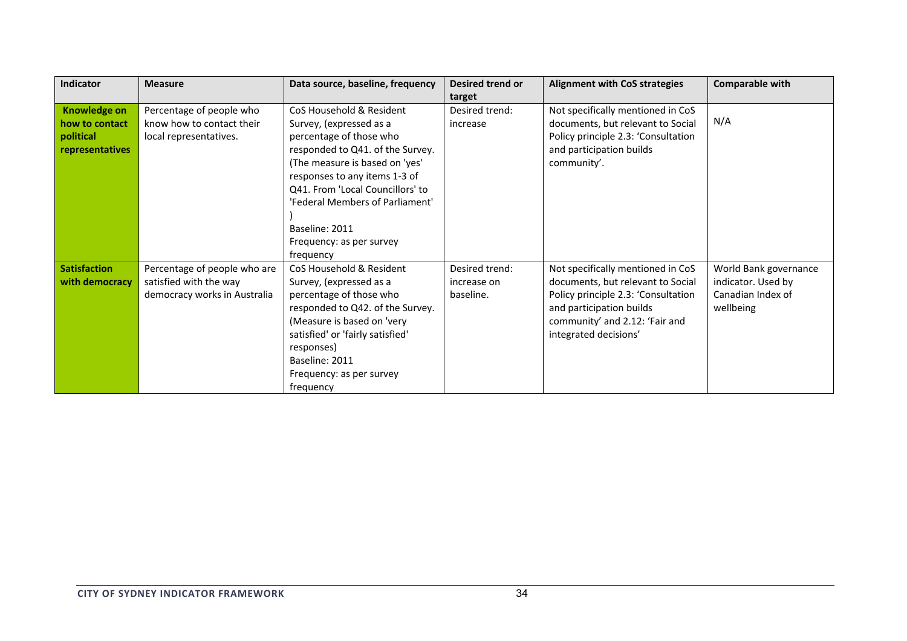| Indicator | Measure | Data source, baseline, frequency | Desired trend or target | Alignment with CoS strategies | Comparable with |
|---|---|---|---|---|---|
| **Knowledge on how to contact political representatives** | Percentage of people who know how to contact their local representatives. | CoS Household & Resident Survey, (expressed as a percentage of those who responded to Q41. of the Survey. (The measure is based on 'yes' responses to any items 1-3 of Q41. From 'Local Councillors' to 'Federal Members of Parliament' ) Baseline: 2011 Frequency: as per survey frequency | Desired trend: increase | Not specifically mentioned in CoS documents, but relevant to Social Policy principle 2.3: 'Consultation and participation builds community'. | N/A |
| **Satisfaction with democracy** | Percentage of people who are satisfied with the way democracy works in Australia | CoS Household & Resident Survey, (expressed as a percentage of those who responded to Q42. of the Survey. (Measure is based on 'very satisfied' or 'fairly satisfied' responses) Baseline: 2011 Frequency: as per survey frequency | Desired trend: increase on baseline. | Not specifically mentioned in CoS documents, but relevant to Social Policy principle 2.3: 'Consultation and participation builds community' and 2.12: 'Fair and integrated decisions' | World Bank governance indicator. Used by Canadian Index of wellbeing |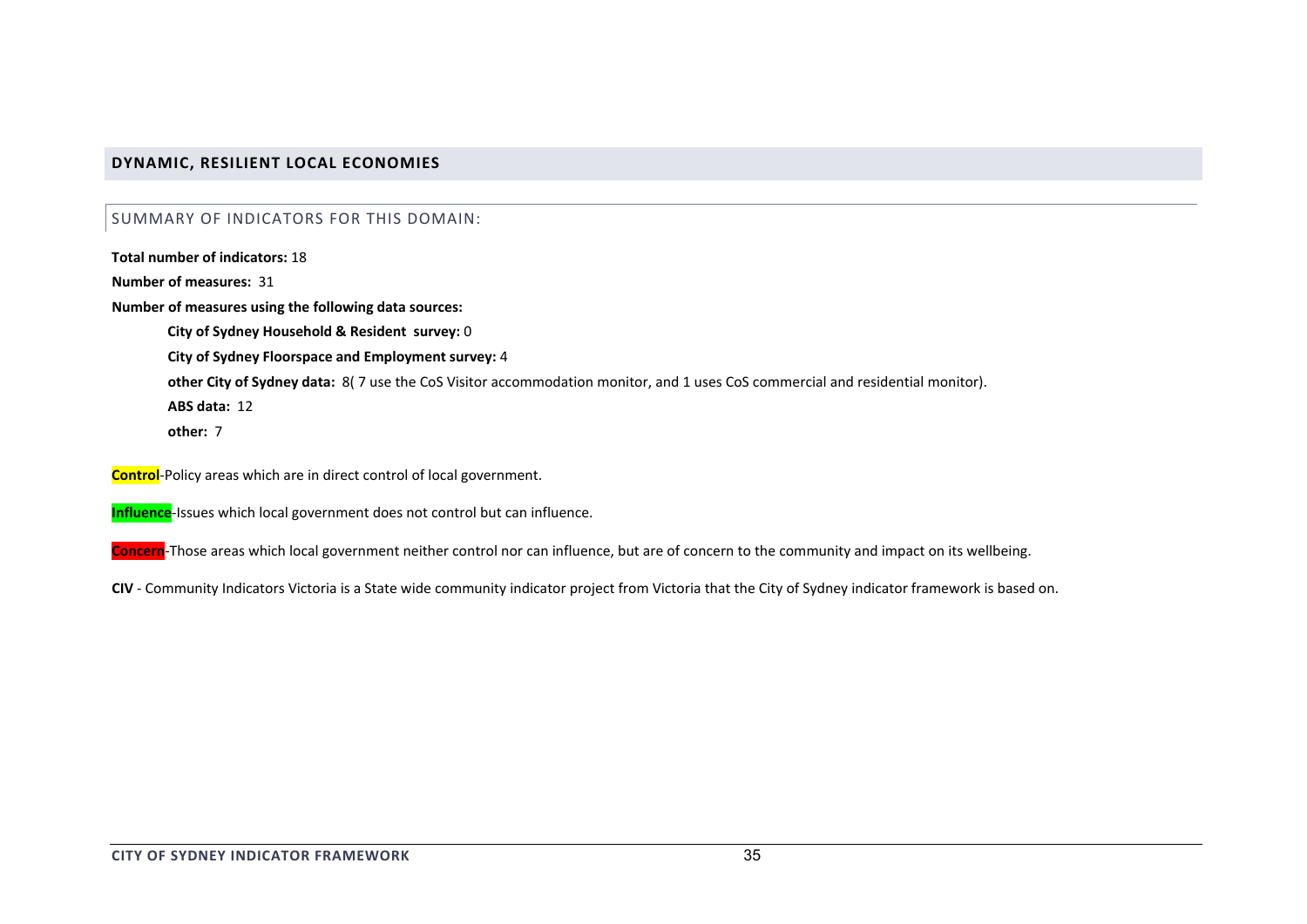## DYNAMIC, RESILIENT LOCAL ECONOMIES

### SUMMARY OF INDICATORS FOR THIS DOMAIN:

**Total number of indicators:** 18

**Number of measures:** 31

**Number of measures using the following data sources:**

- **City of Sydney Household & Resident survey:** 0
- **City of Sydney Floorspace and Employment survey:** 4
- **other City of Sydney data:** 8( 7 use the CoS Visitor accommodation monitor, and 1 uses CoS commercial and residential monitor).
- **ABS data:** 12
- **other:** 7

**Control**-Policy areas which are in direct control of local government.

**Influence**-Issues which local government does not control but can influence.

**Concern**-Those areas which local government neither control nor can influence, but are of concern to the community and impact on its wellbeing.

**CIV** - Community Indicators Victoria is a State wide community indicator project from Victoria that the City of Sydney indicator framework is based on.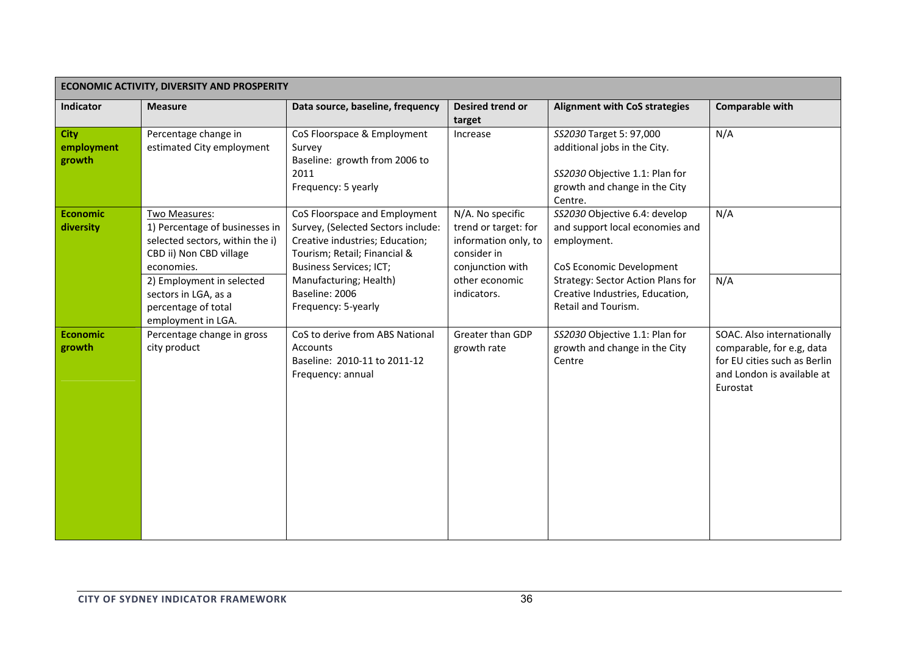| ECONOMIC ACTIVITY, DIVERSITY AND PROSPERITY | | | | | |
|---|---|---|---|---|---|
| **Indicator** | **Measure** | **Data source, baseline, frequency** | **Desired trend or target** | **Alignment with CoS strategies** | **Comparable with** |
| **City employment growth** | Percentage change in estimated City employment | CoS Floorspace & Employment Survey<br>Baseline: growth from 2006 to 2011<br>Frequency: 5 yearly | Increase | *SS2030* Target 5: 97,000 additional jobs in the City.<br><br>*SS2030* Objective 1.1: Plan for growth and change in the City Centre. | N/A |
| **Economic diversity** | Two Measures:<br>1) Percentage of businesses in selected sectors, within the i) CBD ii) Non CBD village economies.<br>2) Employment in selected sectors in LGA, as a percentage of total employment in LGA. | CoS Floorspace and Employment Survey, (Selected Sectors include: Creative industries; Education; Tourism; Retail; Financial & Business Services; ICT; Manufacturing; Health)<br>Baseline: 2006<br>Frequency: 5-yearly | N/A. No specific trend or target: for information only, to consider in conjunction with other economic indicators. | *SS2030* Objective 6.4: develop and support local economies and employment.<br><br>CoS Economic Development Strategy: Sector Action Plans for Creative Industries, Education, Retail and Tourism. | N/A<br><br>N/A |
| **Economic growth** | Percentage change in gross city product | CoS to derive from ABS National Accounts<br>Baseline: 2010-11 to 2011-12<br>Frequency: annual | Greater than GDP growth rate | *SS2030* Objective 1.1: Plan for growth and change in the City Centre | SOAC. Also internationally comparable, for e.g, data for EU cities such as Berlin and London is available at Eurostat |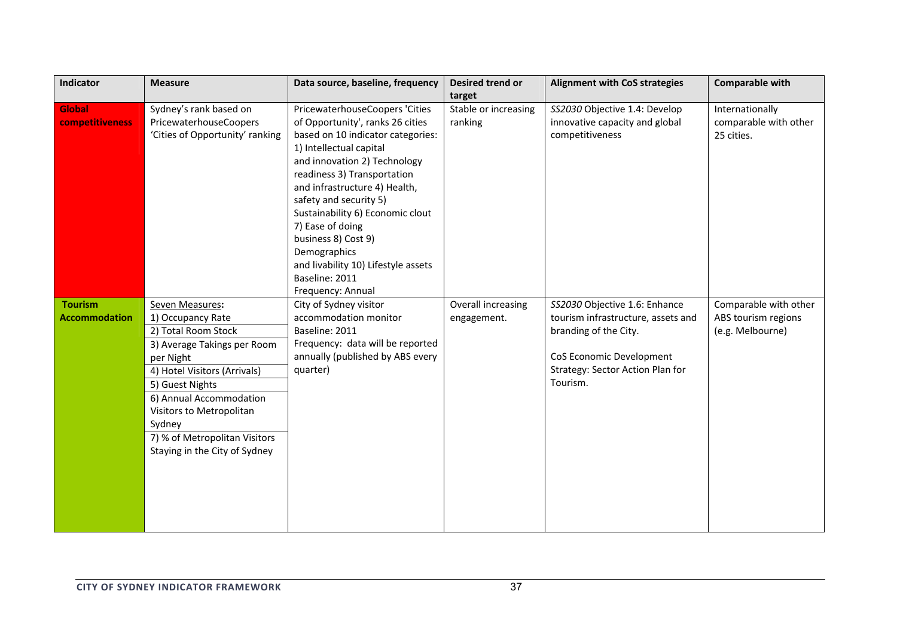| Indicator | Measure | Data source, baseline, frequency | Desired trend or target | Alignment with CoS strategies | Comparable with |
|---|---|---|---|---|---|
| **Global competitiveness** | Sydney's rank based on PricewaterhouseCoopers 'Cities of Opportunity' ranking | PricewaterhouseCoopers 'Cities of Opportunity', ranks 26 cities based on 10 indicator categories: 1) Intellectual capital and innovation 2) Technology readiness 3) Transportation and infrastructure 4) Health, safety and security 5) Sustainability 6) Economic clout 7) Ease of doing business 8) Cost 9) Demographics and livability 10) Lifestyle assets<br>Baseline: 2011<br>Frequency: Annual | Stable or increasing ranking | *SS2030* Objective 1.4: Develop innovative capacity and global competitiveness | Internationally comparable with other 25 cities. |
| **Tourism Accommodation** | Seven Measures:<br>1) Occupancy Rate<br>2) Total Room Stock<br>3) Average Takings per Room per Night<br>4) Hotel Visitors (Arrivals)<br>5) Guest Nights<br>6) Annual Accommodation Visitors to Metropolitan Sydney<br>7) % of Metropolitan Visitors Staying in the City of Sydney | City of Sydney visitor accommodation monitor<br>Baseline: 2011<br>Frequency: data will be reported annually (published by ABS every quarter) | Overall increasing engagement. | *SS2030* Objective 1.6: Enhance tourism infrastructure, assets and branding of the City.<br><br>CoS Economic Development Strategy: Sector Action Plan for Tourism. | Comparable with other ABS tourism regions (e.g. Melbourne) |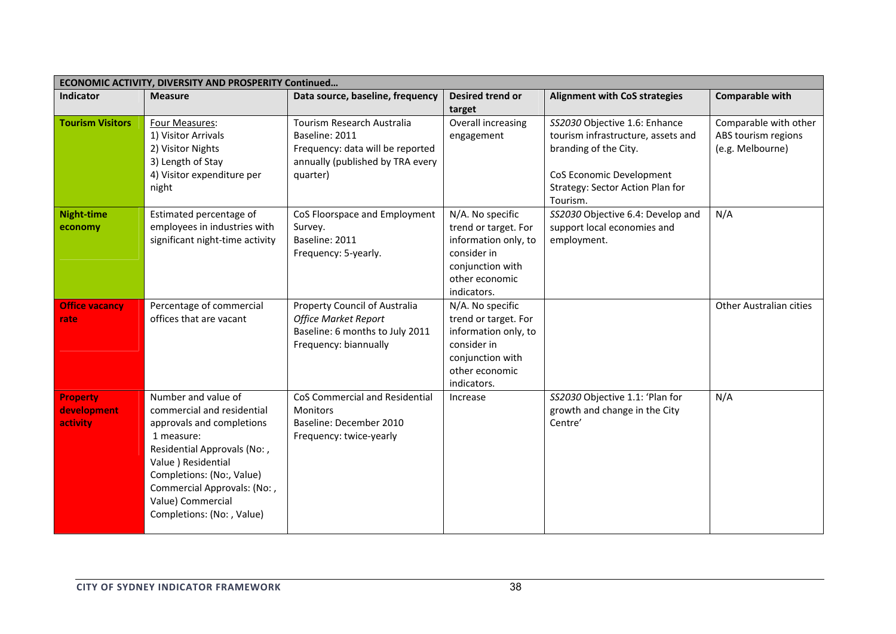| ECONOMIC ACTIVITY, DIVERSITY AND PROSPERITY Continued… | | | | | |
|---|---|---|---|---|---|
| **Indicator** | **Measure** | **Data source, baseline, frequency** | **Desired trend or target** | **Alignment with CoS strategies** | **Comparable with** |
| **Tourism Visitors** | Four Measures:<br>1) Visitor Arrivals<br>2) Visitor Nights<br>3) Length of Stay<br>4) Visitor expenditure per night | Tourism Research Australia<br>Baseline: 2011<br>Frequency: data will be reported annually (published by TRA every quarter) | Overall increasing engagement | *SS2030* Objective 1.6: Enhance tourism infrastructure, assets and branding of the City.<br><br>CoS Economic Development Strategy: Sector Action Plan for Tourism. | Comparable with other ABS tourism regions (e.g. Melbourne) |
| **Night-time economy** | Estimated percentage of employees in industries with significant night-time activity | CoS Floorspace and Employment Survey.<br>Baseline: 2011<br>Frequency: 5-yearly. | N/A. No specific trend or target. For information only, to consider in conjunction with other economic indicators. | *SS2030* Objective 6.4: Develop and support local economies and employment. | N/A |
| **Office vacancy rate** | Percentage of commercial offices that are vacant | Property Council of Australia *Office Market Report*<br>Baseline: 6 months to July 2011<br>Frequency: biannually | N/A. No specific trend or target. For information only, to consider in conjunction with other economic indicators. | | Other Australian cities |
| **Property development activity** | Number and value of commercial and residential approvals and completions<br>1 measure:<br>Residential Approvals (No: , Value ) Residential Completions: (No:, Value) Commercial Approvals: (No: , Value) Commercial Completions: (No: , Value) | CoS Commercial and Residential Monitors<br>Baseline: December 2010<br>Frequency: twice-yearly | Increase | *SS2030* Objective 1.1: 'Plan for growth and change in the City Centre' | N/A |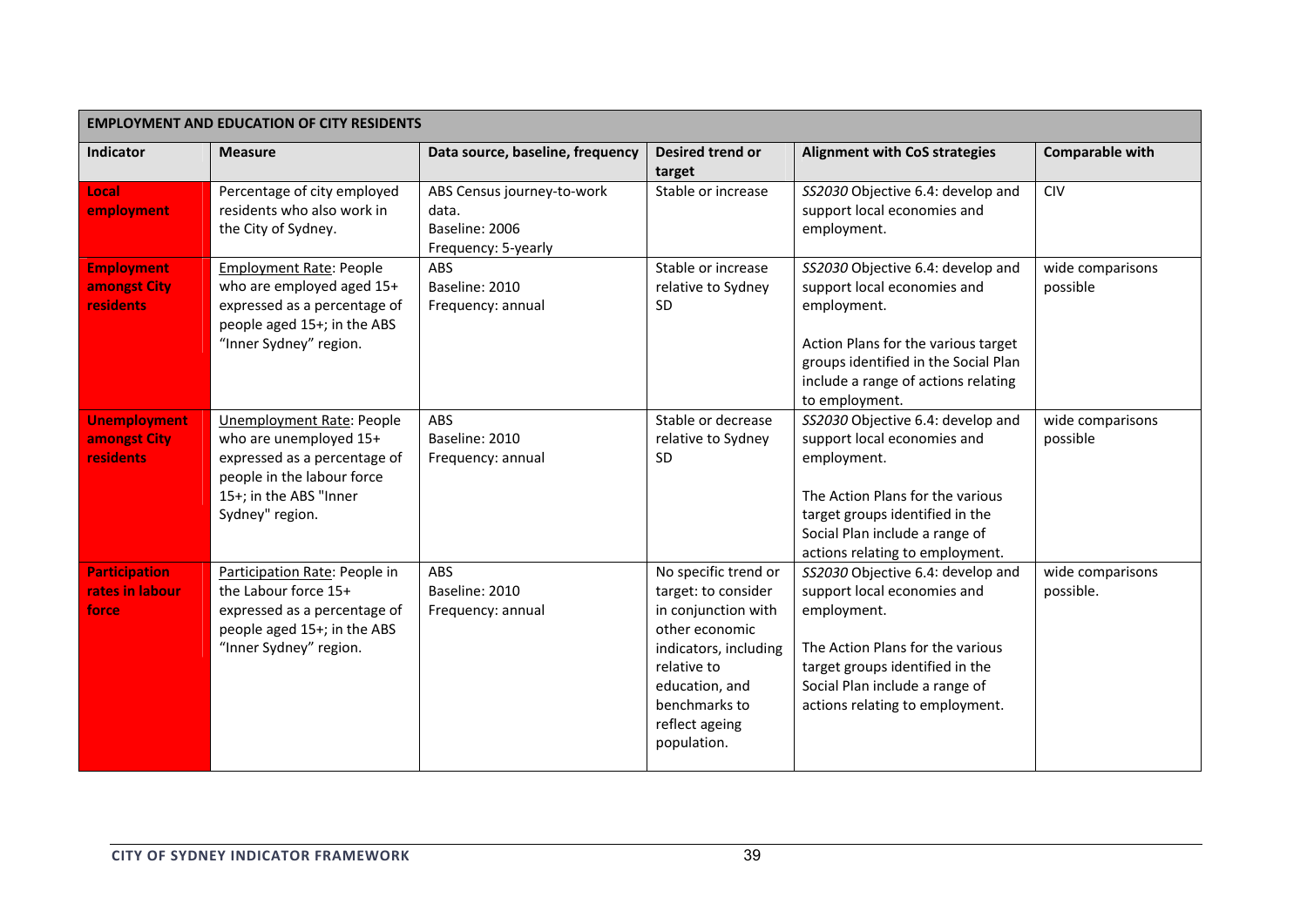| EMPLOYMENT AND EDUCATION OF CITY RESIDENTS | | | | | |
|---|---|---|---|---|---|
| **Indicator** | **Measure** | **Data source, baseline, frequency** | **Desired trend or target** | **Alignment with CoS strategies** | **Comparable with** |
| **Local employment** | Percentage of city employed residents who also work in the City of Sydney. | ABS Census journey-to-work data.<br>Baseline: 2006<br>Frequency: 5-yearly | Stable or increase | *SS2030* Objective 6.4: develop and support local economies and employment. | CIV |
| **Employment amongst City residents** | Employment Rate: People who are employed aged 15+ expressed as a percentage of people aged 15+; in the ABS "Inner Sydney" region. | ABS<br>Baseline: 2010<br>Frequency: annual | Stable or increase relative to Sydney SD | *SS2030* Objective 6.4: develop and support local economies and employment.<br><br>Action Plans for the various target groups identified in the Social Plan include a range of actions relating to employment. | wide comparisons possible |
| **Unemployment amongst City residents** | Unemployment Rate: People who are unemployed 15+ expressed as a percentage of people in the labour force 15+; in the ABS "Inner Sydney" region. | ABS<br>Baseline: 2010<br>Frequency: annual | Stable or decrease relative to Sydney SD | *SS2030* Objective 6.4: develop and support local economies and employment.<br><br>The Action Plans for the various target groups identified in the Social Plan include a range of actions relating to employment. | wide comparisons possible |
| **Participation rates in labour force** | Participation Rate: People in the Labour force 15+ expressed as a percentage of people aged 15+; in the ABS "Inner Sydney" region. | ABS<br>Baseline: 2010<br>Frequency: annual | No specific trend or target: to consider in conjunction with other economic indicators, including relative to education, and benchmarks to reflect ageing population. | *SS2030* Objective 6.4: develop and support local economies and employment.<br><br>The Action Plans for the various target groups identified in the Social Plan include a range of actions relating to employment. | wide comparisons possible. |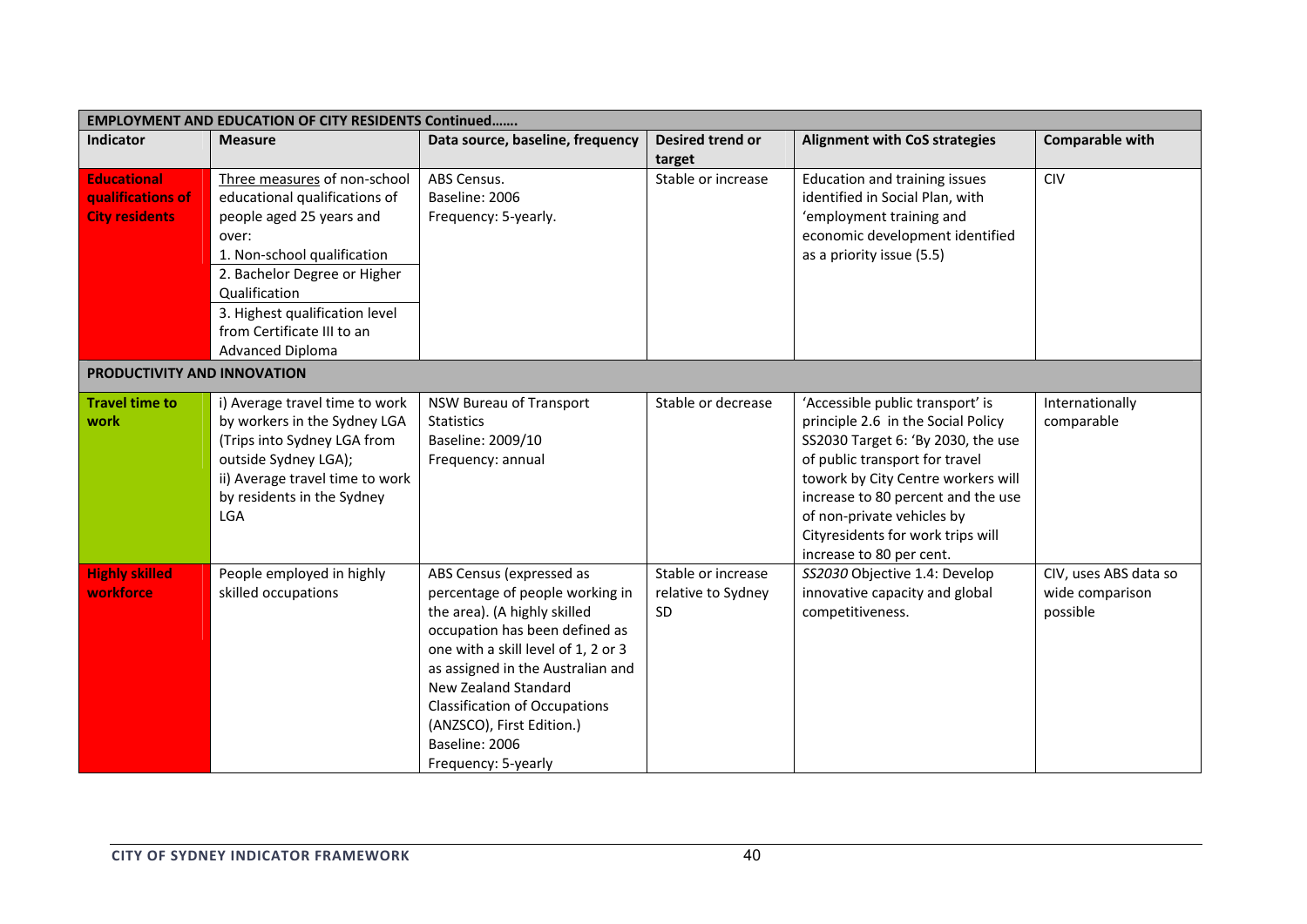| EMPLOYMENT AND EDUCATION OF CITY RESIDENTS Continued……. | | | | | |
|---|---|---|---|---|---|
| **Indicator** | **Measure** | **Data source, baseline, frequency** | **Desired trend or target** | **Alignment with CoS strategies** | **Comparable with** |
| **Educational qualifications of City residents** | Three measures of non-school educational qualifications of people aged 25 years and over:<br>1. Non-school qualification<br>2. Bachelor Degree or Higher Qualification<br>3. Highest qualification level from Certificate III to an Advanced Diploma | ABS Census.<br>Baseline: 2006<br>Frequency: 5-yearly. | Stable or increase | Education and training issues identified in Social Plan, with 'employment training and economic development identified as a priority issue (5.5) | CIV |
| **PRODUCTIVITY AND INNOVATION** | | | | | |
| **Travel time to work** | i) Average travel time to work by workers in the Sydney LGA (Trips into Sydney LGA from outside Sydney LGA);<br>ii) Average travel time to work by residents in the Sydney LGA | NSW Bureau of Transport Statistics<br>Baseline: 2009/10<br>Frequency: annual | Stable or decrease | 'Accessible public transport' is principle 2.6 in the Social Policy SS2030 Target 6: 'By 2030, the use of public transport for travel towork by City Centre workers will increase to 80 percent and the use of non-private vehicles by Cityresidents for work trips will increase to 80 per cent. | Internationally comparable |
| **Highly skilled workforce** | People employed in highly skilled occupations | ABS Census (expressed as percentage of people working in the area). (A highly skilled occupation has been defined as one with a skill level of 1, 2 or 3 as assigned in the Australian and New Zealand Standard Classification of Occupations (ANZSCO), First Edition.)<br>Baseline: 2006<br>Frequency: 5-yearly | Stable or increase relative to Sydney SD | *SS2030* Objective 1.4: Develop innovative capacity and global competitiveness. | CIV, uses ABS data so wide comparison possible |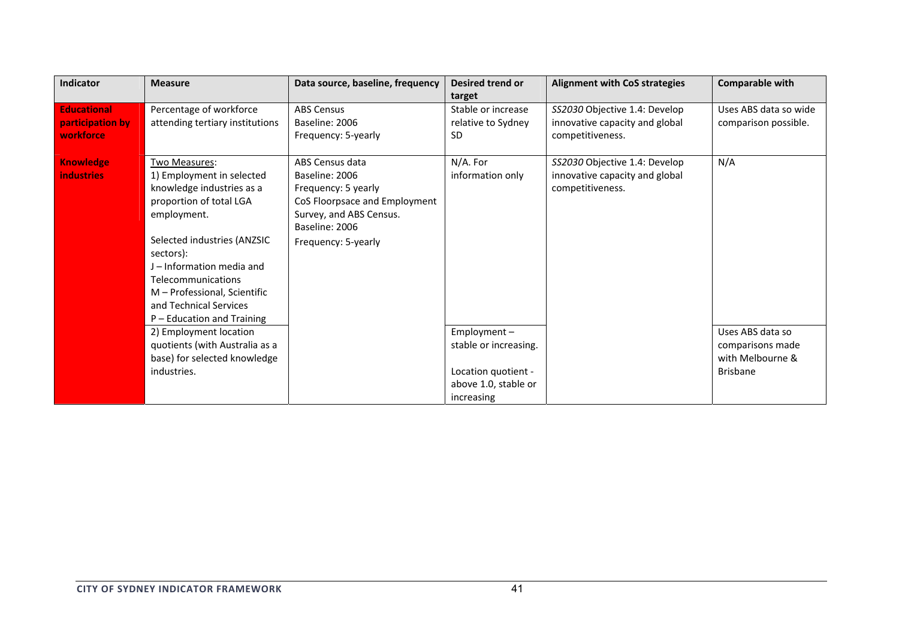| Indicator | Measure | Data source, baseline, frequency | Desired trend or target | Alignment with CoS strategies | Comparable with |
|---|---|---|---|---|---|
| **Educational participation by workforce** | Percentage of workforce attending tertiary institutions | ABS Census<br>Baseline: 2006<br>Frequency: 5-yearly | Stable or increase relative to Sydney SD | *SS2030* Objective 1.4: Develop innovative capacity and global competitiveness. | Uses ABS data so wide comparison possible. |
| **Knowledge industries** | Two Measures:<br>1) Employment in selected knowledge industries as a proportion of total LGA employment.<br><br>Selected industries (ANZSIC sectors):<br>J – Information media and Telecommunications<br>M – Professional, Scientific and Technical Services<br>P – Education and Training | ABS Census data<br>Baseline: 2006<br>Frequency: 5 yearly<br>CoS Floorpsace and Employment Survey, and ABS Census.<br>Baseline: 2006<br>Frequency: 5-yearly | N/A. For information only | *SS2030* Objective 1.4: Develop innovative capacity and global competitiveness. | N/A |
| | 2) Employment location quotients (with Australia as a base) for selected knowledge industries. | | Employment – stable or increasing.<br><br>Location quotient - above 1.0, stable or increasing | | Uses ABS data so comparisons made with Melbourne & Brisbane |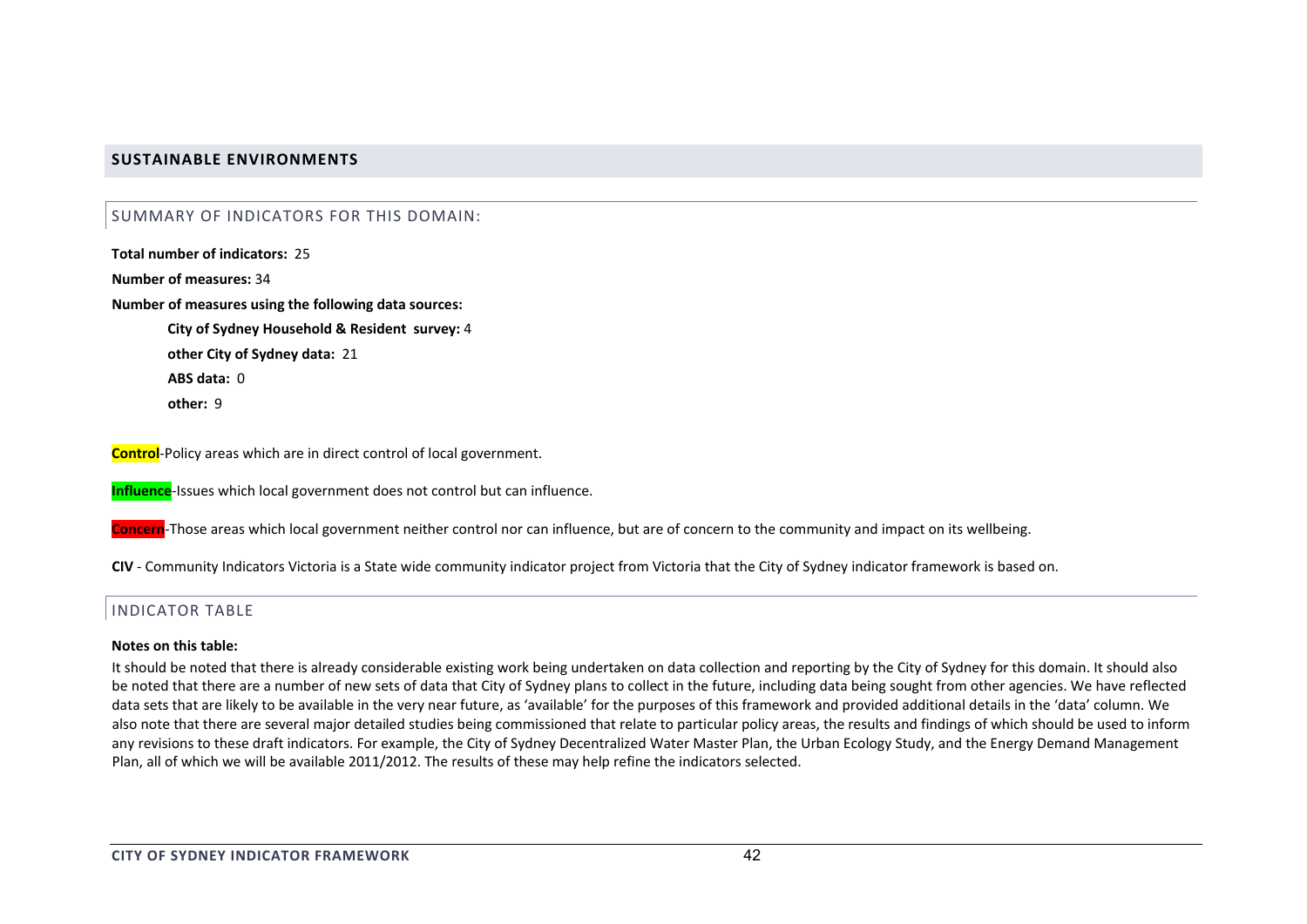# SUSTAINABLE ENVIRONMENTS

## SUMMARY OF INDICATORS FOR THIS DOMAIN:

**Total number of indicators:** 25

**Number of measures:** 34

**Number of measures using the following data sources:**

- **City of Sydney Household & Resident survey:** 4
- **other City of Sydney data:** 21
- **ABS data:** 0
- **other:** 9

**Control**-Policy areas which are in direct control of local government.

**Influence**-Issues which local government does not control but can influence.

**Concern**-Those areas which local government neither control nor can influence, but are of concern to the community and impact on its wellbeing.

**CIV** - Community Indicators Victoria is a State wide community indicator project from Victoria that the City of Sydney indicator framework is based on.

## INDICATOR TABLE

**Notes on this table:**

It should be noted that there is already considerable existing work being undertaken on data collection and reporting by the City of Sydney for this domain. It should also be noted that there are a number of new sets of data that City of Sydney plans to collect in the future, including data being sought from other agencies. We have reflected data sets that are likely to be available in the very near future, as 'available' for the purposes of this framework and provided additional details in the 'data' column. We also note that there are several major detailed studies being commissioned that relate to particular policy areas, the results and findings of which should be used to inform any revisions to these draft indicators. For example, the City of Sydney Decentralized Water Master Plan, the Urban Ecology Study, and the Energy Demand Management Plan, all of which we will be available 2011/2012. The results of these may help refine the indicators selected.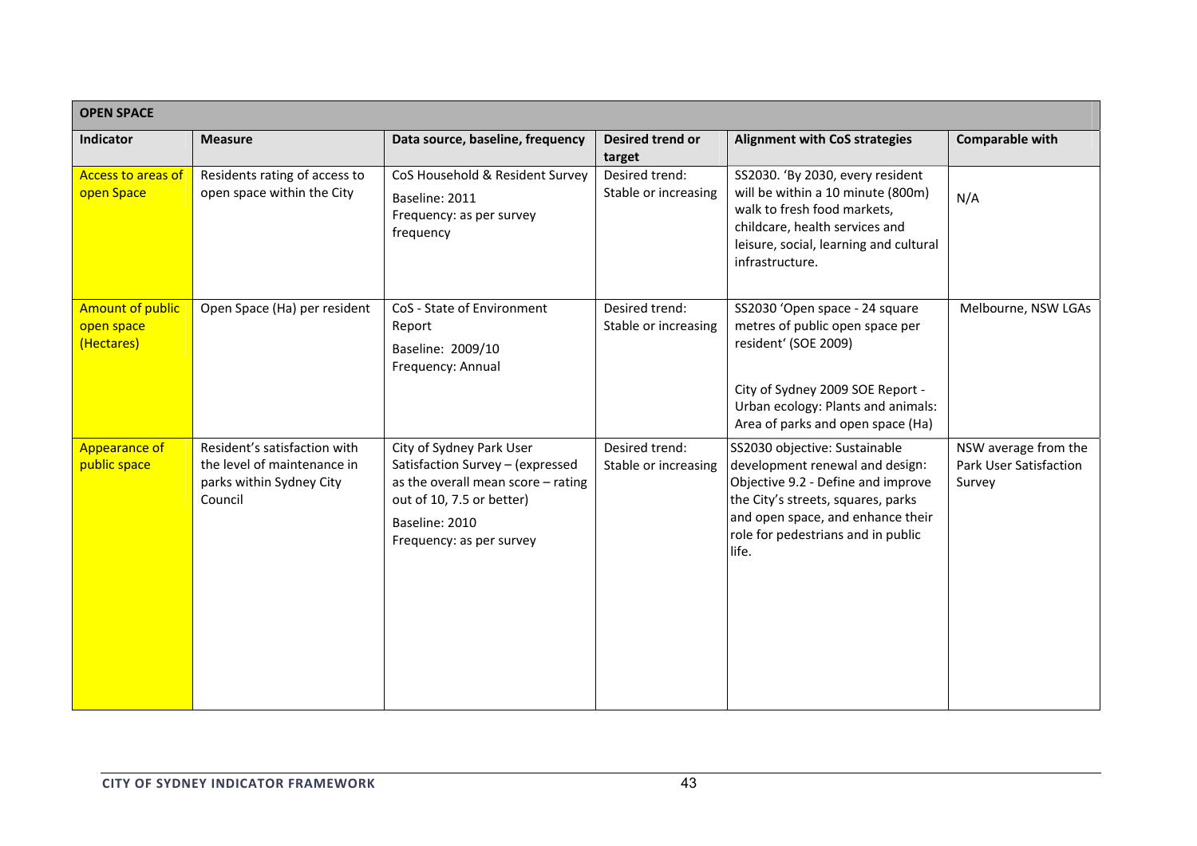| OPEN SPACE | | | | | |
|---|---|---|---|---|---|
| **Indicator** | **Measure** | **Data source, baseline, frequency** | **Desired trend or target** | **Alignment with CoS strategies** | **Comparable with** |
| Access to areas of open Space | Residents rating of access to open space within the City | CoS Household & Resident Survey<br>Baseline: 2011<br>Frequency: as per survey frequency | Desired trend: Stable or increasing | SS2030. 'By 2030, every resident will be within a 10 minute (800m) walk to fresh food markets, childcare, health services and leisure, social, learning and cultural infrastructure. | N/A |
| Amount of public open space (Hectares) | Open Space (Ha) per resident | CoS - State of Environment Report<br>Baseline: 2009/10<br>Frequency: Annual | Desired trend: Stable or increasing | SS2030 'Open space - 24 square metres of public open space per resident' (SOE 2009)<br><br>City of Sydney 2009 SOE Report - Urban ecology: Plants and animals: Area of parks and open space (Ha) | Melbourne, NSW LGAs |
| Appearance of public space | Resident's satisfaction with the level of maintenance in parks within Sydney City Council | City of Sydney Park User Satisfaction Survey – (expressed as the overall mean score – rating out of 10, 7.5 or better)<br>Baseline: 2010<br>Frequency: as per survey | Desired trend: Stable or increasing | SS2030 objective: Sustainable development renewal and design: Objective 9.2 - Define and improve the City's streets, squares, parks and open space, and enhance their role for pedestrians and in public life. | NSW average from the Park User Satisfaction Survey |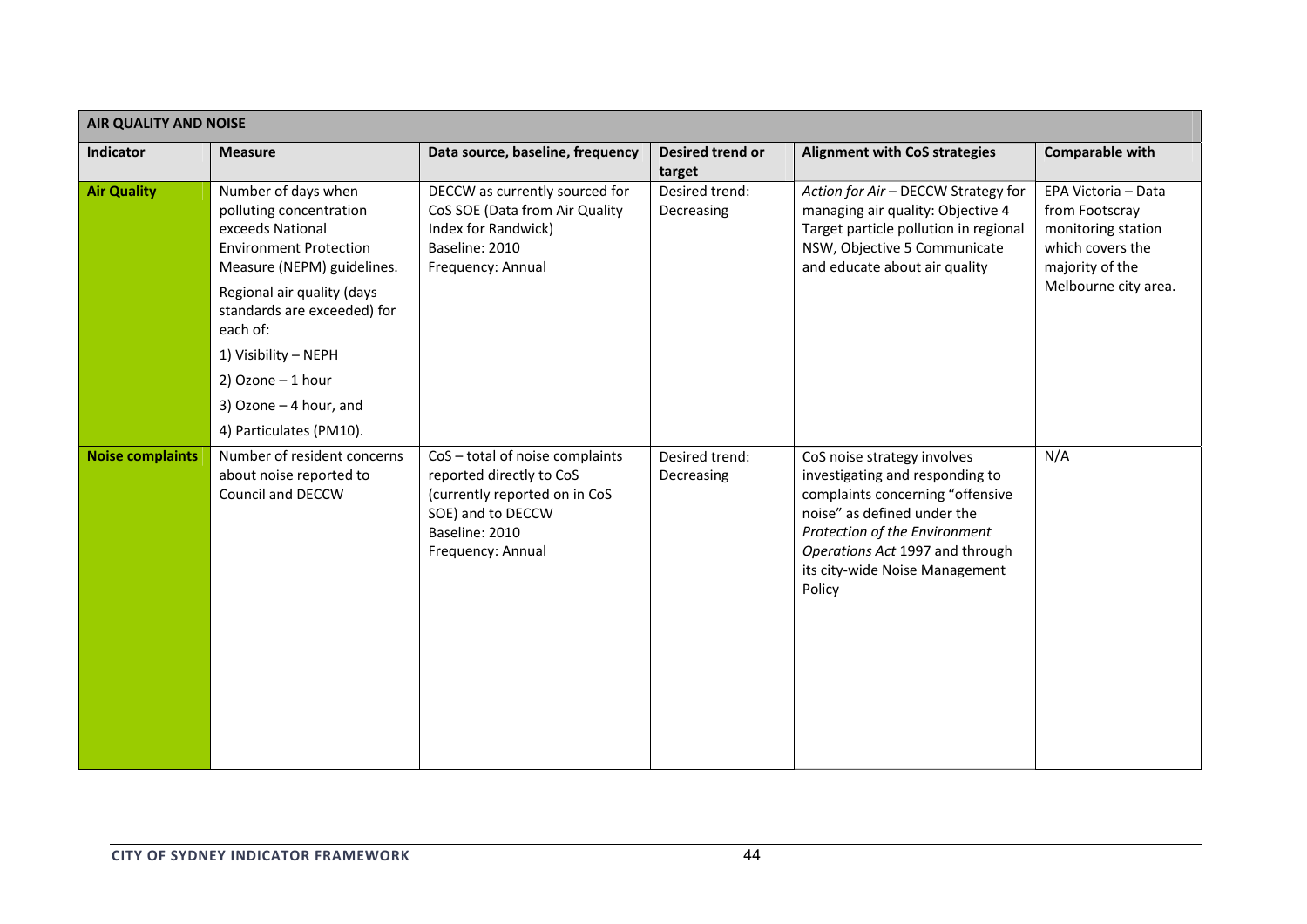| AIR QUALITY AND NOISE | | | | | |
|---|---|---|---|---|---|
| **Indicator** | **Measure** | **Data source, baseline, frequency** | **Desired trend or target** | **Alignment with CoS strategies** | **Comparable with** |
| **Air Quality** | Number of days when polluting concentration exceeds National Environment Protection Measure (NEPM) guidelines.<br><br>Regional air quality (days standards are exceeded) for each of:<br><br>1) Visibility – NEPH<br><br>2) Ozone – 1 hour<br><br>3) Ozone – 4 hour, and<br><br>4) Particulates (PM10). | DECCW as currently sourced for CoS SOE (Data from Air Quality Index for Randwick)<br>Baseline: 2010<br>Frequency: Annual | Desired trend: Decreasing | *Action for Air* – DECCW Strategy for managing air quality: Objective 4 Target particle pollution in regional NSW, Objective 5 Communicate and educate about air quality | EPA Victoria – Data from Footscray monitoring station which covers the majority of the Melbourne city area. |
| **Noise complaints** | Number of resident concerns about noise reported to Council and DECCW | CoS – total of noise complaints reported directly to CoS (currently reported on in CoS SOE) and to DECCW<br>Baseline: 2010<br>Frequency: Annual | Desired trend: Decreasing | CoS noise strategy involves investigating and responding to complaints concerning "offensive noise" as defined under the *Protection of the Environment Operations Act* 1997 and through its city-wide Noise Management Policy | N/A |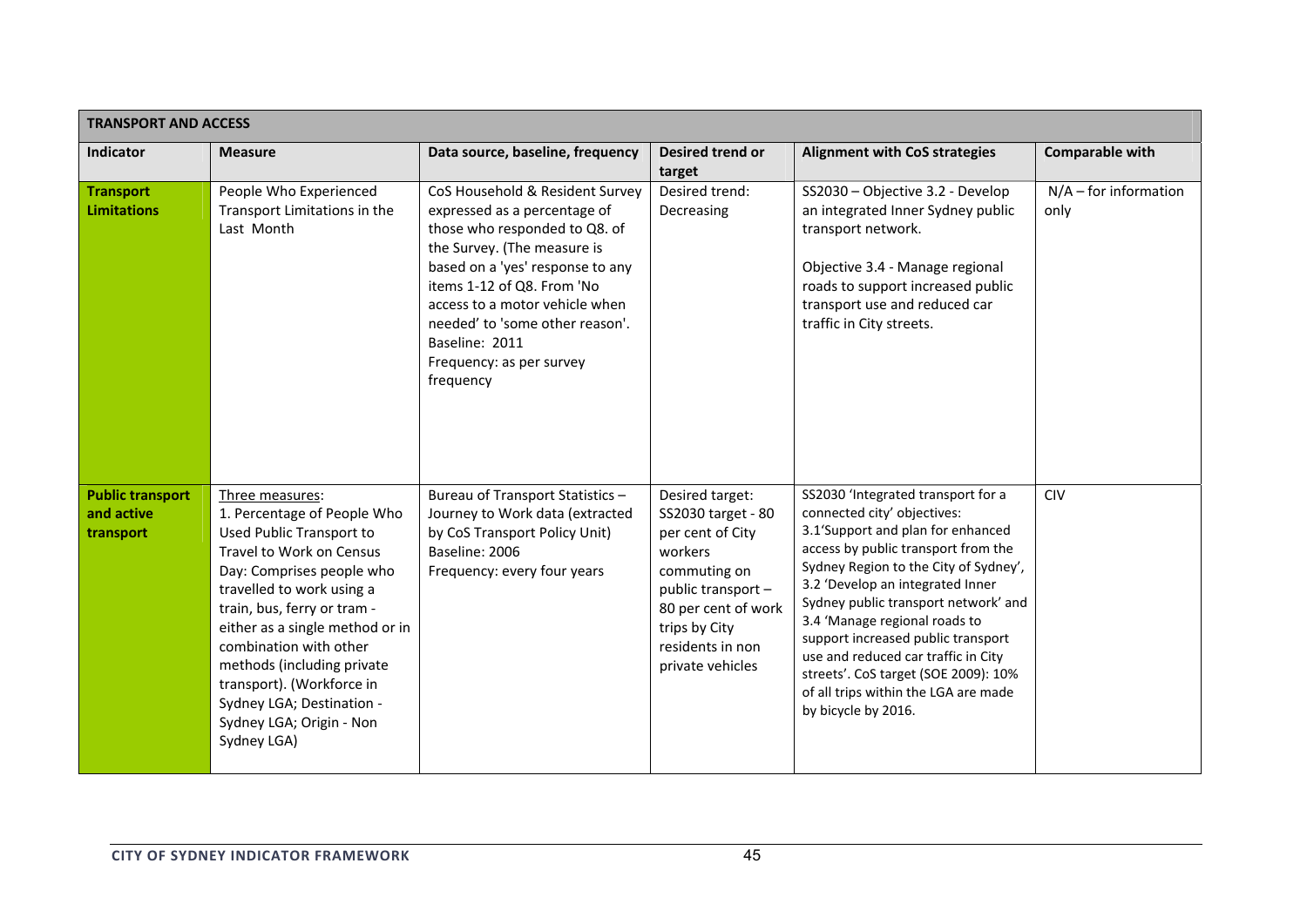| TRANSPORT AND ACCESS | | | | | |
|---|---|---|---|---|---|
| **Indicator** | **Measure** | **Data source, baseline, frequency** | **Desired trend or target** | **Alignment with CoS strategies** | **Comparable with** |
| **Transport Limitations** | People Who Experienced Transport Limitations in the Last Month | CoS Household & Resident Survey expressed as a percentage of those who responded to Q8. of the Survey. (The measure is based on a 'yes' response to any items 1-12 of Q8. From 'No access to a motor vehicle when needed' to 'some other reason'. Baseline: 2011 Frequency: as per survey frequency | Desired trend: Decreasing | SS2030 – Objective 3.2 - Develop an integrated Inner Sydney public transport network. Objective 3.4 - Manage regional roads to support increased public transport use and reduced car traffic in City streets. | N/A – for information only |
| **Public transport and active transport** | Three measures: 1. Percentage of People Who Used Public Transport to Travel to Work on Census Day: Comprises people who travelled to work using a train, bus, ferry or tram - either as a single method or in combination with other methods (including private transport). (Workforce in Sydney LGA; Destination - Sydney LGA; Origin - Non Sydney LGA) | Bureau of Transport Statistics – Journey to Work data (extracted by CoS Transport Policy Unit) Baseline: 2006 Frequency: every four years | Desired target: SS2030 target - 80 per cent of City workers commuting on public transport – 80 per cent of work trips by City residents in non private vehicles | SS2030 'Integrated transport for a connected city' objectives: 3.1'Support and plan for enhanced access by public transport from the Sydney Region to the City of Sydney', 3.2 'Develop an integrated Inner Sydney public transport network' and 3.4 'Manage regional roads to support increased public transport use and reduced car traffic in City streets'. CoS target (SOE 2009): 10% of all trips within the LGA are made by bicycle by 2016. | CIV |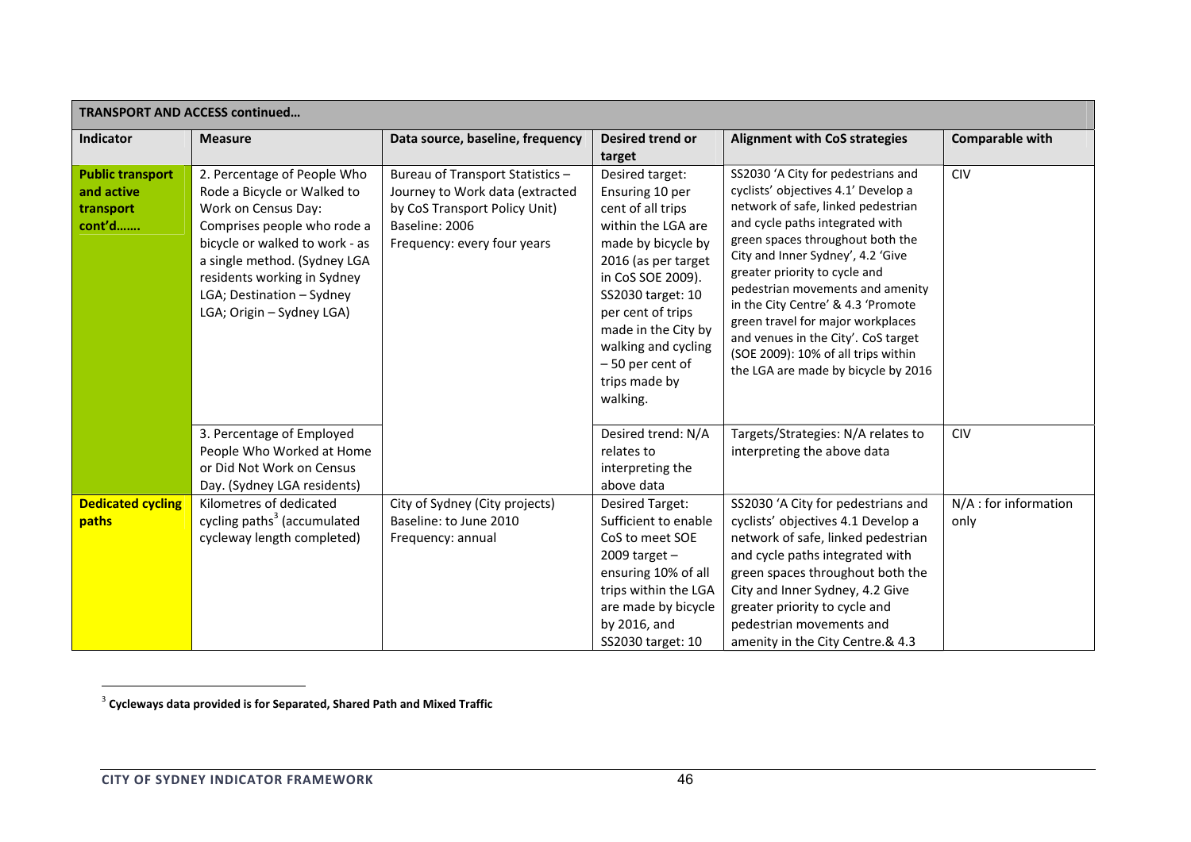| TRANSPORT AND ACCESS continued… | | | | | |
|---|---|---|---|---|---|
| **Indicator** | **Measure** | **Data source, baseline, frequency** | **Desired trend or target** | **Alignment with CoS strategies** | **Comparable with** |
| **Public transport and active transport cont'd…….** | 2. Percentage of People Who Rode a Bicycle or Walked to Work on Census Day: Comprises people who rode a bicycle or walked to work - as a single method. (Sydney LGA residents working in Sydney LGA; Destination – Sydney LGA; Origin – Sydney LGA) | Bureau of Transport Statistics – Journey to Work data (extracted by CoS Transport Policy Unit) Baseline: 2006 Frequency: every four years | Desired target: Ensuring 10 per cent of all trips within the LGA are made by bicycle by 2016 (as per target in CoS SOE 2009). SS2030 target: 10 per cent of trips made in the City by walking and cycling – 50 per cent of trips made by walking. | SS2030 'A City for pedestrians and cyclists' objectives 4.1' Develop a network of safe, linked pedestrian and cycle paths integrated with green spaces throughout both the City and Inner Sydney', 4.2 'Give greater priority to cycle and pedestrian movements and amenity in the City Centre' & 4.3 'Promote green travel for major workplaces and venues in the City'. CoS target (SOE 2009): 10% of all trips within the LGA are made by bicycle by 2016 | CIV |
| | 3. Percentage of Employed People Who Worked at Home or Did Not Work on Census Day. (Sydney LGA residents) | | Desired trend: N/A relates to interpreting the above data | Targets/Strategies: N/A relates to interpreting the above data | CIV |
| **Dedicated cycling paths** | Kilometres of dedicated cycling paths[3] (accumulated cycleway length completed) | City of Sydney (City projects) Baseline: to June 2010 Frequency: annual | Desired Target: Sufficient to enable CoS to meet SOE 2009 target – ensuring 10% of all trips within the LGA are made by bicycle by 2016, and SS2030 target: 10 | SS2030 'A City for pedestrians and cyclists' objectives 4.1 Develop a network of safe, linked pedestrian and cycle paths integrated with green spaces throughout both the City and Inner Sydney, 4.2 Give greater priority to cycle and pedestrian movements and amenity in the City Centre.& 4.3 | N/A : for information only |

[3] **Cycleways data provided is for Separated, Shared Path and Mixed Traffic**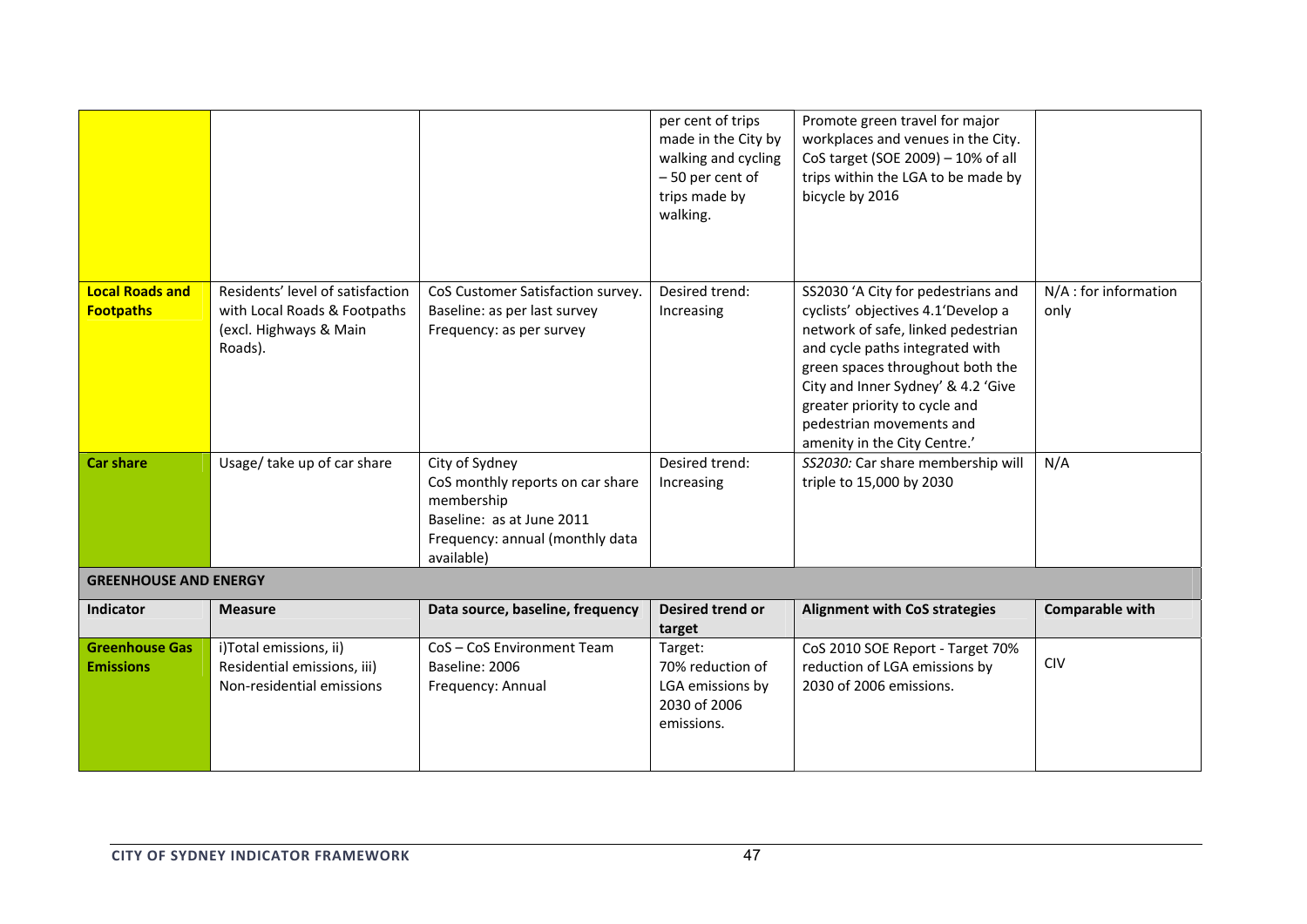| | | | per cent of trips made in the City by walking and cycling – 50 per cent of trips made by walking. | Promote green travel for major workplaces and venues in the City. CoS target (SOE 2009) – 10% of all trips within the LGA to be made by bicycle by 2016 | |
|---|---|---|---|---|---|
| **Local Roads and Footpaths** | Residents' level of satisfaction with Local Roads & Footpaths (excl. Highways & Main Roads). | CoS Customer Satisfaction survey. Baseline: as per last survey Frequency: as per survey | Desired trend: Increasing | SS2030 'A City for pedestrians and cyclists' objectives 4.1'Develop a network of safe, linked pedestrian and cycle paths integrated with green spaces throughout both the City and Inner Sydney' & 4.2 'Give greater priority to cycle and pedestrian movements and amenity in the City Centre.' | N/A : for information only |
| **Car share** | Usage/ take up of car share | City of Sydney CoS monthly reports on car share membership Baseline: as at June 2011 Frequency: annual (monthly data available) | Desired trend: Increasing | *SS2030:* Car share membership will triple to 15,000 by 2030 | N/A |

**GREENHOUSE AND ENERGY**

| Indicator | Measure | Data source, baseline, frequency | Desired trend or target | Alignment with CoS strategies | Comparable with |
|---|---|---|---|---|---|
| **Greenhouse Gas Emissions** | i)Total emissions, ii) Residential emissions, iii) Non-residential emissions | CoS – CoS Environment Team Baseline: 2006 Frequency: Annual | Target: 70% reduction of LGA emissions by 2030 of 2006 emissions. | CoS 2010 SOE Report - Target 70% reduction of LGA emissions by 2030 of 2006 emissions. | CIV |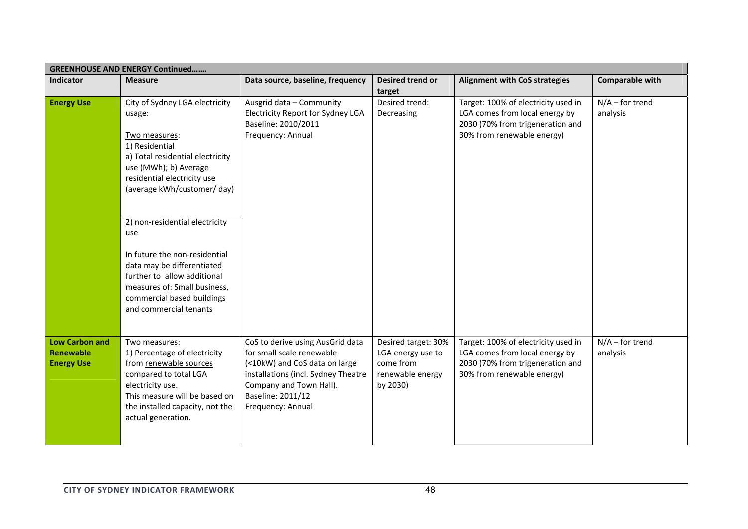| GREENHOUSE AND ENERGY Continued……. | | | | | |
|---|---|---|---|---|---|
| **Indicator** | **Measure** | **Data source, baseline, frequency** | **Desired trend or target** | **Alignment with CoS strategies** | **Comparable with** |
| **Energy Use** | City of Sydney LGA electricity usage:<br><br>Two measures:<br>1) Residential<br>a) Total residential electricity use (MWh); b) Average residential electricity use (average kWh/customer/ day)<br><br>2) non-residential electricity use<br><br>In future the non-residential data may be differentiated further to allow additional measures of: Small business, commercial based buildings and commercial tenants | Ausgrid data – Community Electricity Report for Sydney LGA<br>Baseline: 2010/2011<br>Frequency: Annual | Desired trend: Decreasing | Target: 100% of electricity used in LGA comes from local energy by 2030 (70% from trigeneration and 30% from renewable energy) | N/A – for trend analysis |
| **Low Carbon and Renewable Energy Use** | Two measures:<br>1) Percentage of electricity from renewable sources compared to total LGA electricity use.<br>This measure will be based on the installed capacity, not the actual generation. | CoS to derive using AusGrid data for small scale renewable (<10kW) and CoS data on large installations (incl. Sydney Theatre Company and Town Hall).<br>Baseline: 2011/12<br>Frequency: Annual | Desired target: 30% LGA energy use to come from renewable energy by 2030) | Target: 100% of electricity used in LGA comes from local energy by 2030 (70% from trigeneration and 30% from renewable energy) | N/A – for trend analysis |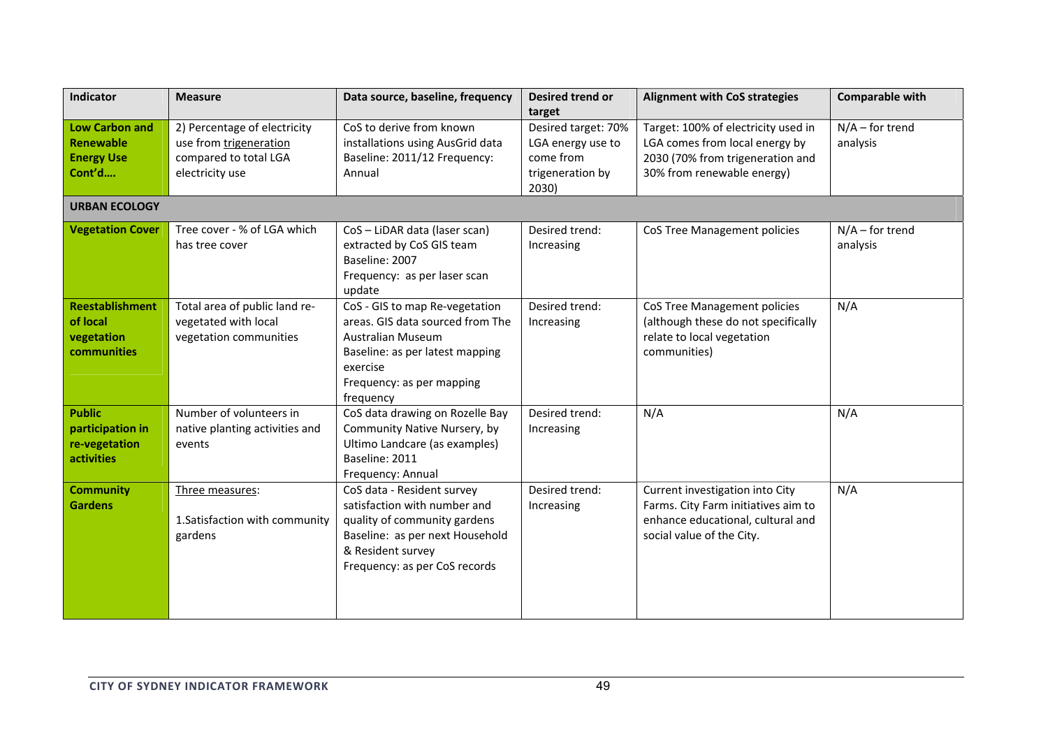| Indicator | Measure | Data source, baseline, frequency | Desired trend or target | Alignment with CoS strategies | Comparable with |
|---|---|---|---|---|---|
| **Low Carbon and Renewable Energy Use Cont'd….** | 2) Percentage of electricity use from trigeneration compared to total LGA electricity use | CoS to derive from known installations using AusGrid data Baseline: 2011/12 Frequency: Annual | Desired target: 70% LGA energy use to come from trigeneration by 2030) | Target: 100% of electricity used in LGA comes from local energy by 2030 (70% from trigeneration and 30% from renewable energy) | N/A – for trend analysis |
| **URBAN ECOLOGY** | | | | | |
| **Vegetation Cover** | Tree cover - % of LGA which has tree cover | CoS – LiDAR data (laser scan) extracted by CoS GIS team Baseline: 2007 Frequency: as per laser scan update | Desired trend: Increasing | CoS Tree Management policies | N/A – for trend analysis |
| **Reestablishment of local vegetation communities** | Total area of public land re-vegetated with local vegetation communities | CoS - GIS to map Re-vegetation areas. GIS data sourced from The Australian Museum Baseline: as per latest mapping exercise Frequency: as per mapping frequency | Desired trend: Increasing | CoS Tree Management policies (although these do not specifically relate to local vegetation communities) | N/A |
| **Public participation in re-vegetation activities** | Number of volunteers in native planting activities and events | CoS data drawing on Rozelle Bay Community Native Nursery, by Ultimo Landcare (as examples) Baseline: 2011 Frequency: Annual | Desired trend: Increasing | N/A | N/A |
| **Community Gardens** | Three measures:<br><br>1.Satisfaction with community gardens | CoS data - Resident survey satisfaction with number and quality of community gardens Baseline: as per next Household & Resident survey Frequency: as per CoS records | Desired trend: Increasing | Current investigation into City Farms. City Farm initiatives aim to enhance educational, cultural and social value of the City. | N/A |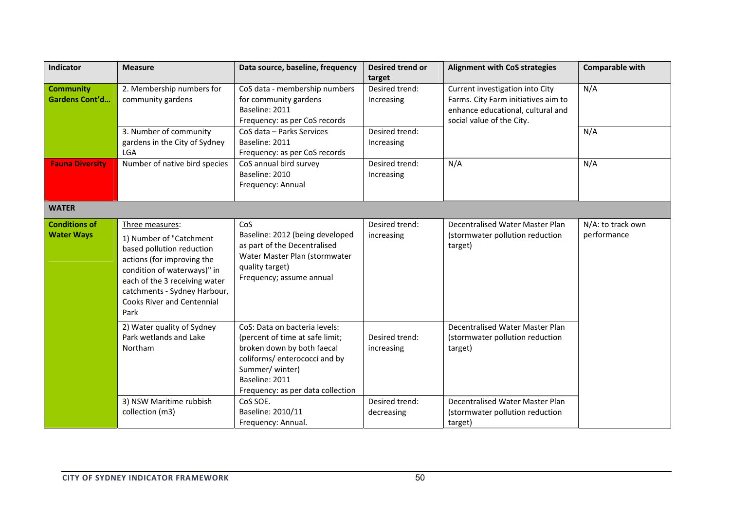| Indicator | Measure | Data source, baseline, frequency | Desired trend or target | Alignment with CoS strategies | Comparable with |
|---|---|---|---|---|---|
| **Community Gardens Cont'd…** | 2. Membership numbers for community gardens | CoS data - membership numbers for community gardens<br>Baseline: 2011<br>Frequency: as per CoS records | Desired trend: Increasing | Current investigation into City Farms. City Farm initiatives aim to enhance educational, cultural and social value of the City. | N/A |
| | 3. Number of community gardens in the City of Sydney LGA | CoS data – Parks Services<br>Baseline: 2011<br>Frequency: as per CoS records | Desired trend: Increasing | | N/A |
| **Fauna Diversity** | Number of native bird species | CoS annual bird survey<br>Baseline: 2010<br>Frequency: Annual | Desired trend: Increasing | N/A | N/A |
| **WATER** | | | | | |
| **Conditions of Water Ways** | Three measures:<br>1) Number of "Catchment based pollution reduction actions (for improving the condition of waterways)" in each of the 3 receiving water catchments - Sydney Harbour, Cooks River and Centennial Park | CoS<br>Baseline: 2012 (being developed as part of the Decentralised Water Master Plan (stormwater quality target)<br>Frequency; assume annual | Desired trend: increasing | Decentralised Water Master Plan (stormwater pollution reduction target) | N/A: to track own performance |
| | 2) Water quality of Sydney Park wetlands and Lake Northam | CoS: Data on bacteria levels: (percent of time at safe limit; broken down by both faecal coliforms/ enterococci and by Summer/ winter)<br>Baseline: 2011<br>Frequency: as per data collection | Desired trend: increasing | Decentralised Water Master Plan (stormwater pollution reduction target) | |
| | 3) NSW Maritime rubbish collection (m3) | CoS SOE.<br>Baseline: 2010/11<br>Frequency: Annual. | Desired trend: decreasing | Decentralised Water Master Plan (stormwater pollution reduction target) | |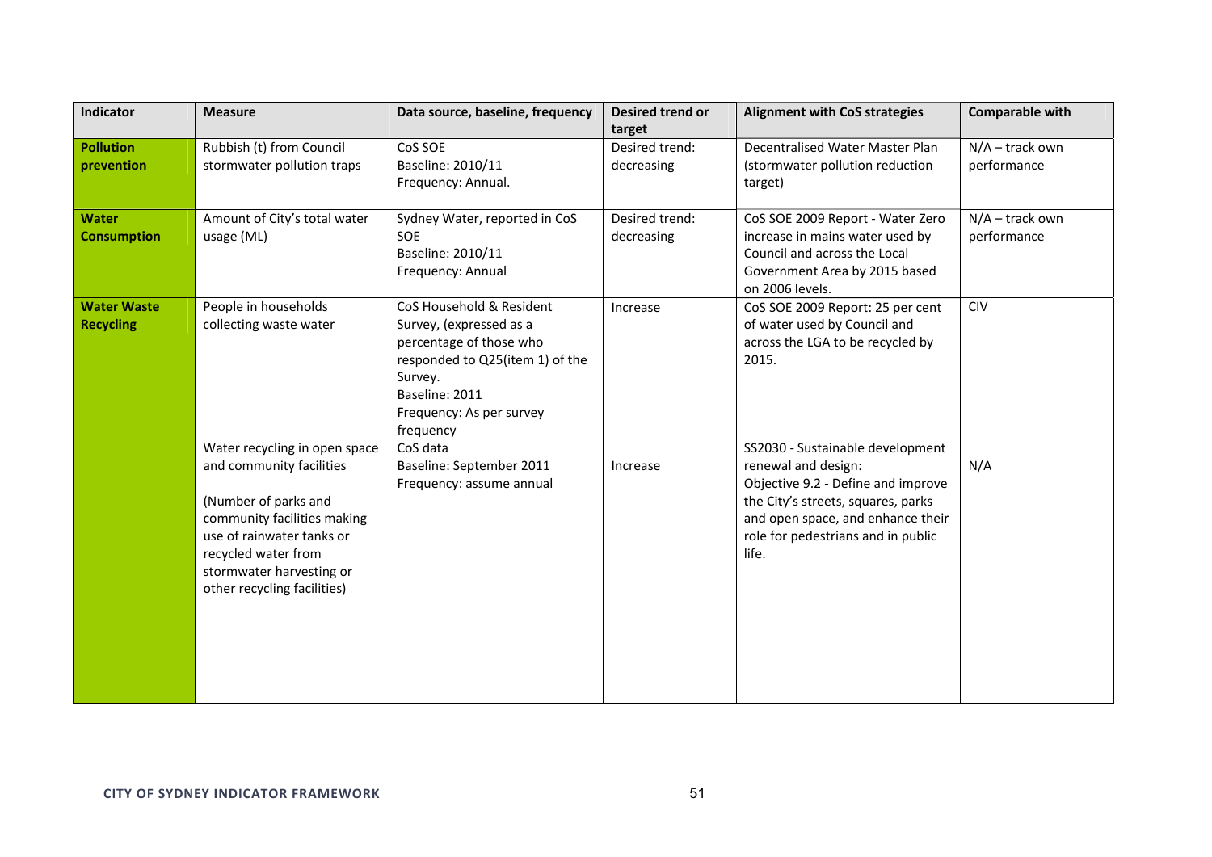| Indicator | Measure | Data source, baseline, frequency | Desired trend or target | Alignment with CoS strategies | Comparable with |
|---|---|---|---|---|---|
| **Pollution prevention** | Rubbish (t) from Council stormwater pollution traps | CoS SOE<br>Baseline: 2010/11<br>Frequency: Annual. | Desired trend: decreasing | Decentralised Water Master Plan (stormwater pollution reduction target) | N/A – track own performance |
| **Water Consumption** | Amount of City's total water usage (ML) | Sydney Water, reported in CoS SOE<br>Baseline: 2010/11<br>Frequency: Annual | Desired trend: decreasing | CoS SOE 2009 Report - Water Zero increase in mains water used by Council and across the Local Government Area by 2015 based on 2006 levels. | N/A – track own performance |
| **Water Waste Recycling** | People in households collecting waste water | CoS Household & Resident Survey, (expressed as a percentage of those who responded to Q25(item 1) of the Survey.<br>Baseline: 2011<br>Frequency: As per survey frequency | Increase | CoS SOE 2009 Report: 25 per cent of water used by Council and across the LGA to be recycled by 2015. | CIV |
| | Water recycling in open space and community facilities<br><br>(Number of parks and community facilities making use of rainwater tanks or recycled water from stormwater harvesting or other recycling facilities) | CoS data<br>Baseline: September 2011<br>Frequency: assume annual | Increase | SS2030 - Sustainable development renewal and design:<br>Objective 9.2 - Define and improve the City's streets, squares, parks and open space, and enhance their role for pedestrians and in public life. | N/A |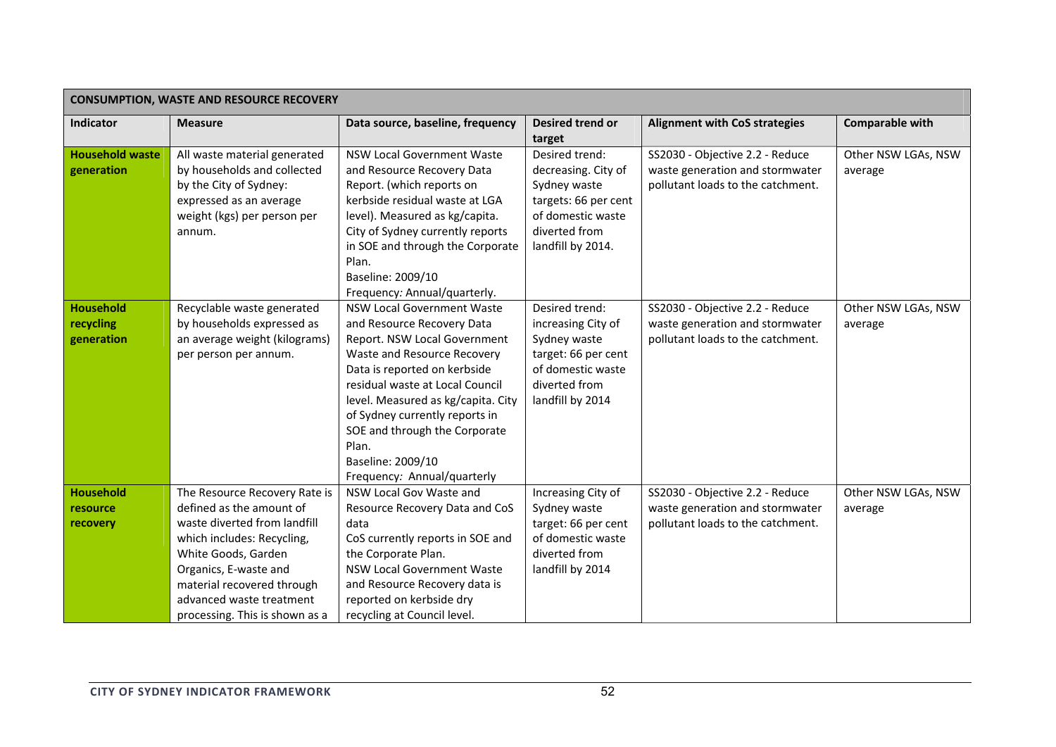| CONSUMPTION, WASTE AND RESOURCE RECOVERY | | | | | |
|---|---|---|---|---|---|
| **Indicator** | **Measure** | **Data source, baseline, frequency** | **Desired trend or target** | **Alignment with CoS strategies** | **Comparable with** |
| **Household waste generation** | All waste material generated by households and collected by the City of Sydney: expressed as an average weight (kgs) per person per annum. | NSW Local Government Waste and Resource Recovery Data Report. (which reports on kerbside residual waste at LGA level). Measured as kg/capita. City of Sydney currently reports in SOE and through the Corporate Plan.<br>Baseline: 2009/10<br>Frequency: Annual/quarterly. | Desired trend: decreasing. City of Sydney waste targets: 66 per cent of domestic waste diverted from landfill by 2014. | SS2030 - Objective 2.2 - Reduce waste generation and stormwater pollutant loads to the catchment. | Other NSW LGAs, NSW average |
| **Household recycling generation** | Recyclable waste generated by households expressed as an average weight (kilograms) per person per annum. | NSW Local Government Waste and Resource Recovery Data Report. NSW Local Government Waste and Resource Recovery Data is reported on kerbside residual waste at Local Council level. Measured as kg/capita. City of Sydney currently reports in SOE and through the Corporate Plan.<br>Baseline: 2009/10<br>Frequency: Annual/quarterly | Desired trend: increasing City of Sydney waste target: 66 per cent of domestic waste diverted from landfill by 2014 | SS2030 - Objective 2.2 - Reduce waste generation and stormwater pollutant loads to the catchment. | Other NSW LGAs, NSW average |
| **Household resource recovery** | The Resource Recovery Rate is defined as the amount of waste diverted from landfill which includes: Recycling, White Goods, Garden Organics, E-waste and material recovered through advanced waste treatment processing. This is shown as a | NSW Local Gov Waste and Resource Recovery Data and CoS data<br>CoS currently reports in SOE and the Corporate Plan.<br>NSW Local Government Waste and Resource Recovery data is reported on kerbside dry recycling at Council level. | Increasing City of Sydney waste target: 66 per cent of domestic waste diverted from landfill by 2014 | SS2030 - Objective 2.2 - Reduce waste generation and stormwater pollutant loads to the catchment. | Other NSW LGAs, NSW average |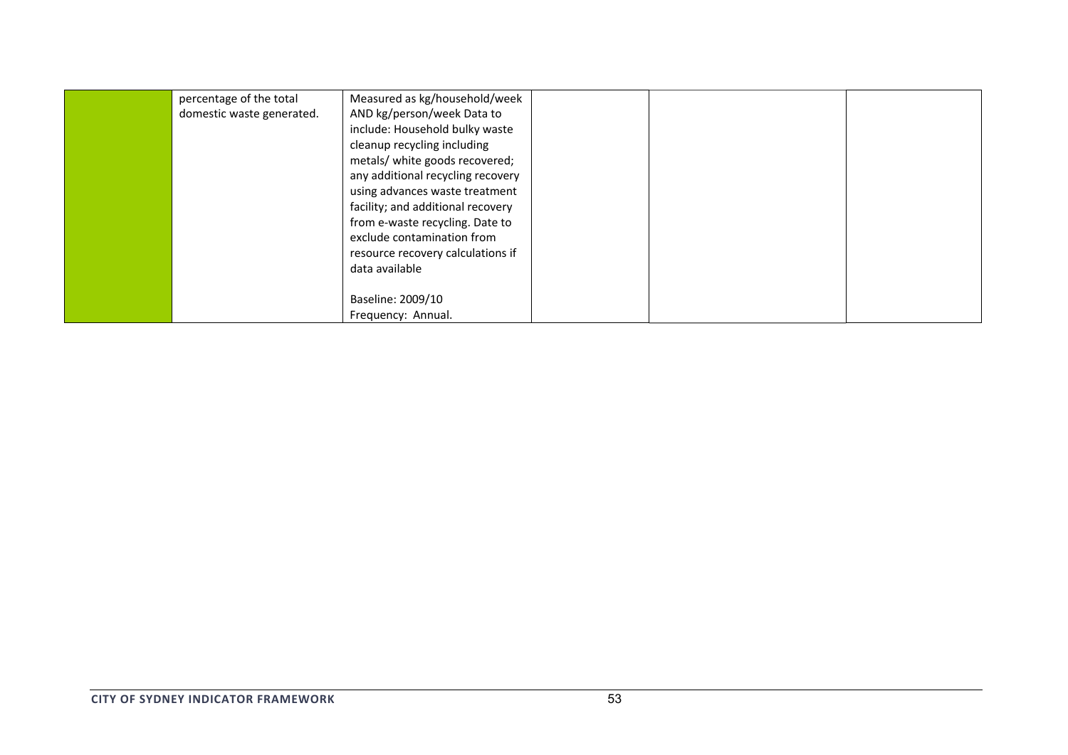| | | | | | |
|---|---|---|---|---|---|
| | percentage of the total domestic waste generated. | Measured as kg/household/week AND kg/person/week Data to include: Household bulky waste cleanup recycling including metals/ white goods recovered; any additional recycling recovery using advances waste treatment facility; and additional recovery from e-waste recycling. Date to exclude contamination from resource recovery calculations if data available<br><br>Baseline: 2009/10<br>Frequency: Annual. | | | |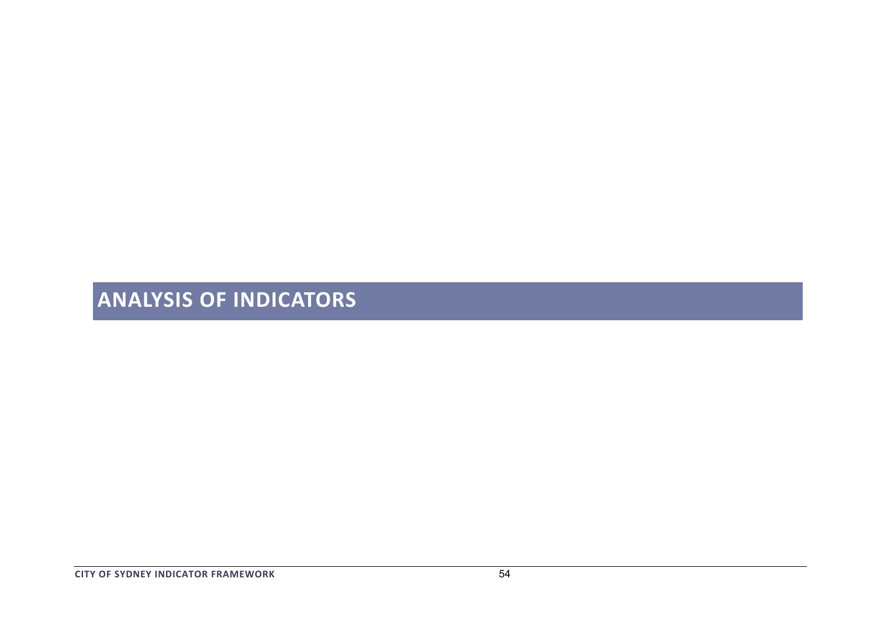# ANALYSIS OF INDICATORS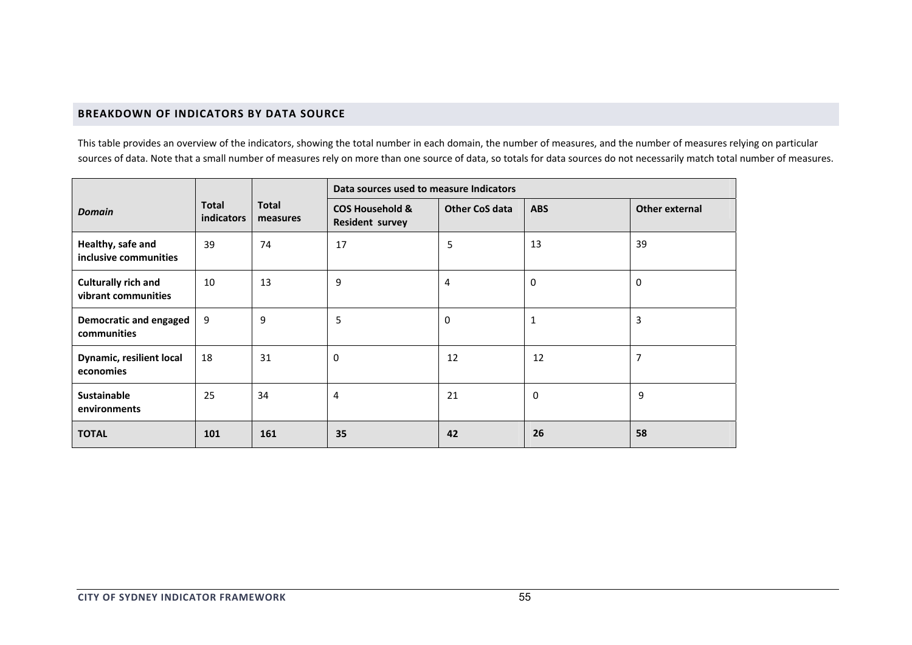## BREAKDOWN OF INDICATORS BY DATA SOURCE

This table provides an overview of the indicators, showing the total number in each domain, the number of measures, and the number of measures relying on particular sources of data. Note that a small number of measures rely on more than one source of data, so totals for data sources do not necessarily match total number of measures.

| *Domain* | Total indicators | Total measures | Data sources used to measure Indicators | | | |
|---|---|---|---|---|---|---|
| | | | COS Household & Resident survey | Other CoS data | ABS | Other external |
| **Healthy, safe and inclusive communities** | 39 | 74 | 17 | 5 | 13 | 39 |
| **Culturally rich and vibrant communities** | 10 | 13 | 9 | 4 | 0 | 0 |
| **Democratic and engaged communities** | 9 | 9 | 5 | 0 | 1 | 3 |
| **Dynamic, resilient local economies** | 18 | 31 | 0 | 12 | 12 | 7 |
| **Sustainable environments** | 25 | 34 | 4 | 21 | 0 | 9 |
| **TOTAL** | **101** | **161** | **35** | **42** | **26** | **58** |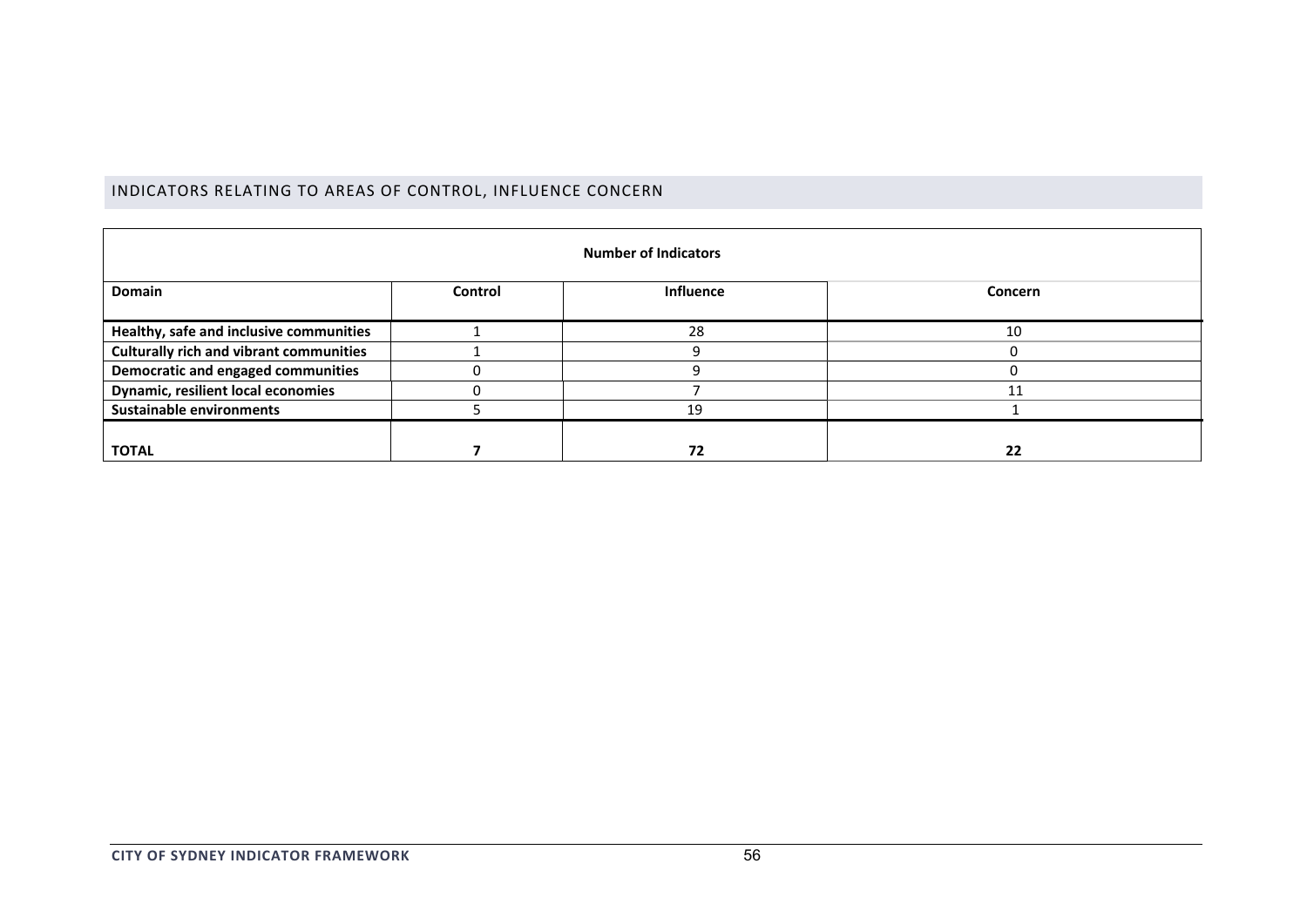## INDICATORS RELATING TO AREAS OF CONTROL, INFLUENCE CONCERN

| Number of Indicators | | | |
|---|---|---|---|
| **Domain** | **Control** | **Influence** | **Concern** |
| **Healthy, safe and inclusive communities** | 1 | 28 | 10 |
| **Culturally rich and vibrant communities** | 1 | 9 | 0 |
| **Democratic and engaged communities** | 0 | 9 | 0 |
| **Dynamic, resilient local economies** | 0 | 7 | 11 |
| **Sustainable environments** | 5 | 19 | 1 |
| **TOTAL** | **7** | **72** | **22** |